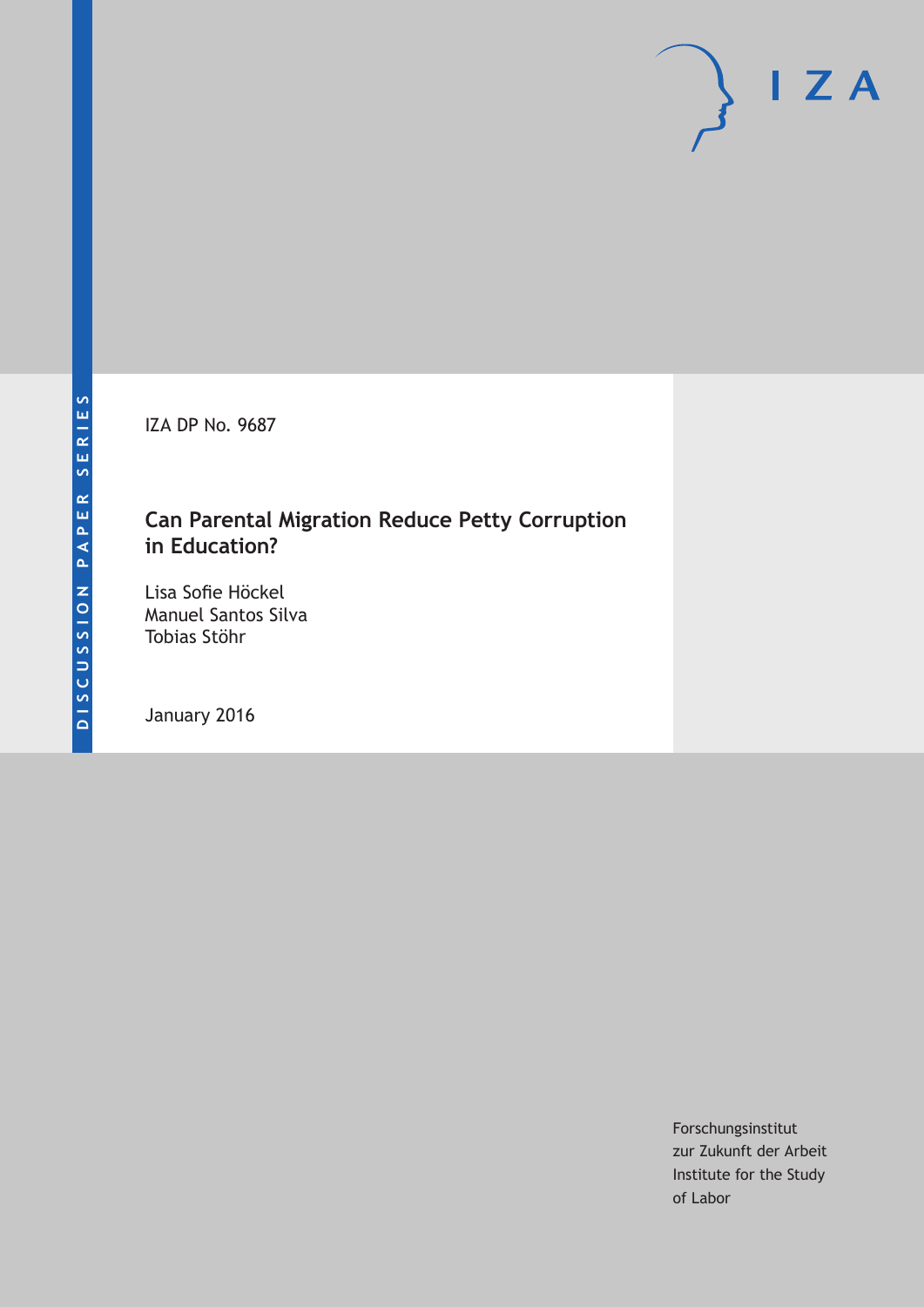DISCUSSION PAPER SERIES

IZA DP No. 9687

# Can Parental Migration Reduce Petty Corruption in Education?

Lisa Sofie Höckel
Manuel Santos Silva
Tobias Stöhr

January 2016

Forschungsinstitut
zur Zukunft der Arbeit
Institute for the Study
of Labor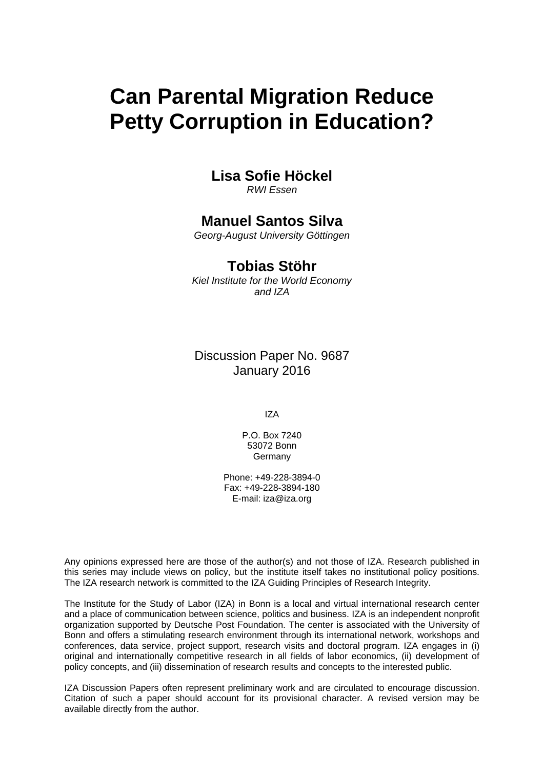# Can Parental Migration Reduce Petty Corruption in Education?

**Lisa Sofie Höckel**
*RWI Essen*

**Manuel Santos Silva**
*Georg-August University Göttingen*

**Tobias Stöhr**
*Kiel Institute for the World Economy and IZA*

Discussion Paper No. 9687
January 2016

IZA

P.O. Box 7240
53072 Bonn
Germany

Phone: +49-228-3894-0
Fax: +49-228-3894-180
E-mail: iza@iza.org

Any opinions expressed here are those of the author(s) and not those of IZA. Research published in this series may include views on policy, but the institute itself takes no institutional policy positions. The IZA research network is committed to the IZA Guiding Principles of Research Integrity.

The Institute for the Study of Labor (IZA) in Bonn is a local and virtual international research center and a place of communication between science, politics and business. IZA is an independent nonprofit organization supported by Deutsche Post Foundation. The center is associated with the University of Bonn and offers a stimulating research environment through its international network, workshops and conferences, data service, project support, research visits and doctoral program. IZA engages in (i) original and internationally competitive research in all fields of labor economics, (ii) development of policy concepts, and (iii) dissemination of research results and concepts to the interested public.

IZA Discussion Papers often represent preliminary work and are circulated to encourage discussion. Citation of such a paper should account for its provisional character. A revised version may be available directly from the author.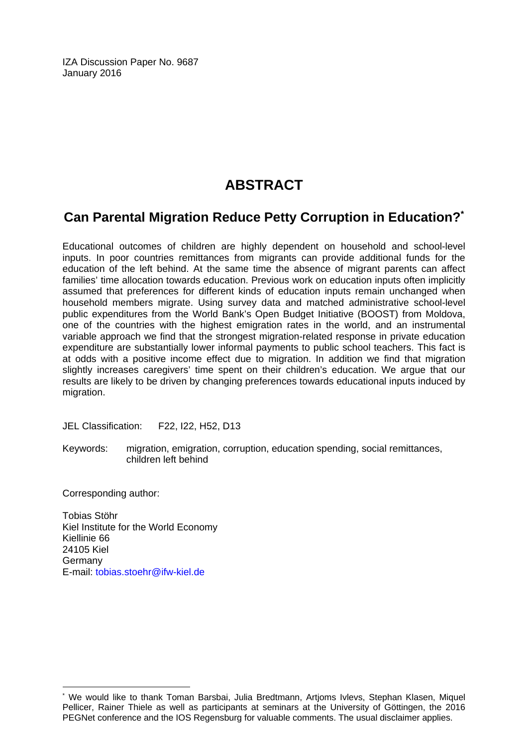IZA Discussion Paper No. 9687
January 2016

# ABSTRACT

## Can Parental Migration Reduce Petty Corruption in Education?*

Educational outcomes of children are highly dependent on household and school-level inputs. In poor countries remittances from migrants can provide additional funds for the education of the left behind. At the same time the absence of migrant parents can affect families' time allocation towards education. Previous work on education inputs often implicitly assumed that preferences for different kinds of education inputs remain unchanged when household members migrate. Using survey data and matched administrative school-level public expenditures from the World Bank's Open Budget Initiative (BOOST) from Moldova, one of the countries with the highest emigration rates in the world, and an instrumental variable approach we find that the strongest migration-related response in private education expenditure are substantially lower informal payments to public school teachers. This fact is at odds with a positive income effect due to migration. In addition we find that migration slightly increases caregivers' time spent on their children's education. We argue that our results are likely to be driven by changing preferences towards educational inputs induced by migration.

JEL Classification: F22, I22, H52, D13

Keywords: migration, emigration, corruption, education spending, social remittances, children left behind

Corresponding author:

Tobias Stöhr
Kiel Institute for the World Economy
Kiellinie 66
24105 Kiel
Germany
E-mail: tobias.stoehr@ifw-kiel.de

---

* We would like to thank Toman Barsbai, Julia Bredtmann, Artjoms Ivlevs, Stephan Klasen, Miquel Pellicer, Rainer Thiele as well as participants at seminars at the University of Göttingen, the 2016 PEGNet conference and the IOS Regensburg for valuable comments. The usual disclaimer applies.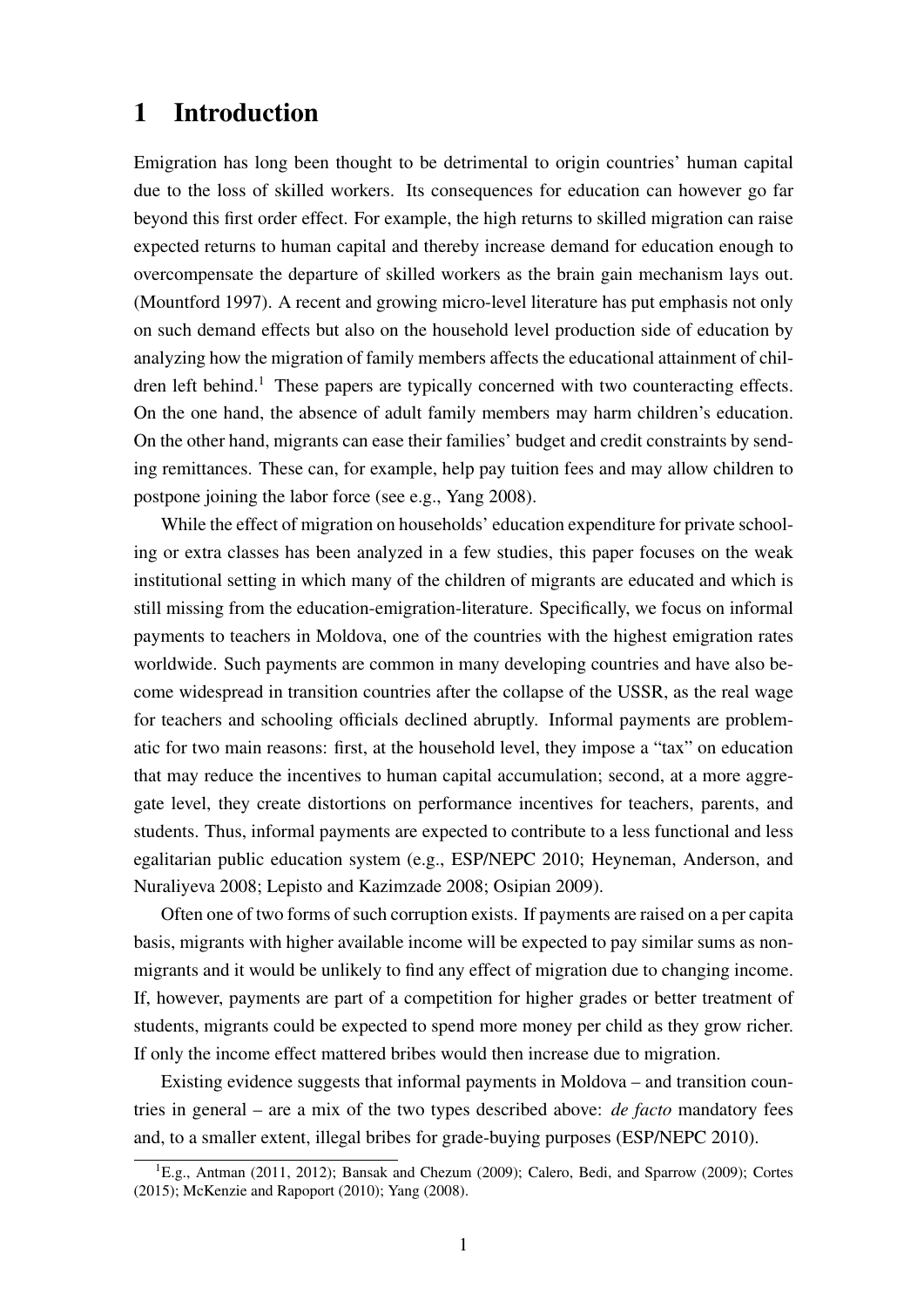# 1 Introduction

Emigration has long been thought to be detrimental to origin countries' human capital due to the loss of skilled workers. Its consequences for education can however go far beyond this first order effect. For example, the high returns to skilled migration can raise expected returns to human capital and thereby increase demand for education enough to overcompensate the departure of skilled workers as the brain gain mechanism lays out. (Mountford 1997). A recent and growing micro-level literature has put emphasis not only on such demand effects but also on the household level production side of education by analyzing how the migration of family members affects the educational attainment of children left behind.[1] These papers are typically concerned with two counteracting effects. On the one hand, the absence of adult family members may harm children's education. On the other hand, migrants can ease their families' budget and credit constraints by sending remittances. These can, for example, help pay tuition fees and may allow children to postpone joining the labor force (see e.g., Yang 2008).

While the effect of migration on households' education expenditure for private schooling or extra classes has been analyzed in a few studies, this paper focuses on the weak institutional setting in which many of the children of migrants are educated and which is still missing from the education-emigration-literature. Specifically, we focus on informal payments to teachers in Moldova, one of the countries with the highest emigration rates worldwide. Such payments are common in many developing countries and have also become widespread in transition countries after the collapse of the USSR, as the real wage for teachers and schooling officials declined abruptly. Informal payments are problematic for two main reasons: first, at the household level, they impose a "tax" on education that may reduce the incentives to human capital accumulation; second, at a more aggregate level, they create distortions on performance incentives for teachers, parents, and students. Thus, informal payments are expected to contribute to a less functional and less egalitarian public education system (e.g., ESP/NEPC 2010; Heyneman, Anderson, and Nuraliyeva 2008; Lepisto and Kazimzade 2008; Osipian 2009).

Often one of two forms of such corruption exists. If payments are raised on a per capita basis, migrants with higher available income will be expected to pay similar sums as non-migrants and it would be unlikely to find any effect of migration due to changing income. If, however, payments are part of a competition for higher grades or better treatment of students, migrants could be expected to spend more money per child as they grow richer. If only the income effect mattered bribes would then increase due to migration.

Existing evidence suggests that informal payments in Moldova – and transition countries in general – are a mix of the two types described above: *de facto* mandatory fees and, to a smaller extent, illegal bribes for grade-buying purposes (ESP/NEPC 2010).

[1] E.g., Antman (2011, 2012); Bansak and Chezum (2009); Calero, Bedi, and Sparrow (2009); Cortes (2015); McKenzie and Rapoport (2010); Yang (2008).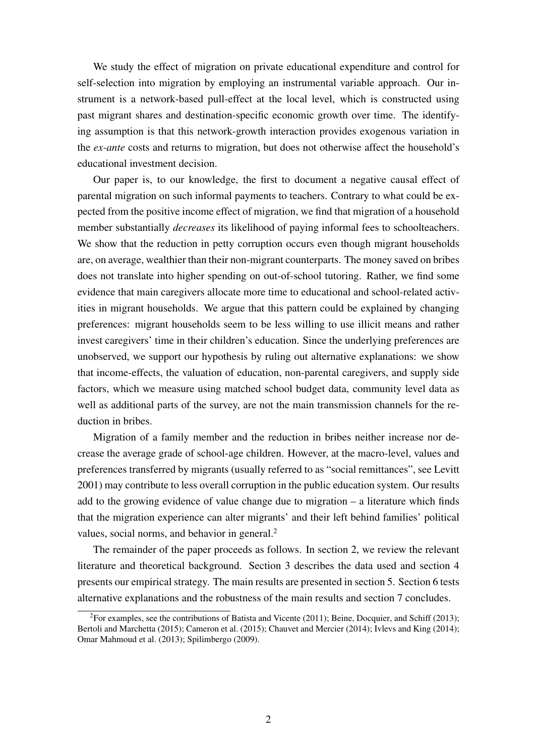We study the effect of migration on private educational expenditure and control for self-selection into migration by employing an instrumental variable approach. Our instrument is a network-based pull-effect at the local level, which is constructed using past migrant shares and destination-specific economic growth over time. The identifying assumption is that this network-growth interaction provides exogenous variation in the *ex-ante* costs and returns to migration, but does not otherwise affect the household's educational investment decision.

Our paper is, to our knowledge, the first to document a negative causal effect of parental migration on such informal payments to teachers. Contrary to what could be expected from the positive income effect of migration, we find that migration of a household member substantially *decreases* its likelihood of paying informal fees to schoolteachers. We show that the reduction in petty corruption occurs even though migrant households are, on average, wealthier than their non-migrant counterparts. The money saved on bribes does not translate into higher spending on out-of-school tutoring. Rather, we find some evidence that main caregivers allocate more time to educational and school-related activities in migrant households. We argue that this pattern could be explained by changing preferences: migrant households seem to be less willing to use illicit means and rather invest caregivers' time in their children's education. Since the underlying preferences are unobserved, we support our hypothesis by ruling out alternative explanations: we show that income-effects, the valuation of education, non-parental caregivers, and supply side factors, which we measure using matched school budget data, community level data as well as additional parts of the survey, are not the main transmission channels for the reduction in bribes.

Migration of a family member and the reduction in bribes neither increase nor decrease the average grade of school-age children. However, at the macro-level, values and preferences transferred by migrants (usually referred to as "social remittances", see Levitt 2001) may contribute to less overall corruption in the public education system. Our results add to the growing evidence of value change due to migration – a literature which finds that the migration experience can alter migrants' and their left behind families' political values, social norms, and behavior in general.[2]

The remainder of the paper proceeds as follows. In section 2, we review the relevant literature and theoretical background. Section 3 describes the data used and section 4 presents our empirical strategy. The main results are presented in section 5. Section 6 tests alternative explanations and the robustness of the main results and section 7 concludes.

[2]For examples, see the contributions of Batista and Vicente (2011); Beine, Docquier, and Schiff (2013); Bertoli and Marchetta (2015); Cameron et al. (2015); Chauvet and Mercier (2014); Ivlevs and King (2014); Omar Mahmoud et al. (2013); Spilimbergo (2009).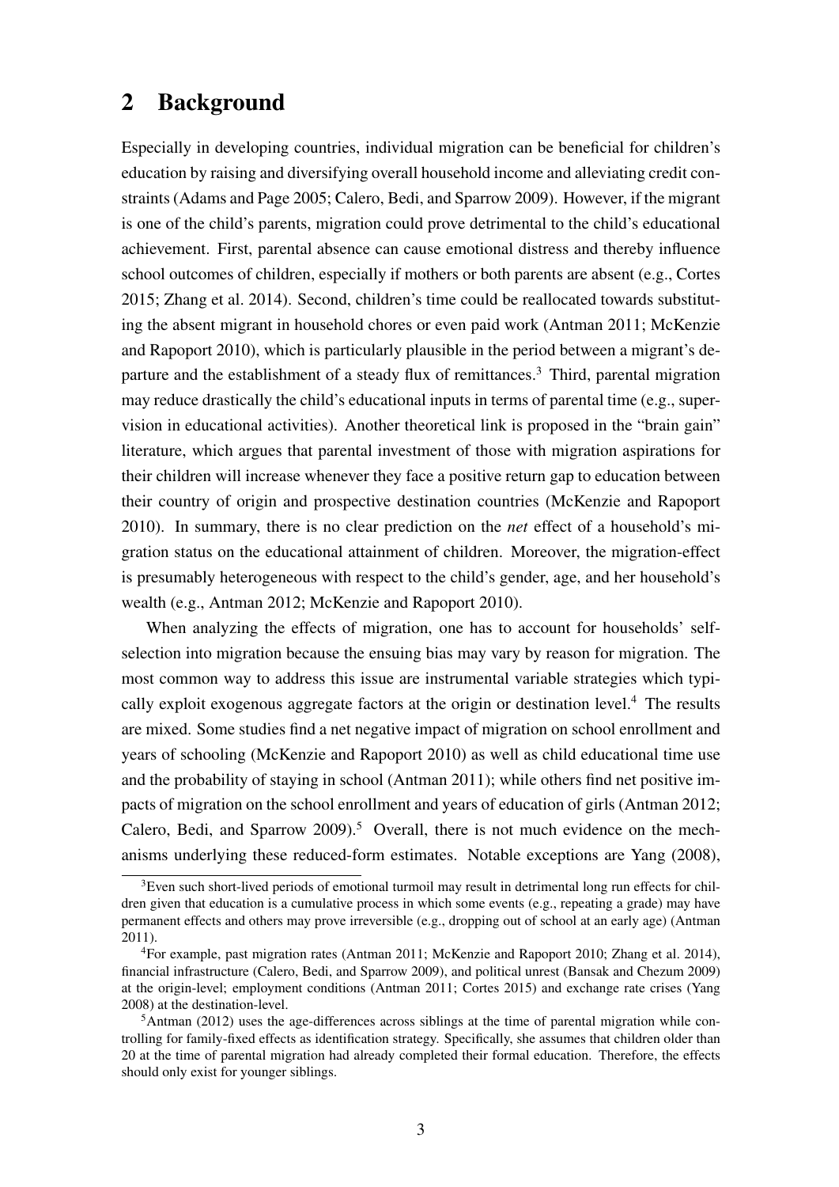## 2 Background

Especially in developing countries, individual migration can be beneficial for children's education by raising and diversifying overall household income and alleviating credit constraints (Adams and Page 2005; Calero, Bedi, and Sparrow 2009). However, if the migrant is one of the child's parents, migration could prove detrimental to the child's educational achievement. First, parental absence can cause emotional distress and thereby influence school outcomes of children, especially if mothers or both parents are absent (e.g., Cortes 2015; Zhang et al. 2014). Second, children's time could be reallocated towards substituting the absent migrant in household chores or even paid work (Antman 2011; McKenzie and Rapoport 2010), which is particularly plausible in the period between a migrant's departure and the establishment of a steady flux of remittances.[3] Third, parental migration may reduce drastically the child's educational inputs in terms of parental time (e.g., supervision in educational activities). Another theoretical link is proposed in the "brain gain" literature, which argues that parental investment of those with migration aspirations for their children will increase whenever they face a positive return gap to education between their country of origin and prospective destination countries (McKenzie and Rapoport 2010). In summary, there is no clear prediction on the *net* effect of a household's migration status on the educational attainment of children. Moreover, the migration-effect is presumably heterogeneous with respect to the child's gender, age, and her household's wealth (e.g., Antman 2012; McKenzie and Rapoport 2010).

When analyzing the effects of migration, one has to account for households' self-selection into migration because the ensuing bias may vary by reason for migration. The most common way to address this issue are instrumental variable strategies which typically exploit exogenous aggregate factors at the origin or destination level.[4] The results are mixed. Some studies find a net negative impact of migration on school enrollment and years of schooling (McKenzie and Rapoport 2010) as well as child educational time use and the probability of staying in school (Antman 2011); while others find net positive impacts of migration on the school enrollment and years of education of girls (Antman 2012; Calero, Bedi, and Sparrow 2009).[5] Overall, there is not much evidence on the mechanisms underlying these reduced-form estimates. Notable exceptions are Yang (2008),

[3] Even such short-lived periods of emotional turmoil may result in detrimental long run effects for children given that education is a cumulative process in which some events (e.g., repeating a grade) may have permanent effects and others may prove irreversible (e.g., dropping out of school at an early age) (Antman 2011).

[4] For example, past migration rates (Antman 2011; McKenzie and Rapoport 2010; Zhang et al. 2014), financial infrastructure (Calero, Bedi, and Sparrow 2009), and political unrest (Bansak and Chezum 2009) at the origin-level; employment conditions (Antman 2011; Cortes 2015) and exchange rate crises (Yang 2008) at the destination-level.

[5] Antman (2012) uses the age-differences across siblings at the time of parental migration while controlling for family-fixed effects as identification strategy. Specifically, she assumes that children older than 20 at the time of parental migration had already completed their formal education. Therefore, the effects should only exist for younger siblings.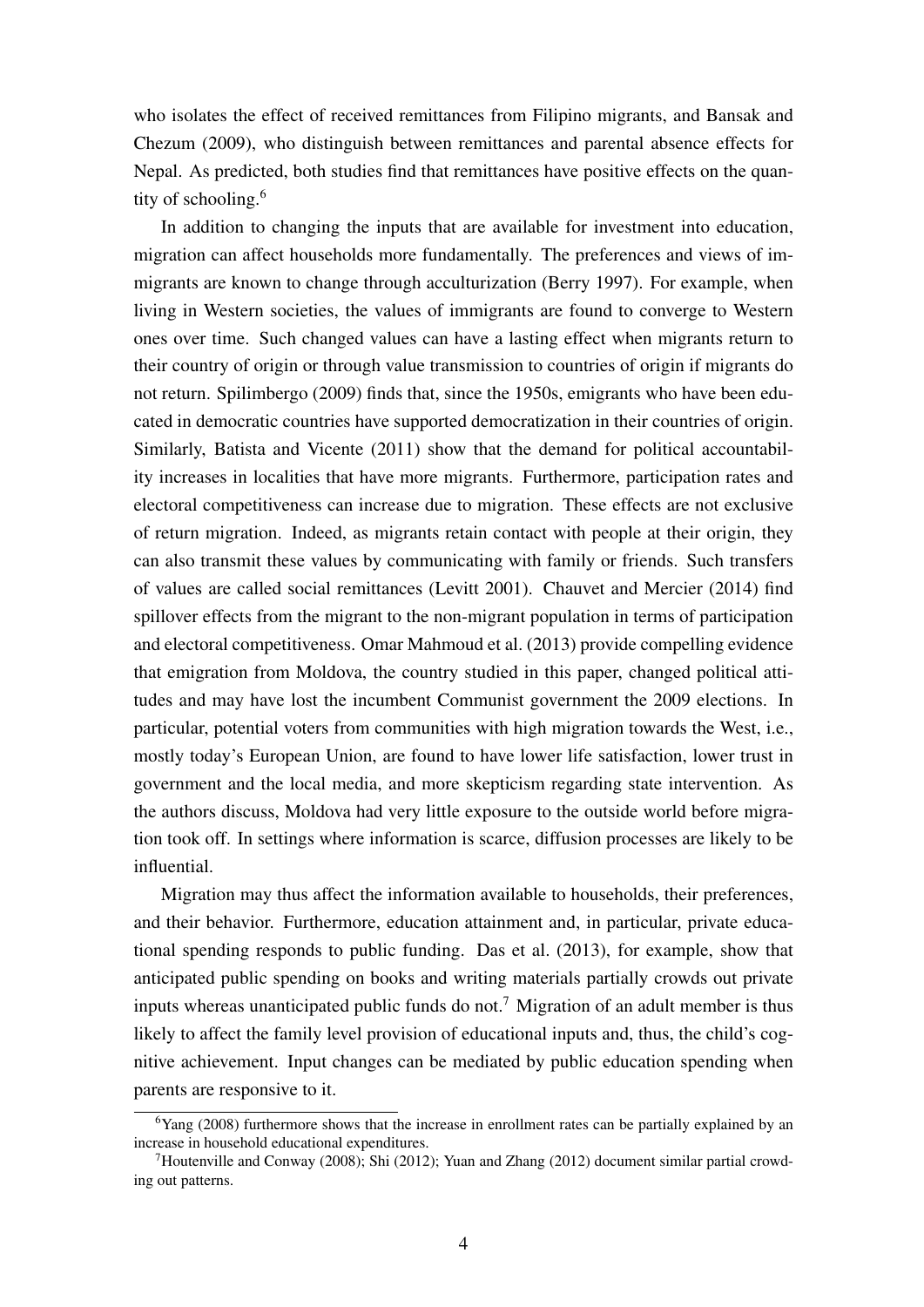who isolates the effect of received remittances from Filipino migrants, and Bansak and Chezum (2009), who distinguish between remittances and parental absence effects for Nepal. As predicted, both studies find that remittances have positive effects on the quantity of schooling.[6]

In addition to changing the inputs that are available for investment into education, migration can affect households more fundamentally. The preferences and views of immigrants are known to change through acculturization (Berry 1997). For example, when living in Western societies, the values of immigrants are found to converge to Western ones over time. Such changed values can have a lasting effect when migrants return to their country of origin or through value transmission to countries of origin if migrants do not return. Spilimbergo (2009) finds that, since the 1950s, emigrants who have been educated in democratic countries have supported democratization in their countries of origin. Similarly, Batista and Vicente (2011) show that the demand for political accountability increases in localities that have more migrants. Furthermore, participation rates and electoral competitiveness can increase due to migration. These effects are not exclusive of return migration. Indeed, as migrants retain contact with people at their origin, they can also transmit these values by communicating with family or friends. Such transfers of values are called social remittances (Levitt 2001). Chauvet and Mercier (2014) find spillover effects from the migrant to the non-migrant population in terms of participation and electoral competitiveness. Omar Mahmoud et al. (2013) provide compelling evidence that emigration from Moldova, the country studied in this paper, changed political attitudes and may have lost the incumbent Communist government the 2009 elections. In particular, potential voters from communities with high migration towards the West, i.e., mostly today's European Union, are found to have lower life satisfaction, lower trust in government and the local media, and more skepticism regarding state intervention. As the authors discuss, Moldova had very little exposure to the outside world before migration took off. In settings where information is scarce, diffusion processes are likely to be influential.

Migration may thus affect the information available to households, their preferences, and their behavior. Furthermore, education attainment and, in particular, private educational spending responds to public funding. Das et al. (2013), for example, show that anticipated public spending on books and writing materials partially crowds out private inputs whereas unanticipated public funds do not.[7] Migration of an adult member is thus likely to affect the family level provision of educational inputs and, thus, the child's cognitive achievement. Input changes can be mediated by public education spending when parents are responsive to it.

[6] Yang (2008) furthermore shows that the increase in enrollment rates can be partially explained by an increase in household educational expenditures.

[7] Houtenville and Conway (2008); Shi (2012); Yuan and Zhang (2012) document similar partial crowding out patterns.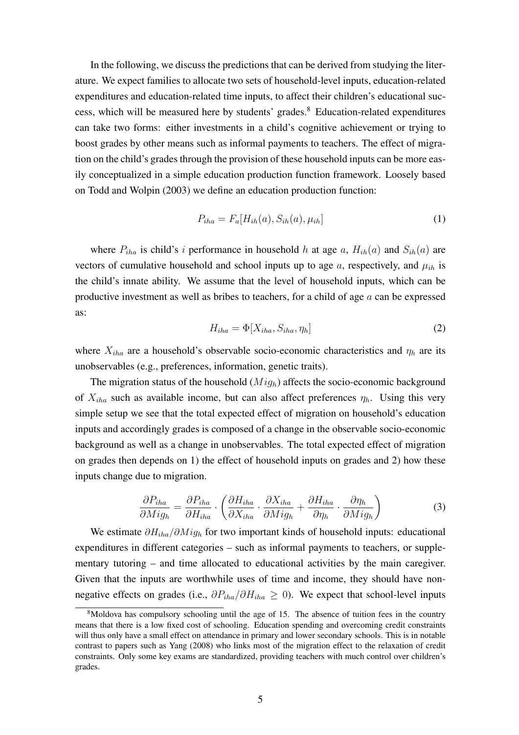In the following, we discuss the predictions that can be derived from studying the literature. We expect families to allocate two sets of household-level inputs, education-related expenditures and education-related time inputs, to affect their children's educational success, which will be measured here by students' grades.[8] Education-related expenditures can take two forms: either investments in a child's cognitive achievement or trying to boost grades by other means such as informal payments to teachers. The effect of migration on the child's grades through the provision of these household inputs can be more easily conceptualized in a simple education production function framework. Loosely based on Todd and Wolpin (2003) we define an education production function:

$$P_{iha} = F_a[H_{ih}(a), S_{ih}(a), \mu_{ih}] \tag{1}$$

where $P_{iha}$ is child's $i$ performance in household $h$ at age $a$, $H_{ih}(a)$ and $S_{ih}(a)$ are vectors of cumulative household and school inputs up to age $a$, respectively, and $\mu_{ih}$ is the child's innate ability. We assume that the level of household inputs, which can be productive investment as well as bribes to teachers, for a child of age $a$ can be expressed as:

$$H_{iha} = \Phi[X_{iha}, S_{iha}, \eta_h] \tag{2}$$

where $X_{iha}$ are a household's observable socio-economic characteristics and $\eta_h$ are its unobservables (e.g., preferences, information, genetic traits).

The migration status of the household ($Mig_h$) affects the socio-economic background of $X_{iha}$ such as available income, but can also affect preferences $\eta_h$. Using this very simple setup we see that the total expected effect of migration on household's education inputs and accordingly grades is composed of a change in the observable socio-economic background as well as a change in unobservables. The total expected effect of migration on grades then depends on 1) the effect of household inputs on grades and 2) how these inputs change due to migration.

$$\frac{\partial P_{iha}}{\partial Mig_h} = \frac{\partial P_{iha}}{\partial H_{iha}} \cdot \left( \frac{\partial H_{iha}}{\partial X_{iha}} \cdot \frac{\partial X_{iha}}{\partial Mig_h} + \frac{\partial H_{iha}}{\partial \eta_h} \cdot \frac{\partial \eta_h}{\partial Mig_h} \right) \tag{3}$$

We estimate $\partial H_{iha}/\partial Mig_h$ for two important kinds of household inputs: educational expenditures in different categories – such as informal payments to teachers, or supplementary tutoring – and time allocated to educational activities by the main caregiver. Given that the inputs are worthwhile uses of time and income, they should have non-negative effects on grades (i.e., $\partial P_{iha}/\partial H_{iha} \geq 0$). We expect that school-level inputs

[8] Moldova has compulsory schooling until the age of 15. The absence of tuition fees in the country means that there is a low fixed cost of schooling. Education spending and overcoming credit constraints will thus only have a small effect on attendance in primary and lower secondary schools. This is in notable contrast to papers such as Yang (2008) who links most of the migration effect to the relaxation of credit constraints. Only some key exams are standardized, providing teachers with much control over children's grades.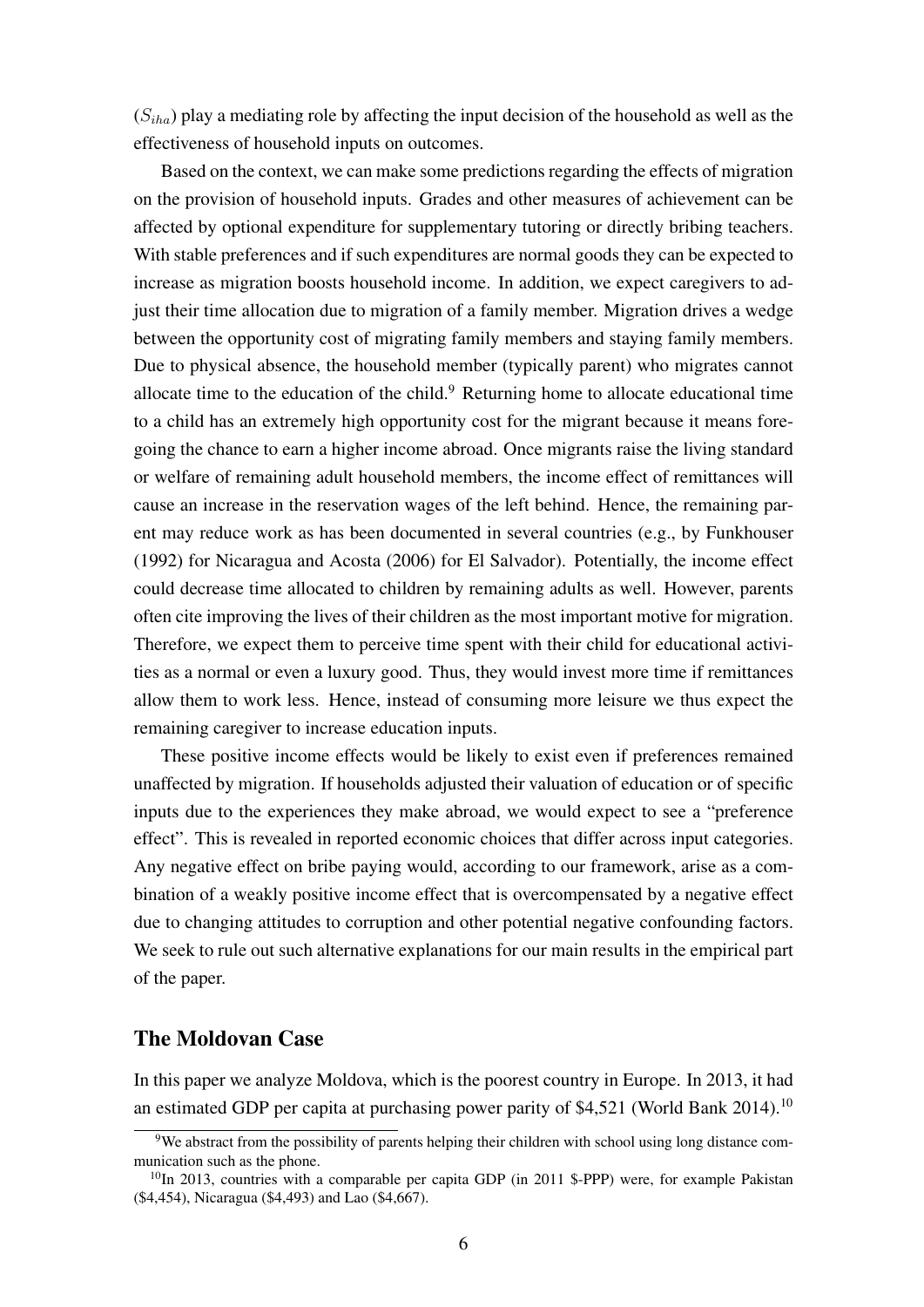($S_{iha}$) play a mediating role by affecting the input decision of the household as well as the effectiveness of household inputs on outcomes.

Based on the context, we can make some predictions regarding the effects of migration on the provision of household inputs. Grades and other measures of achievement can be affected by optional expenditure for supplementary tutoring or directly bribing teachers. With stable preferences and if such expenditures are normal goods they can be expected to increase as migration boosts household income. In addition, we expect caregivers to adjust their time allocation due to migration of a family member. Migration drives a wedge between the opportunity cost of migrating family members and staying family members. Due to physical absence, the household member (typically parent) who migrates cannot allocate time to the education of the child.[9] Returning home to allocate educational time to a child has an extremely high opportunity cost for the migrant because it means foregoing the chance to earn a higher income abroad. Once migrants raise the living standard or welfare of remaining adult household members, the income effect of remittances will cause an increase in the reservation wages of the left behind. Hence, the remaining parent may reduce work as has been documented in several countries (e.g., by Funkhouser (1992) for Nicaragua and Acosta (2006) for El Salvador). Potentially, the income effect could decrease time allocated to children by remaining adults as well. However, parents often cite improving the lives of their children as the most important motive for migration. Therefore, we expect them to perceive time spent with their child for educational activities as a normal or even a luxury good. Thus, they would invest more time if remittances allow them to work less. Hence, instead of consuming more leisure we thus expect the remaining caregiver to increase education inputs.

These positive income effects would be likely to exist even if preferences remained unaffected by migration. If households adjusted their valuation of education or of specific inputs due to the experiences they make abroad, we would expect to see a "preference effect". This is revealed in reported economic choices that differ across input categories. Any negative effect on bribe paying would, according to our framework, arise as a combination of a weakly positive income effect that is overcompensated by a negative effect due to changing attitudes to corruption and other potential negative confounding factors. We seek to rule out such alternative explanations for our main results in the empirical part of the paper.

## The Moldovan Case

In this paper we analyze Moldova, which is the poorest country in Europe. In 2013, it had an estimated GDP per capita at purchasing power parity of \$4,521 (World Bank 2014).[10]

[9] We abstract from the possibility of parents helping their children with school using long distance communication such as the phone.

[10] In 2013, countries with a comparable per capita GDP (in 2011 \$-PPP) were, for example Pakistan (\$4,454), Nicaragua (\$4,493) and Lao (\$4,667).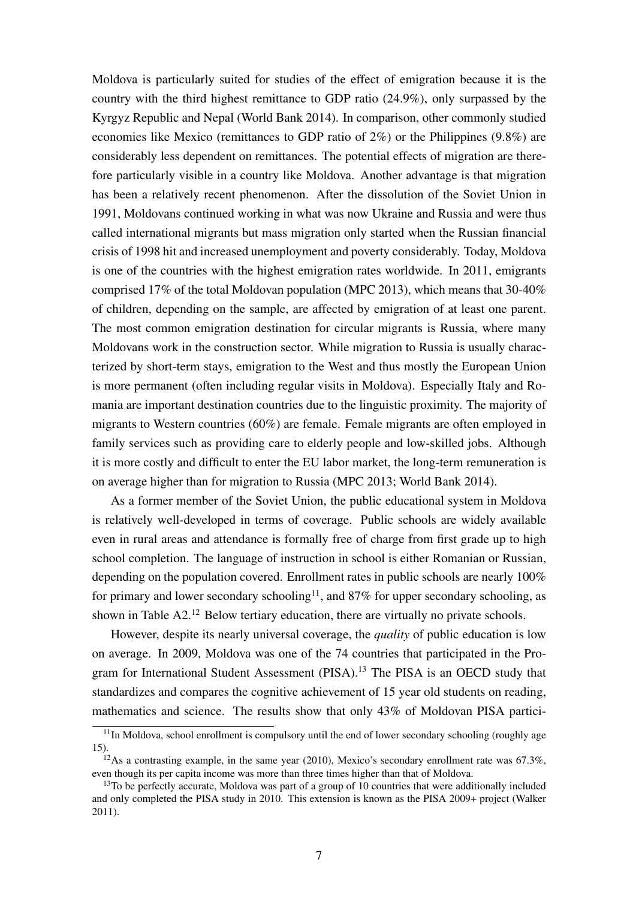Moldova is particularly suited for studies of the effect of emigration because it is the country with the third highest remittance to GDP ratio (24.9%), only surpassed by the Kyrgyz Republic and Nepal (World Bank 2014). In comparison, other commonly studied economies like Mexico (remittances to GDP ratio of 2%) or the Philippines (9.8%) are considerably less dependent on remittances. The potential effects of migration are therefore particularly visible in a country like Moldova. Another advantage is that migration has been a relatively recent phenomenon. After the dissolution of the Soviet Union in 1991, Moldovans continued working in what was now Ukraine and Russia and were thus called international migrants but mass migration only started when the Russian financial crisis of 1998 hit and increased unemployment and poverty considerably. Today, Moldova is one of the countries with the highest emigration rates worldwide. In 2011, emigrants comprised 17% of the total Moldovan population (MPC 2013), which means that 30-40% of children, depending on the sample, are affected by emigration of at least one parent. The most common emigration destination for circular migrants is Russia, where many Moldovans work in the construction sector. While migration to Russia is usually characterized by short-term stays, emigration to the West and thus mostly the European Union is more permanent (often including regular visits in Moldova). Especially Italy and Romania are important destination countries due to the linguistic proximity. The majority of migrants to Western countries (60%) are female. Female migrants are often employed in family services such as providing care to elderly people and low-skilled jobs. Although it is more costly and difficult to enter the EU labor market, the long-term remuneration is on average higher than for migration to Russia (MPC 2013; World Bank 2014).

As a former member of the Soviet Union, the public educational system in Moldova is relatively well-developed in terms of coverage. Public schools are widely available even in rural areas and attendance is formally free of charge from first grade up to high school completion. The language of instruction in school is either Romanian or Russian, depending on the population covered. Enrollment rates in public schools are nearly 100% for primary and lower secondary schooling[11], and 87% for upper secondary schooling, as shown in Table A2.[12] Below tertiary education, there are virtually no private schools.

However, despite its nearly universal coverage, the *quality* of public education is low on average. In 2009, Moldova was one of the 74 countries that participated in the Program for International Student Assessment (PISA).[13] The PISA is an OECD study that standardizes and compares the cognitive achievement of 15 year old students on reading, mathematics and science. The results show that only 43% of Moldovan PISA partici-

[11] In Moldova, school enrollment is compulsory until the end of lower secondary schooling (roughly age 15).

[12] As a contrasting example, in the same year (2010), Mexico's secondary enrollment rate was 67.3%, even though its per capita income was more than three times higher than that of Moldova.

[13] To be perfectly accurate, Moldova was part of a group of 10 countries that were additionally included and only completed the PISA study in 2010. This extension is known as the PISA 2009+ project (Walker 2011).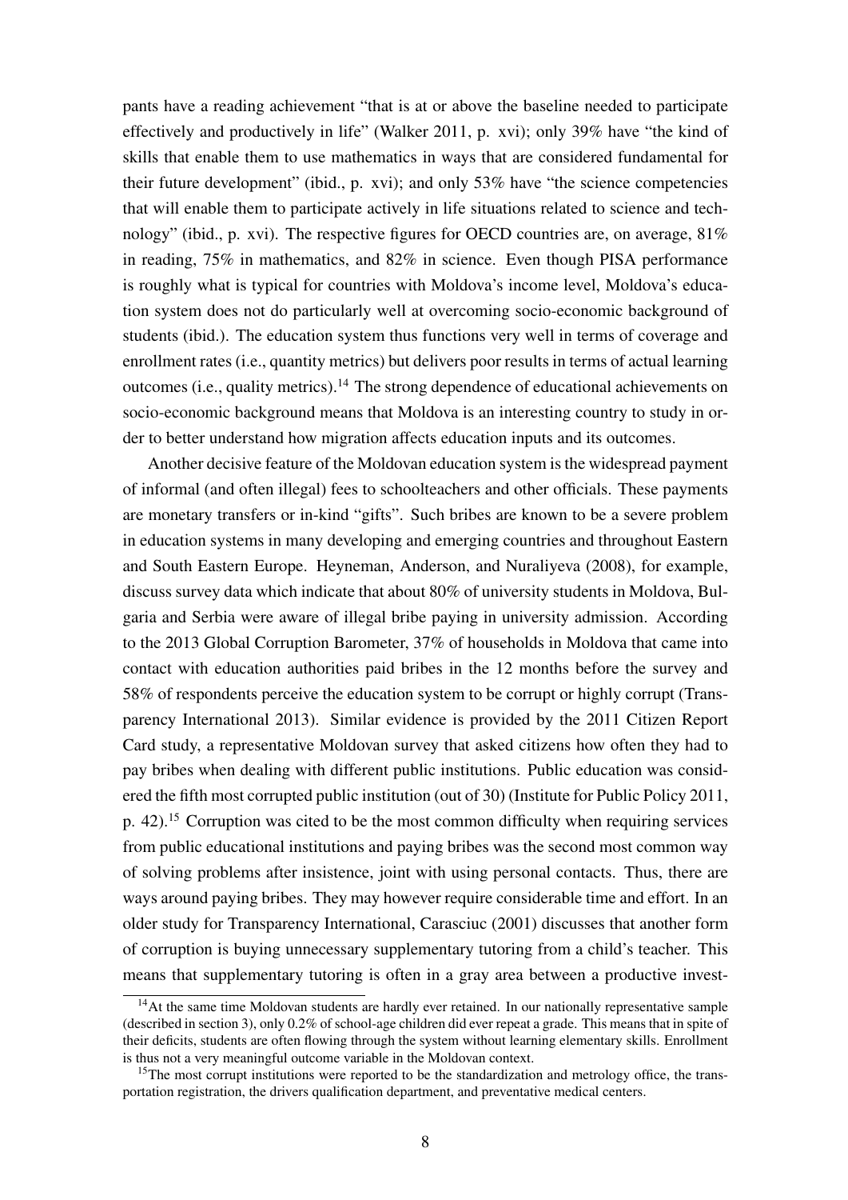pants have a reading achievement "that is at or above the baseline needed to participate effectively and productively in life" (Walker 2011, p. xvi); only 39% have "the kind of skills that enable them to use mathematics in ways that are considered fundamental for their future development" (ibid., p. xvi); and only 53% have "the science competencies that will enable them to participate actively in life situations related to science and technology" (ibid., p. xvi). The respective figures for OECD countries are, on average, 81% in reading, 75% in mathematics, and 82% in science. Even though PISA performance is roughly what is typical for countries with Moldova's income level, Moldova's education system does not do particularly well at overcoming socio-economic background of students (ibid.). The education system thus functions very well in terms of coverage and enrollment rates (i.e., quantity metrics) but delivers poor results in terms of actual learning outcomes (i.e., quality metrics).[14] The strong dependence of educational achievements on socio-economic background means that Moldova is an interesting country to study in order to better understand how migration affects education inputs and its outcomes.

Another decisive feature of the Moldovan education system is the widespread payment of informal (and often illegal) fees to schoolteachers and other officials. These payments are monetary transfers or in-kind "gifts". Such bribes are known to be a severe problem in education systems in many developing and emerging countries and throughout Eastern and South Eastern Europe. Heyneman, Anderson, and Nuraliyeva (2008), for example, discuss survey data which indicate that about 80% of university students in Moldova, Bulgaria and Serbia were aware of illegal bribe paying in university admission. According to the 2013 Global Corruption Barometer, 37% of households in Moldova that came into contact with education authorities paid bribes in the 12 months before the survey and 58% of respondents perceive the education system to be corrupt or highly corrupt (Transparency International 2013). Similar evidence is provided by the 2011 Citizen Report Card study, a representative Moldovan survey that asked citizens how often they had to pay bribes when dealing with different public institutions. Public education was considered the fifth most corrupted public institution (out of 30) (Institute for Public Policy 2011, p. 42).[15] Corruption was cited to be the most common difficulty when requiring services from public educational institutions and paying bribes was the second most common way of solving problems after insistence, joint with using personal contacts. Thus, there are ways around paying bribes. They may however require considerable time and effort. In an older study for Transparency International, Carasciuc (2001) discusses that another form of corruption is buying unnecessary supplementary tutoring from a child's teacher. This means that supplementary tutoring is often in a gray area between a productive invest-

[14] At the same time Moldovan students are hardly ever retained. In our nationally representative sample (described in section 3), only 0.2% of school-age children did ever repeat a grade. This means that in spite of their deficits, students are often flowing through the system without learning elementary skills. Enrollment is thus not a very meaningful outcome variable in the Moldovan context.

[15] The most corrupt institutions were reported to be the standardization and metrology office, the transportation registration, the drivers qualification department, and preventative medical centers.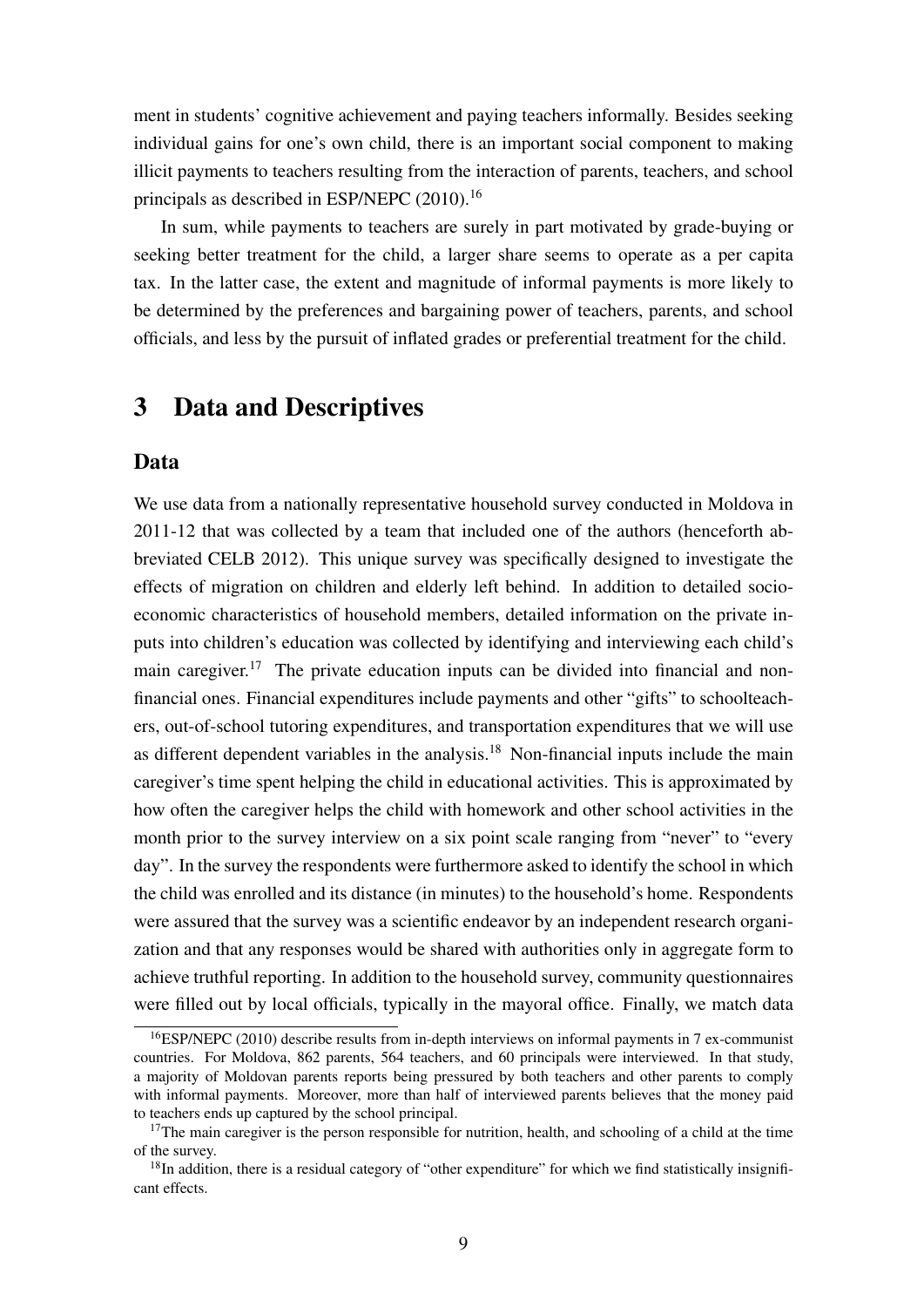ment in students' cognitive achievement and paying teachers informally. Besides seeking individual gains for one's own child, there is an important social component to making illicit payments to teachers resulting from the interaction of parents, teachers, and school principals as described in ESP/NEPC (2010).[16]

In sum, while payments to teachers are surely in part motivated by grade-buying or seeking better treatment for the child, a larger share seems to operate as a per capita tax. In the latter case, the extent and magnitude of informal payments is more likely to be determined by the preferences and bargaining power of teachers, parents, and school officials, and less by the pursuit of inflated grades or preferential treatment for the child.

# 3 Data and Descriptives

## Data

We use data from a nationally representative household survey conducted in Moldova in 2011-12 that was collected by a team that included one of the authors (henceforth abbreviated CELB 2012). This unique survey was specifically designed to investigate the effects of migration on children and elderly left behind. In addition to detailed socio-economic characteristics of household members, detailed information on the private inputs into children's education was collected by identifying and interviewing each child's main caregiver.[17] The private education inputs can be divided into financial and non-financial ones. Financial expenditures include payments and other "gifts" to schoolteachers, out-of-school tutoring expenditures, and transportation expenditures that we will use as different dependent variables in the analysis.[18] Non-financial inputs include the main caregiver's time spent helping the child in educational activities. This is approximated by how often the caregiver helps the child with homework and other school activities in the month prior to the survey interview on a six point scale ranging from "never" to "every day". In the survey the respondents were furthermore asked to identify the school in which the child was enrolled and its distance (in minutes) to the household's home. Respondents were assured that the survey was a scientific endeavor by an independent research organization and that any responses would be shared with authorities only in aggregate form to achieve truthful reporting. In addition to the household survey, community questionnaires were filled out by local officials, typically in the mayoral office. Finally, we match data

---

[16] ESP/NEPC (2010) describe results from in-depth interviews on informal payments in 7 ex-communist countries. For Moldova, 862 parents, 564 teachers, and 60 principals were interviewed. In that study, a majority of Moldovan parents reports being pressured by both teachers and other parents to comply with informal payments. Moreover, more than half of interviewed parents believes that the money paid to teachers ends up captured by the school principal.

[17] The main caregiver is the person responsible for nutrition, health, and schooling of a child at the time of the survey.

[18] In addition, there is a residual category of "other expenditure" for which we find statistically insignificant effects.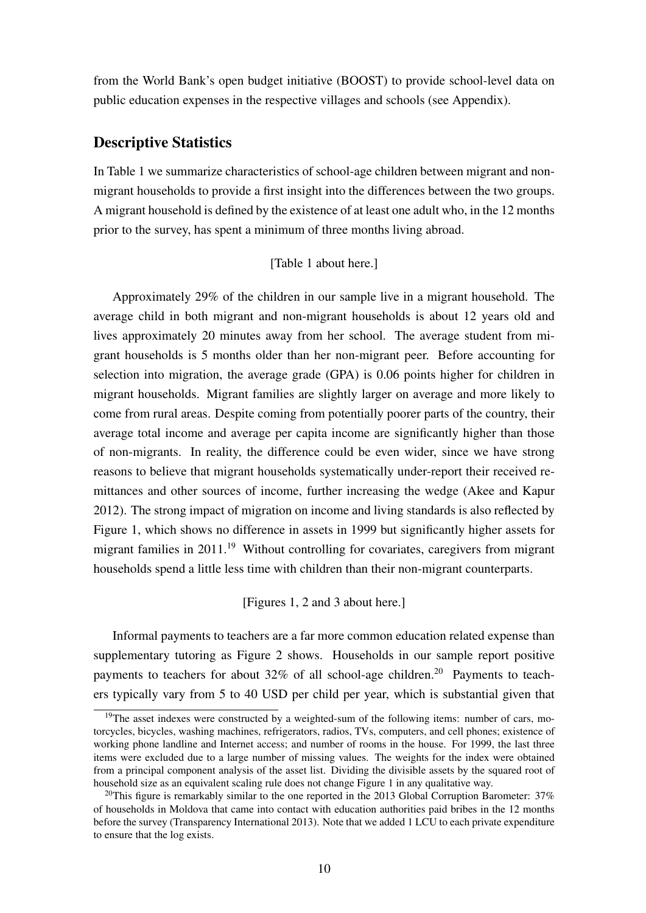from the World Bank's open budget initiative (BOOST) to provide school-level data on public education expenses in the respective villages and schools (see Appendix).

## Descriptive Statistics

In Table 1 we summarize characteristics of school-age children between migrant and non-migrant households to provide a first insight into the differences between the two groups. A migrant household is defined by the existence of at least one adult who, in the 12 months prior to the survey, has spent a minimum of three months living abroad.

[Table 1 about here.]

Approximately 29% of the children in our sample live in a migrant household. The average child in both migrant and non-migrant households is about 12 years old and lives approximately 20 minutes away from her school. The average student from migrant households is 5 months older than her non-migrant peer. Before accounting for selection into migration, the average grade (GPA) is 0.06 points higher for children in migrant households. Migrant families are slightly larger on average and more likely to come from rural areas. Despite coming from potentially poorer parts of the country, their average total income and average per capita income are significantly higher than those of non-migrants. In reality, the difference could be even wider, since we have strong reasons to believe that migrant households systematically under-report their received remittances and other sources of income, further increasing the wedge (Akee and Kapur 2012). The strong impact of migration on income and living standards is also reflected by Figure 1, which shows no difference in assets in 1999 but significantly higher assets for migrant families in 2011.[19] Without controlling for covariates, caregivers from migrant households spend a little less time with children than their non-migrant counterparts.

[Figures 1, 2 and 3 about here.]

Informal payments to teachers are a far more common education related expense than supplementary tutoring as Figure 2 shows. Households in our sample report positive payments to teachers for about 32% of all school-age children.[20] Payments to teachers typically vary from 5 to 40 USD per child per year, which is substantial given that

[19] The asset indexes were constructed by a weighted-sum of the following items: number of cars, motorcycles, bicycles, washing machines, refrigerators, radios, TVs, computers, and cell phones; existence of working phone landline and Internet access; and number of rooms in the house. For 1999, the last three items were excluded due to a large number of missing values. The weights for the index were obtained from a principal component analysis of the asset list. Dividing the divisible assets by the squared root of household size as an equivalent scaling rule does not change Figure 1 in any qualitative way.

[20] This figure is remarkably similar to the one reported in the 2013 Global Corruption Barometer: 37% of households in Moldova that came into contact with education authorities paid bribes in the 12 months before the survey (Transparency International 2013). Note that we added 1 LCU to each private expenditure to ensure that the log exists.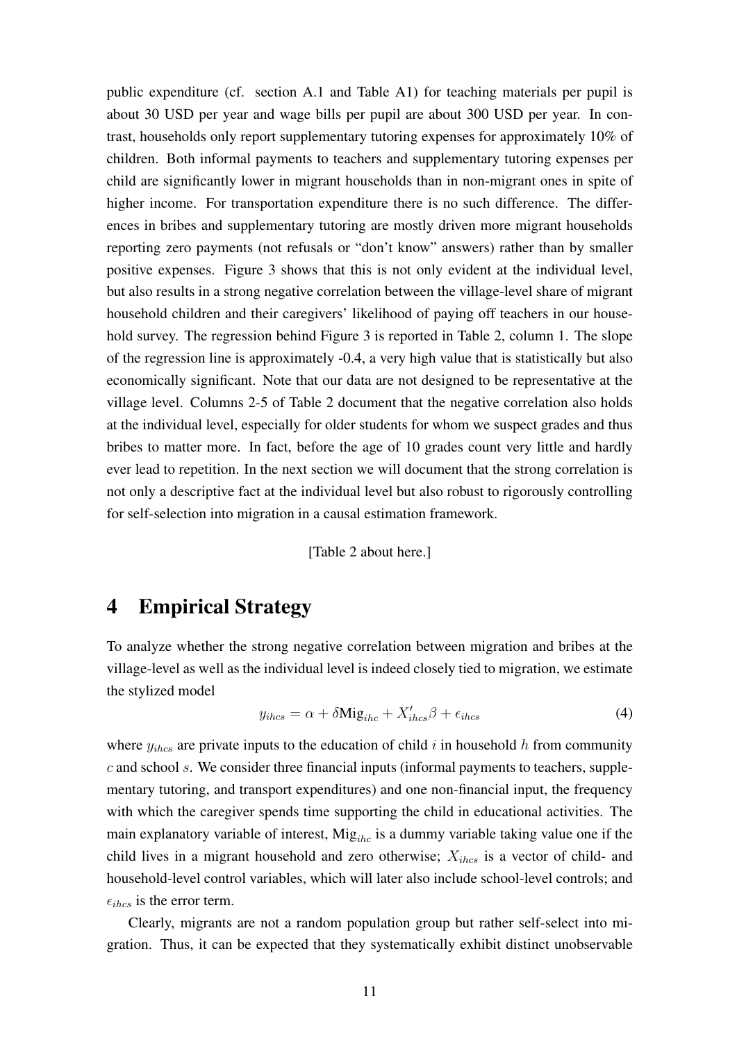public expenditure (cf. section A.1 and Table A1) for teaching materials per pupil is about 30 USD per year and wage bills per pupil are about 300 USD per year. In contrast, households only report supplementary tutoring expenses for approximately 10% of children. Both informal payments to teachers and supplementary tutoring expenses per child are significantly lower in migrant households than in non-migrant ones in spite of higher income. For transportation expenditure there is no such difference. The differences in bribes and supplementary tutoring are mostly driven more migrant households reporting zero payments (not refusals or "don't know" answers) rather than by smaller positive expenses. Figure 3 shows that this is not only evident at the individual level, but also results in a strong negative correlation between the village-level share of migrant household children and their caregivers' likelihood of paying off teachers in our household survey. The regression behind Figure 3 is reported in Table 2, column 1. The slope of the regression line is approximately -0.4, a very high value that is statistically but also economically significant. Note that our data are not designed to be representative at the village level. Columns 2-5 of Table 2 document that the negative correlation also holds at the individual level, especially for older students for whom we suspect grades and thus bribes to matter more. In fact, before the age of 10 grades count very little and hardly ever lead to repetition. In the next section we will document that the strong correlation is not only a descriptive fact at the individual level but also robust to rigorously controlling for self-selection into migration in a causal estimation framework.

[Table 2 about here.]

# 4 Empirical Strategy

To analyze whether the strong negative correlation between migration and bribes at the village-level as well as the individual level is indeed closely tied to migration, we estimate the stylized model

$$y_{ihcs} = \alpha + \delta \text{Mig}_{ihc} + X'_{ihcs}\beta + \epsilon_{ihcs} \tag{4}$$

where $y_{ihcs}$ are private inputs to the education of child $i$ in household $h$ from community $c$ and school $s$. We consider three financial inputs (informal payments to teachers, supplementary tutoring, and transport expenditures) and one non-financial input, the frequency with which the caregiver spends time supporting the child in educational activities. The main explanatory variable of interest, $\text{Mig}_{ihc}$ is a dummy variable taking value one if the child lives in a migrant household and zero otherwise; $X_{ihcs}$ is a vector of child- and household-level control variables, which will later also include school-level controls; and $\epsilon_{ihcs}$ is the error term.

Clearly, migrants are not a random population group but rather self-select into migration. Thus, it can be expected that they systematically exhibit distinct unobservable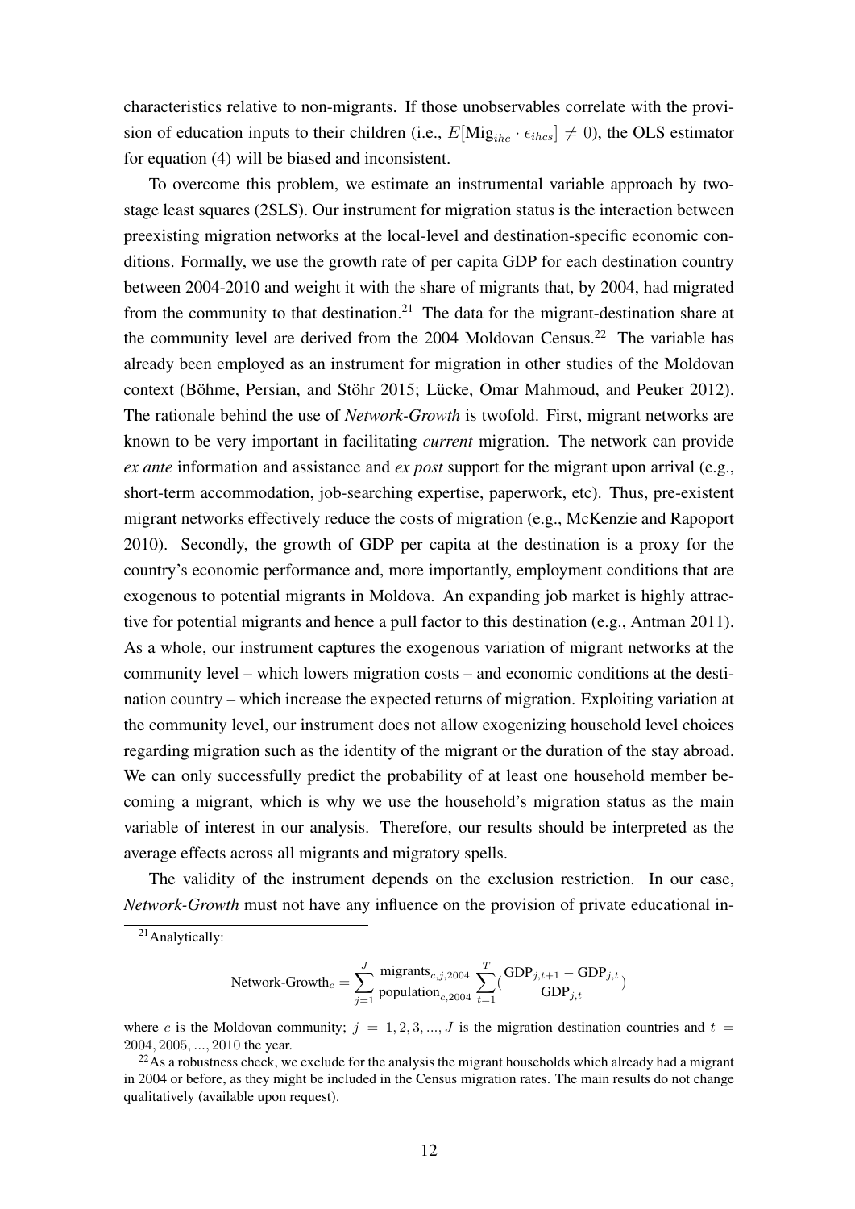characteristics relative to non-migrants. If those unobservables correlate with the provision of education inputs to their children (i.e., $E[\text{Mig}_{ihc} \cdot \epsilon_{ihcs}] \neq 0$), the OLS estimator for equation (4) will be biased and inconsistent.

To overcome this problem, we estimate an instrumental variable approach by two-stage least squares (2SLS). Our instrument for migration status is the interaction between preexisting migration networks at the local-level and destination-specific economic conditions. Formally, we use the growth rate of per capita GDP for each destination country between 2004-2010 and weight it with the share of migrants that, by 2004, had migrated from the community to that destination.[21] The data for the migrant-destination share at the community level are derived from the 2004 Moldovan Census.[22] The variable has already been employed as an instrument for migration in other studies of the Moldovan context (Böhme, Persian, and Stöhr 2015; Lücke, Omar Mahmoud, and Peuker 2012). The rationale behind the use of *Network-Growth* is twofold. First, migrant networks are known to be very important in facilitating *current* migration. The network can provide *ex ante* information and assistance and *ex post* support for the migrant upon arrival (e.g., short-term accommodation, job-searching expertise, paperwork, etc). Thus, pre-existent migrant networks effectively reduce the costs of migration (e.g., McKenzie and Rapoport 2010). Secondly, the growth of GDP per capita at the destination is a proxy for the country's economic performance and, more importantly, employment conditions that are exogenous to potential migrants in Moldova. An expanding job market is highly attractive for potential migrants and hence a pull factor to this destination (e.g., Antman 2011). As a whole, our instrument captures the exogenous variation of migrant networks at the community level – which lowers migration costs – and economic conditions at the destination country – which increase the expected returns of migration. Exploiting variation at the community level, our instrument does not allow exogenizing household level choices regarding migration such as the identity of the migrant or the duration of the stay abroad. We can only successfully predict the probability of at least one household member becoming a migrant, which is why we use the household's migration status as the main variable of interest in our analysis. Therefore, our results should be interpreted as the average effects across all migrants and migratory spells.

The validity of the instrument depends on the exclusion restriction. In our case, *Network-Growth* must not have any influence on the provision of private educational in-

[21] Analytically:

$$\text{Network-Growth}_c = \sum_{j=1}^{J} \frac{\text{migrants}_{c,j,2004}}{\text{population}_{c,2004}} \sum_{t=1}^{T} \left( \frac{\text{GDP}_{j,t+1} - \text{GDP}_{j,t}}{\text{GDP}_{j,t}} \right)$$

where $c$ is the Moldovan community; $j = 1, 2, 3, ..., J$ is the migration destination countries and $t = 2004, 2005, ..., 2010$ the year.

[22] As a robustness check, we exclude for the analysis the migrant households which already had a migrant in 2004 or before, as they might be included in the Census migration rates. The main results do not change qualitatively (available upon request).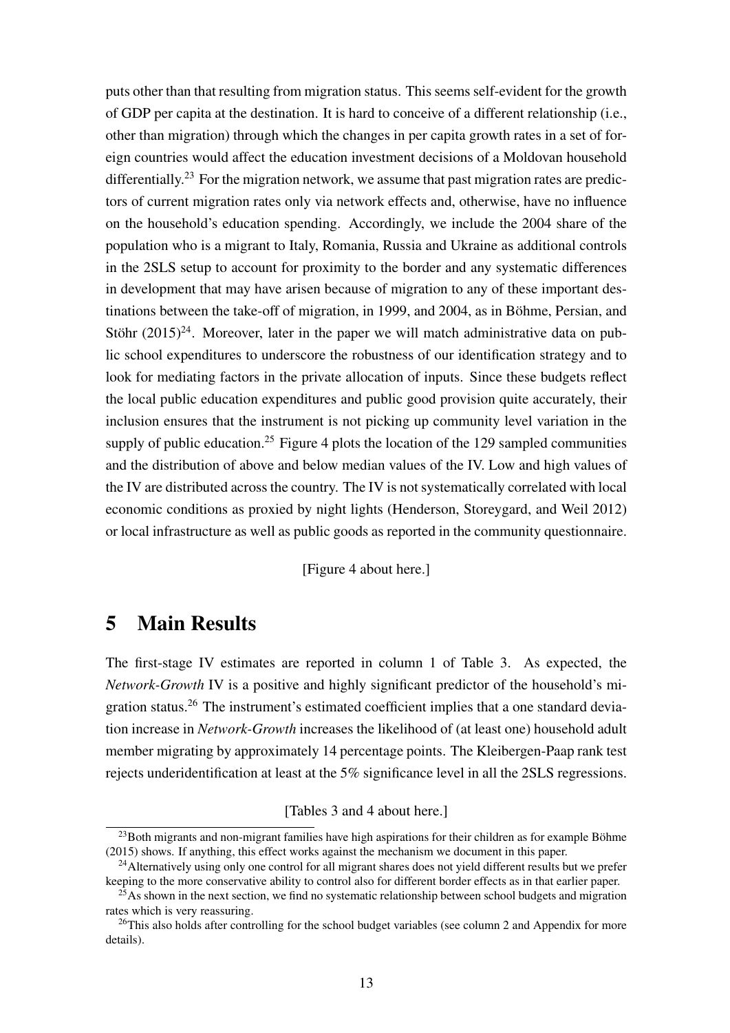puts other than that resulting from migration status. This seems self-evident for the growth of GDP per capita at the destination. It is hard to conceive of a different relationship (i.e., other than migration) through which the changes in per capita growth rates in a set of foreign countries would affect the education investment decisions of a Moldovan household differentially.[23] For the migration network, we assume that past migration rates are predictors of current migration rates only via network effects and, otherwise, have no influence on the household's education spending. Accordingly, we include the 2004 share of the population who is a migrant to Italy, Romania, Russia and Ukraine as additional controls in the 2SLS setup to account for proximity to the border and any systematic differences in development that may have arisen because of migration to any of these important destinations between the take-off of migration, in 1999, and 2004, as in Böhme, Persian, and Stöhr (2015)[24]. Moreover, later in the paper we will match administrative data on public school expenditures to underscore the robustness of our identification strategy and to look for mediating factors in the private allocation of inputs. Since these budgets reflect the local public education expenditures and public good provision quite accurately, their inclusion ensures that the instrument is not picking up community level variation in the supply of public education.[25] Figure 4 plots the location of the 129 sampled communities and the distribution of above and below median values of the IV. Low and high values of the IV are distributed across the country. The IV is not systematically correlated with local economic conditions as proxied by night lights (Henderson, Storeygard, and Weil 2012) or local infrastructure as well as public goods as reported in the community questionnaire.

[Figure 4 about here.]

# 5 Main Results

The first-stage IV estimates are reported in column 1 of Table 3. As expected, the *Network-Growth* IV is a positive and highly significant predictor of the household's migration status.[26] The instrument's estimated coefficient implies that a one standard deviation increase in *Network-Growth* increases the likelihood of (at least one) household adult member migrating by approximately 14 percentage points. The Kleibergen-Paap rank test rejects underidentification at least at the 5% significance level in all the 2SLS regressions.

[Tables 3 and 4 about here.]

[23] Both migrants and non-migrant families have high aspirations for their children as for example Böhme (2015) shows. If anything, this effect works against the mechanism we document in this paper.

[24] Alternatively using only one control for all migrant shares does not yield different results but we prefer keeping to the more conservative ability to control also for different border effects as in that earlier paper.

[25] As shown in the next section, we find no systematic relationship between school budgets and migration rates which is very reassuring.

[26] This also holds after controlling for the school budget variables (see column 2 and Appendix for more details).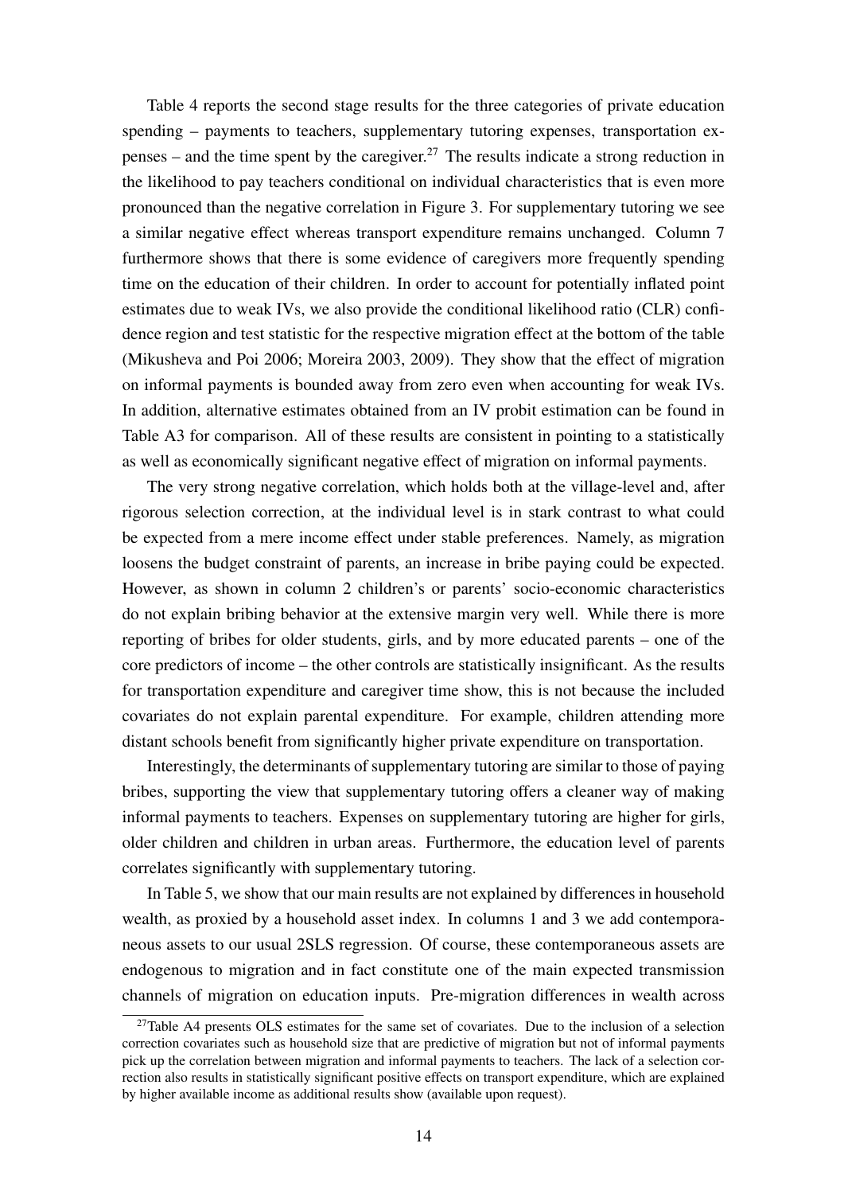Table 4 reports the second stage results for the three categories of private education spending – payments to teachers, supplementary tutoring expenses, transportation expenses – and the time spent by the caregiver.[27] The results indicate a strong reduction in the likelihood to pay teachers conditional on individual characteristics that is even more pronounced than the negative correlation in Figure 3. For supplementary tutoring we see a similar negative effect whereas transport expenditure remains unchanged. Column 7 furthermore shows that there is some evidence of caregivers more frequently spending time on the education of their children. In order to account for potentially inflated point estimates due to weak IVs, we also provide the conditional likelihood ratio (CLR) confidence region and test statistic for the respective migration effect at the bottom of the table (Mikusheva and Poi 2006; Moreira 2003, 2009). They show that the effect of migration on informal payments is bounded away from zero even when accounting for weak IVs. In addition, alternative estimates obtained from an IV probit estimation can be found in Table A3 for comparison. All of these results are consistent in pointing to a statistically as well as economically significant negative effect of migration on informal payments.

The very strong negative correlation, which holds both at the village-level and, after rigorous selection correction, at the individual level is in stark contrast to what could be expected from a mere income effect under stable preferences. Namely, as migration loosens the budget constraint of parents, an increase in bribe paying could be expected. However, as shown in column 2 children's or parents' socio-economic characteristics do not explain bribing behavior at the extensive margin very well. While there is more reporting of bribes for older students, girls, and by more educated parents – one of the core predictors of income – the other controls are statistically insignificant. As the results for transportation expenditure and caregiver time show, this is not because the included covariates do not explain parental expenditure. For example, children attending more distant schools benefit from significantly higher private expenditure on transportation.

Interestingly, the determinants of supplementary tutoring are similar to those of paying bribes, supporting the view that supplementary tutoring offers a cleaner way of making informal payments to teachers. Expenses on supplementary tutoring are higher for girls, older children and children in urban areas. Furthermore, the education level of parents correlates significantly with supplementary tutoring.

In Table 5, we show that our main results are not explained by differences in household wealth, as proxied by a household asset index. In columns 1 and 3 we add contemporaneous assets to our usual 2SLS regression. Of course, these contemporaneous assets are endogenous to migration and in fact constitute one of the main expected transmission channels of migration on education inputs. Pre-migration differences in wealth across

[27] Table A4 presents OLS estimates for the same set of covariates. Due to the inclusion of a selection correction covariates such as household size that are predictive of migration but not of informal payments pick up the correlation between migration and informal payments to teachers. The lack of a selection correction also results in statistically significant positive effects on transport expenditure, which are explained by higher available income as additional results show (available upon request).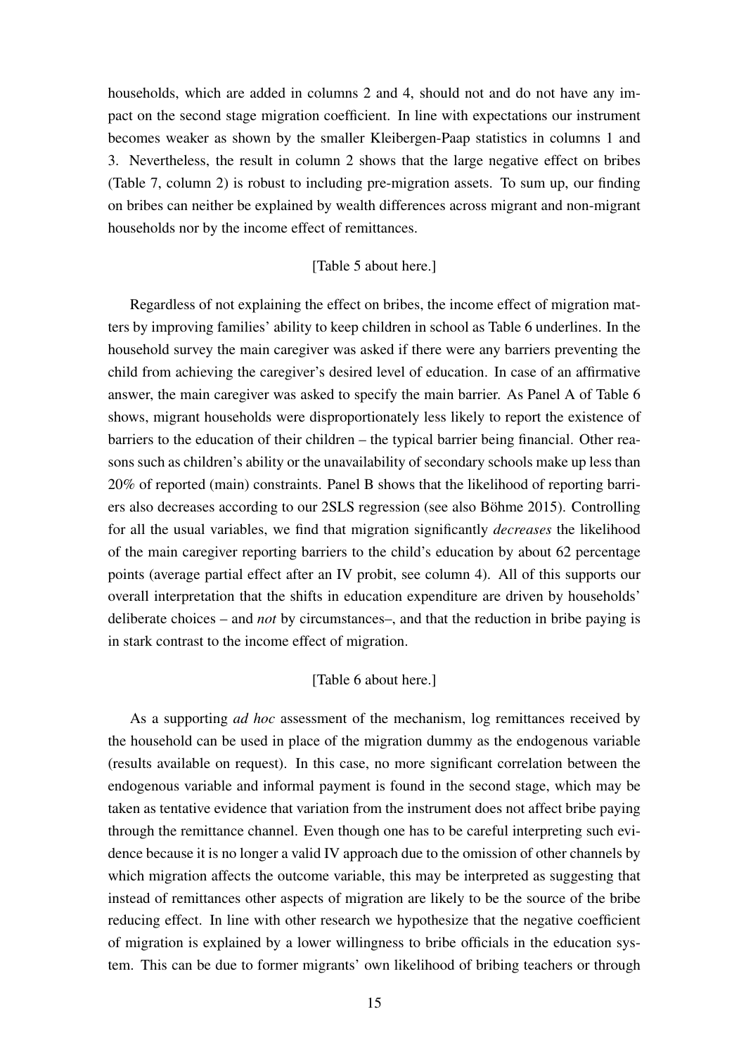households, which are added in columns 2 and 4, should not and do not have any impact on the second stage migration coefficient. In line with expectations our instrument becomes weaker as shown by the smaller Kleibergen-Paap statistics in columns 1 and 3. Nevertheless, the result in column 2 shows that the large negative effect on bribes (Table 7, column 2) is robust to including pre-migration assets. To sum up, our finding on bribes can neither be explained by wealth differences across migrant and non-migrant households nor by the income effect of remittances.

[Table 5 about here.]

Regardless of not explaining the effect on bribes, the income effect of migration matters by improving families' ability to keep children in school as Table 6 underlines. In the household survey the main caregiver was asked if there were any barriers preventing the child from achieving the caregiver's desired level of education. In case of an affirmative answer, the main caregiver was asked to specify the main barrier. As Panel A of Table 6 shows, migrant households were disproportionately less likely to report the existence of barriers to the education of their children – the typical barrier being financial. Other reasons such as children's ability or the unavailability of secondary schools make up less than 20% of reported (main) constraints. Panel B shows that the likelihood of reporting barriers also decreases according to our 2SLS regression (see also Böhme 2015). Controlling for all the usual variables, we find that migration significantly *decreases* the likelihood of the main caregiver reporting barriers to the child's education by about 62 percentage points (average partial effect after an IV probit, see column 4). All of this supports our overall interpretation that the shifts in education expenditure are driven by households' deliberate choices – and *not* by circumstances–, and that the reduction in bribe paying is in stark contrast to the income effect of migration.

[Table 6 about here.]

As a supporting *ad hoc* assessment of the mechanism, log remittances received by the household can be used in place of the migration dummy as the endogenous variable (results available on request). In this case, no more significant correlation between the endogenous variable and informal payment is found in the second stage, which may be taken as tentative evidence that variation from the instrument does not affect bribe paying through the remittance channel. Even though one has to be careful interpreting such evidence because it is no longer a valid IV approach due to the omission of other channels by which migration affects the outcome variable, this may be interpreted as suggesting that instead of remittances other aspects of migration are likely to be the source of the bribe reducing effect. In line with other research we hypothesize that the negative coefficient of migration is explained by a lower willingness to bribe officials in the education system. This can be due to former migrants' own likelihood of bribing teachers or through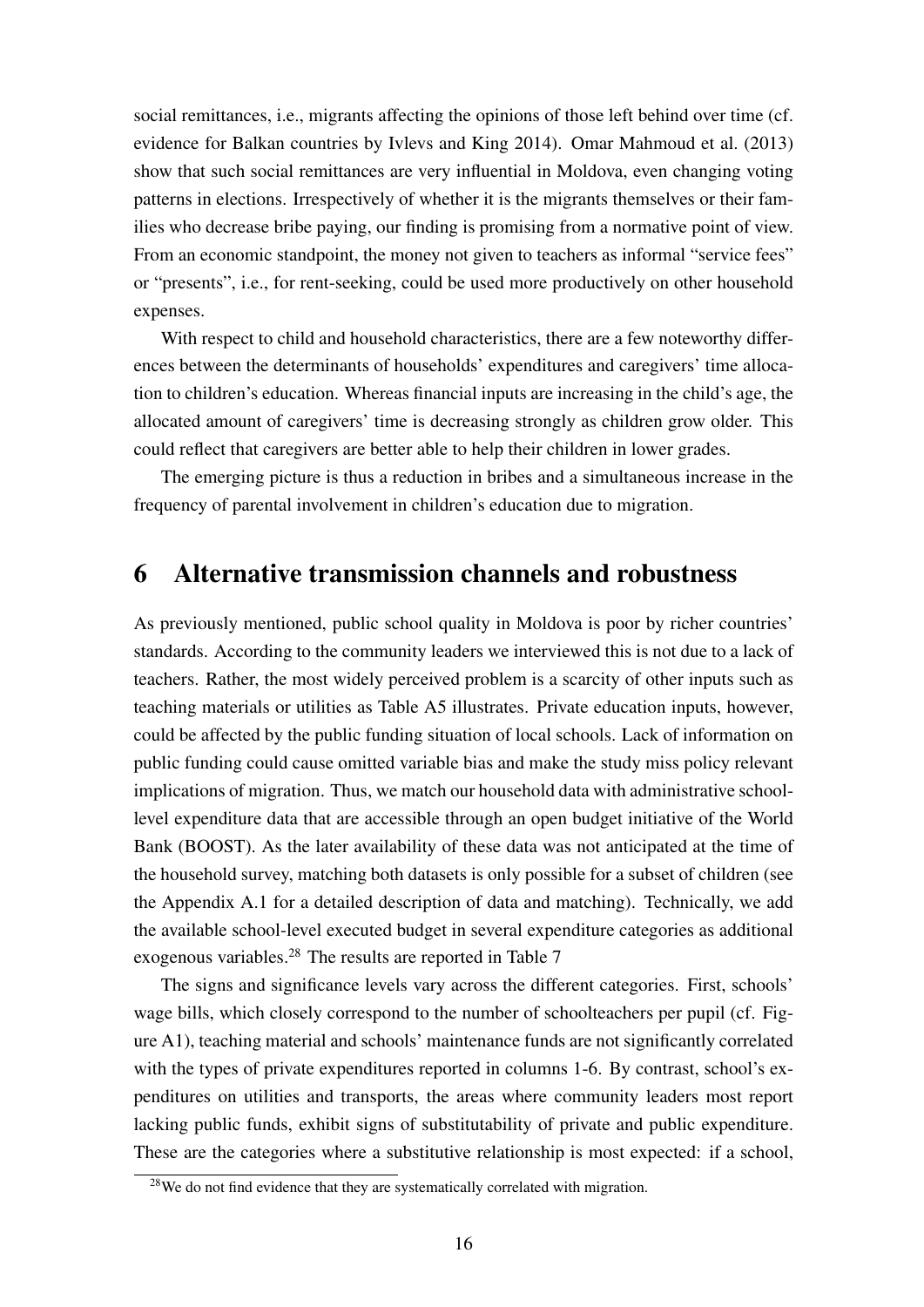social remittances, i.e., migrants affecting the opinions of those left behind over time (cf. evidence for Balkan countries by Ivlevs and King 2014). Omar Mahmoud et al. (2013) show that such social remittances are very influential in Moldova, even changing voting patterns in elections. Irrespectively of whether it is the migrants themselves or their families who decrease bribe paying, our finding is promising from a normative point of view. From an economic standpoint, the money not given to teachers as informal "service fees" or "presents", i.e., for rent-seeking, could be used more productively on other household expenses.

With respect to child and household characteristics, there are a few noteworthy differences between the determinants of households' expenditures and caregivers' time allocation to children's education. Whereas financial inputs are increasing in the child's age, the allocated amount of caregivers' time is decreasing strongly as children grow older. This could reflect that caregivers are better able to help their children in lower grades.

The emerging picture is thus a reduction in bribes and a simultaneous increase in the frequency of parental involvement in children's education due to migration.

# 6 Alternative transmission channels and robustness

As previously mentioned, public school quality in Moldova is poor by richer countries' standards. According to the community leaders we interviewed this is not due to a lack of teachers. Rather, the most widely perceived problem is a scarcity of other inputs such as teaching materials or utilities as Table A5 illustrates. Private education inputs, however, could be affected by the public funding situation of local schools. Lack of information on public funding could cause omitted variable bias and make the study miss policy relevant implications of migration. Thus, we match our household data with administrative school-level expenditure data that are accessible through an open budget initiative of the World Bank (BOOST). As the later availability of these data was not anticipated at the time of the household survey, matching both datasets is only possible for a subset of children (see the Appendix A.1 for a detailed description of data and matching). Technically, we add the available school-level executed budget in several expenditure categories as additional exogenous variables.[28] The results are reported in Table 7

The signs and significance levels vary across the different categories. First, schools' wage bills, which closely correspond to the number of schoolteachers per pupil (cf. Figure A1), teaching material and schools' maintenance funds are not significantly correlated with the types of private expenditures reported in columns 1-6. By contrast, school's expenditures on utilities and transports, the areas where community leaders most report lacking public funds, exhibit signs of substitutability of private and public expenditure. These are the categories where a substitutive relationship is most expected: if a school,

[28] We do not find evidence that they are systematically correlated with migration.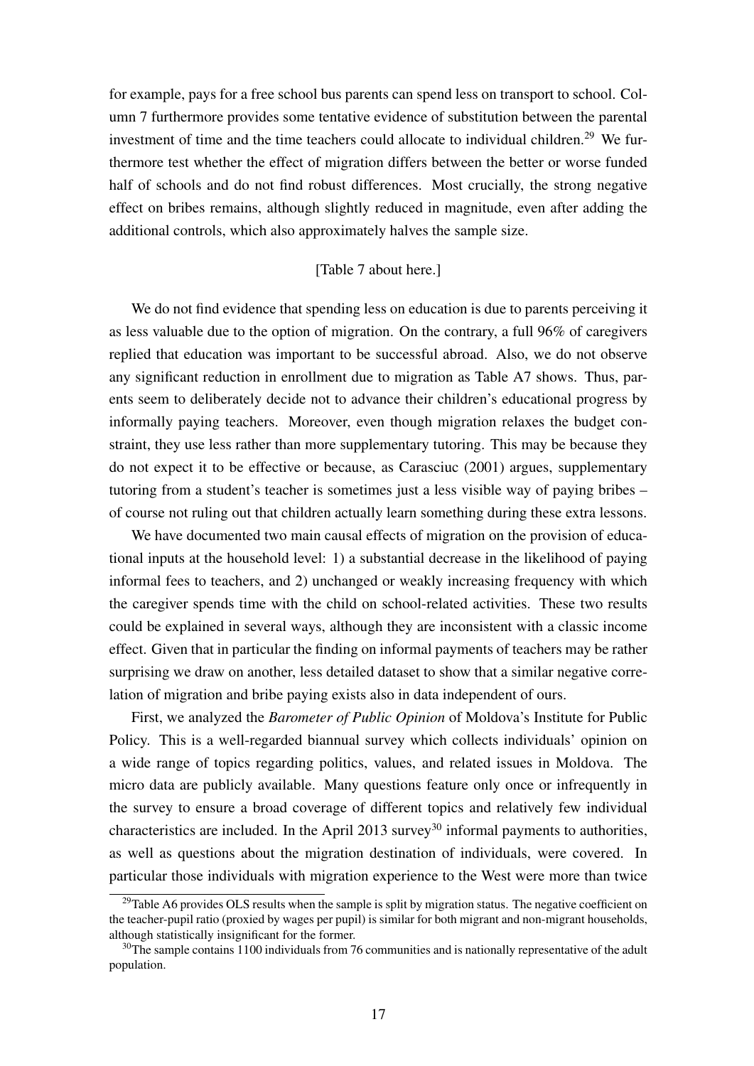for example, pays for a free school bus parents can spend less on transport to school. Column 7 furthermore provides some tentative evidence of substitution between the parental investment of time and the time teachers could allocate to individual children.[29] We furthermore test whether the effect of migration differs between the better or worse funded half of schools and do not find robust differences. Most crucially, the strong negative effect on bribes remains, although slightly reduced in magnitude, even after adding the additional controls, which also approximately halves the sample size.

[Table 7 about here.]

We do not find evidence that spending less on education is due to parents perceiving it as less valuable due to the option of migration. On the contrary, a full 96% of caregivers replied that education was important to be successful abroad. Also, we do not observe any significant reduction in enrollment due to migration as Table A7 shows. Thus, parents seem to deliberately decide not to advance their children's educational progress by informally paying teachers. Moreover, even though migration relaxes the budget constraint, they use less rather than more supplementary tutoring. This may be because they do not expect it to be effective or because, as Carasciuc (2001) argues, supplementary tutoring from a student's teacher is sometimes just a less visible way of paying bribes – of course not ruling out that children actually learn something during these extra lessons.

We have documented two main causal effects of migration on the provision of educational inputs at the household level: 1) a substantial decrease in the likelihood of paying informal fees to teachers, and 2) unchanged or weakly increasing frequency with which the caregiver spends time with the child on school-related activities. These two results could be explained in several ways, although they are inconsistent with a classic income effect. Given that in particular the finding on informal payments of teachers may be rather surprising we draw on another, less detailed dataset to show that a similar negative correlation of migration and bribe paying exists also in data independent of ours.

First, we analyzed the *Barometer of Public Opinion* of Moldova's Institute for Public Policy. This is a well-regarded biannual survey which collects individuals' opinion on a wide range of topics regarding politics, values, and related issues in Moldova. The micro data are publicly available. Many questions feature only once or infrequently in the survey to ensure a broad coverage of different topics and relatively few individual characteristics are included. In the April 2013 survey[30] informal payments to authorities, as well as questions about the migration destination of individuals, were covered. In particular those individuals with migration experience to the West were more than twice

[29] Table A6 provides OLS results when the sample is split by migration status. The negative coefficient on the teacher-pupil ratio (proxied by wages per pupil) is similar for both migrant and non-migrant households, although statistically insignificant for the former.

[30] The sample contains 1100 individuals from 76 communities and is nationally representative of the adult population.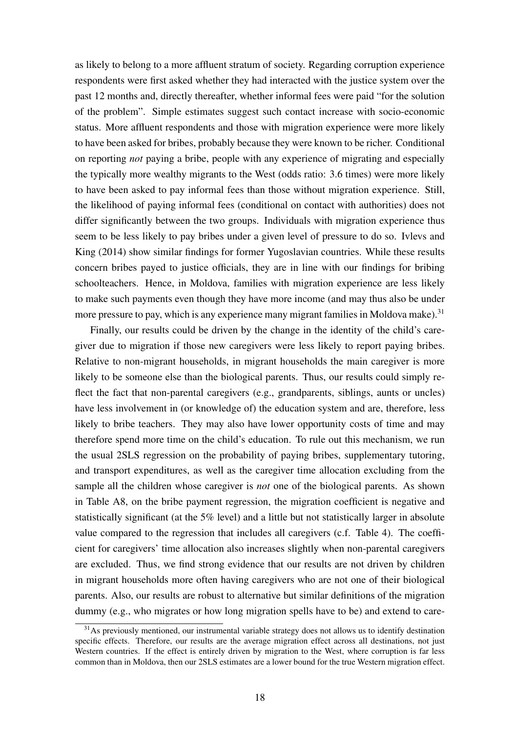as likely to belong to a more affluent stratum of society. Regarding corruption experience respondents were first asked whether they had interacted with the justice system over the past 12 months and, directly thereafter, whether informal fees were paid "for the solution of the problem". Simple estimates suggest such contact increase with socio-economic status. More affluent respondents and those with migration experience were more likely to have been asked for bribes, probably because they were known to be richer. Conditional on reporting *not* paying a bribe, people with any experience of migrating and especially the typically more wealthy migrants to the West (odds ratio: 3.6 times) were more likely to have been asked to pay informal fees than those without migration experience. Still, the likelihood of paying informal fees (conditional on contact with authorities) does not differ significantly between the two groups. Individuals with migration experience thus seem to be less likely to pay bribes under a given level of pressure to do so. Ivlevs and King (2014) show similar findings for former Yugoslavian countries. While these results concern bribes payed to justice officials, they are in line with our findings for bribing schoolteachers. Hence, in Moldova, families with migration experience are less likely to make such payments even though they have more income (and may thus also be under more pressure to pay, which is any experience many migrant families in Moldova make).[31]

Finally, our results could be driven by the change in the identity of the child's caregiver due to migration if those new caregivers were less likely to report paying bribes. Relative to non-migrant households, in migrant households the main caregiver is more likely to be someone else than the biological parents. Thus, our results could simply reflect the fact that non-parental caregivers (e.g., grandparents, siblings, aunts or uncles) have less involvement in (or knowledge of) the education system and are, therefore, less likely to bribe teachers. They may also have lower opportunity costs of time and may therefore spend more time on the child's education. To rule out this mechanism, we run the usual 2SLS regression on the probability of paying bribes, supplementary tutoring, and transport expenditures, as well as the caregiver time allocation excluding from the sample all the children whose caregiver is *not* one of the biological parents. As shown in Table A8, on the bribe payment regression, the migration coefficient is negative and statistically significant (at the 5% level) and a little but not statistically larger in absolute value compared to the regression that includes all caregivers (c.f. Table 4). The coefficient for caregivers' time allocation also increases slightly when non-parental caregivers are excluded. Thus, we find strong evidence that our results are not driven by children in migrant households more often having caregivers who are not one of their biological parents. Also, our results are robust to alternative but similar definitions of the migration dummy (e.g., who migrates or how long migration spells have to be) and extend to care-

[31] As previously mentioned, our instrumental variable strategy does not allows us to identify destination specific effects. Therefore, our results are the average migration effect across all destinations, not just Western countries. If the effect is entirely driven by migration to the West, where corruption is far less common than in Moldova, then our 2SLS estimates are a lower bound for the true Western migration effect.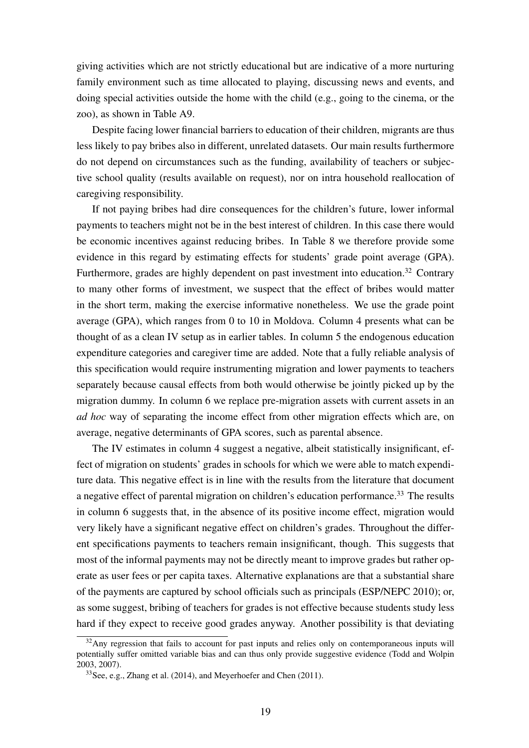giving activities which are not strictly educational but are indicative of a more nurturing family environment such as time allocated to playing, discussing news and events, and doing special activities outside the home with the child (e.g., going to the cinema, or the zoo), as shown in Table A9.

Despite facing lower financial barriers to education of their children, migrants are thus less likely to pay bribes also in different, unrelated datasets. Our main results furthermore do not depend on circumstances such as the funding, availability of teachers or subjective school quality (results available on request), nor on intra household reallocation of caregiving responsibility.

If not paying bribes had dire consequences for the children's future, lower informal payments to teachers might not be in the best interest of children. In this case there would be economic incentives against reducing bribes. In Table 8 we therefore provide some evidence in this regard by estimating effects for students' grade point average (GPA). Furthermore, grades are highly dependent on past investment into education.[32] Contrary to many other forms of investment, we suspect that the effect of bribes would matter in the short term, making the exercise informative nonetheless. We use the grade point average (GPA), which ranges from 0 to 10 in Moldova. Column 4 presents what can be thought of as a clean IV setup as in earlier tables. In column 5 the endogenous education expenditure categories and caregiver time are added. Note that a fully reliable analysis of this specification would require instrumenting migration and lower payments to teachers separately because causal effects from both would otherwise be jointly picked up by the migration dummy. In column 6 we replace pre-migration assets with current assets in an *ad hoc* way of separating the income effect from other migration effects which are, on average, negative determinants of GPA scores, such as parental absence.

The IV estimates in column 4 suggest a negative, albeit statistically insignificant, effect of migration on students' grades in schools for which we were able to match expenditure data. This negative effect is in line with the results from the literature that document a negative effect of parental migration on children's education performance.[33] The results in column 6 suggests that, in the absence of its positive income effect, migration would very likely have a significant negative effect on children's grades. Throughout the different specifications payments to teachers remain insignificant, though. This suggests that most of the informal payments may not be directly meant to improve grades but rather operate as user fees or per capita taxes. Alternative explanations are that a substantial share of the payments are captured by school officials such as principals (ESP/NEPC 2010); or, as some suggest, bribing of teachers for grades is not effective because students study less hard if they expect to receive good grades anyway. Another possibility is that deviating

[32] Any regression that fails to account for past inputs and relies only on contemporaneous inputs will potentially suffer omitted variable bias and can thus only provide suggestive evidence (Todd and Wolpin 2003, 2007).

[33] See, e.g., Zhang et al. (2014), and Meyerhoefer and Chen (2011).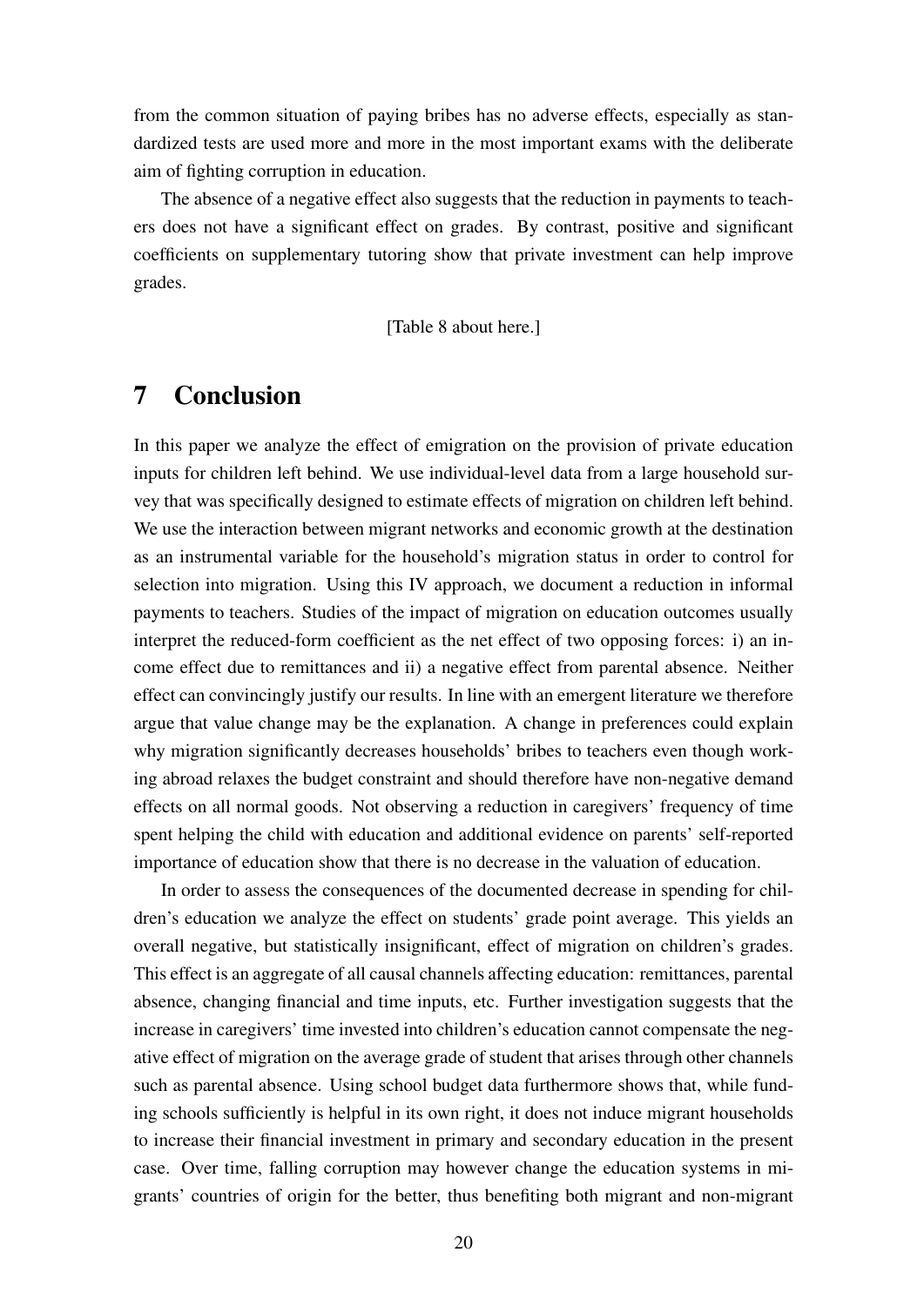from the common situation of paying bribes has no adverse effects, especially as standardized tests are used more and more in the most important exams with the deliberate aim of fighting corruption in education.

The absence of a negative effect also suggests that the reduction in payments to teachers does not have a significant effect on grades. By contrast, positive and significant coefficients on supplementary tutoring show that private investment can help improve grades.

[Table 8 about here.]

# 7 Conclusion

In this paper we analyze the effect of emigration on the provision of private education inputs for children left behind. We use individual-level data from a large household survey that was specifically designed to estimate effects of migration on children left behind. We use the interaction between migrant networks and economic growth at the destination as an instrumental variable for the household's migration status in order to control for selection into migration. Using this IV approach, we document a reduction in informal payments to teachers. Studies of the impact of migration on education outcomes usually interpret the reduced-form coefficient as the net effect of two opposing forces: i) an income effect due to remittances and ii) a negative effect from parental absence. Neither effect can convincingly justify our results. In line with an emergent literature we therefore argue that value change may be the explanation. A change in preferences could explain why migration significantly decreases households' bribes to teachers even though working abroad relaxes the budget constraint and should therefore have non-negative demand effects on all normal goods. Not observing a reduction in caregivers' frequency of time spent helping the child with education and additional evidence on parents' self-reported importance of education show that there is no decrease in the valuation of education.

In order to assess the consequences of the documented decrease in spending for children's education we analyze the effect on students' grade point average. This yields an overall negative, but statistically insignificant, effect of migration on children's grades. This effect is an aggregate of all causal channels affecting education: remittances, parental absence, changing financial and time inputs, etc. Further investigation suggests that the increase in caregivers' time invested into children's education cannot compensate the negative effect of migration on the average grade of student that arises through other channels such as parental absence. Using school budget data furthermore shows that, while funding schools sufficiently is helpful in its own right, it does not induce migrant households to increase their financial investment in primary and secondary education in the present case. Over time, falling corruption may however change the education systems in migrants' countries of origin for the better, thus benefiting both migrant and non-migrant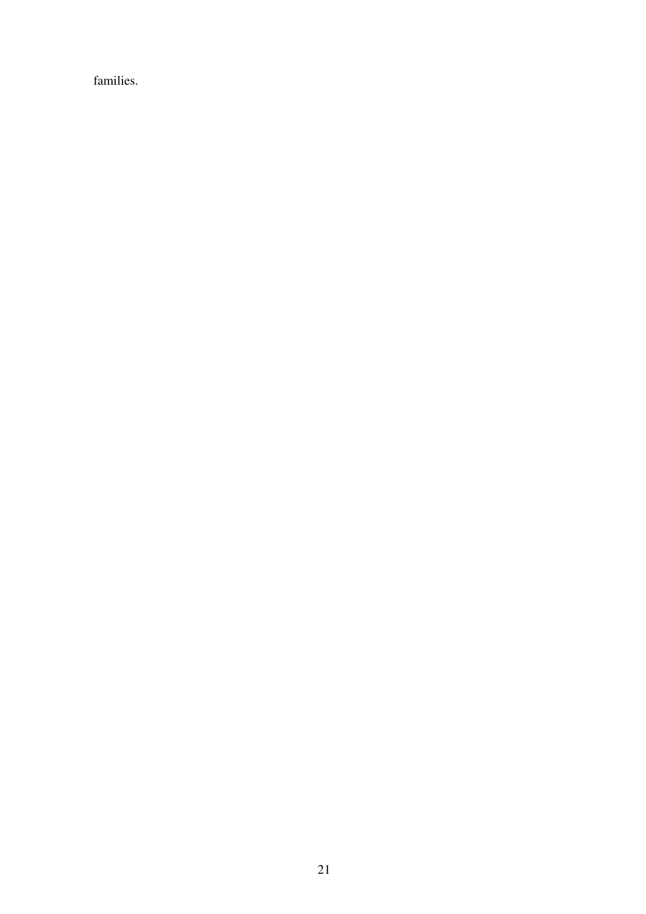families.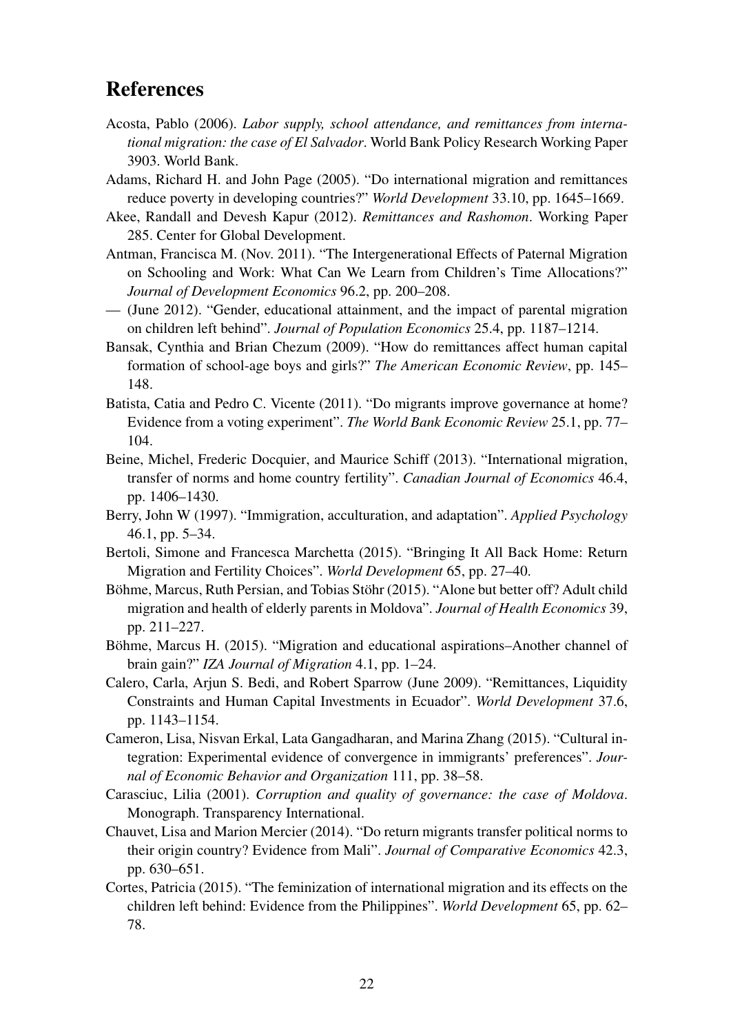## References

Acosta, Pablo (2006). *Labor supply, school attendance, and remittances from international migration: the case of El Salvador*. World Bank Policy Research Working Paper 3903. World Bank.

Adams, Richard H. and John Page (2005). "Do international migration and remittances reduce poverty in developing countries?" *World Development* 33.10, pp. 1645–1669.

Akee, Randall and Devesh Kapur (2012). *Remittances and Rashomon*. Working Paper 285. Center for Global Development.

Antman, Francisca M. (Nov. 2011). "The Intergenerational Effects of Paternal Migration on Schooling and Work: What Can We Learn from Children's Time Allocations?" *Journal of Development Economics* 96.2, pp. 200–208.

— (June 2012). "Gender, educational attainment, and the impact of parental migration on children left behind". *Journal of Population Economics* 25.4, pp. 1187–1214.

Bansak, Cynthia and Brian Chezum (2009). "How do remittances affect human capital formation of school-age boys and girls?" *The American Economic Review*, pp. 145–148.

Batista, Catia and Pedro C. Vicente (2011). "Do migrants improve governance at home? Evidence from a voting experiment". *The World Bank Economic Review* 25.1, pp. 77–104.

Beine, Michel, Frederic Docquier, and Maurice Schiff (2013). "International migration, transfer of norms and home country fertility". *Canadian Journal of Economics* 46.4, pp. 1406–1430.

Berry, John W (1997). "Immigration, acculturation, and adaptation". *Applied Psychology* 46.1, pp. 5–34.

Bertoli, Simone and Francesca Marchetta (2015). "Bringing It All Back Home: Return Migration and Fertility Choices". *World Development* 65, pp. 27–40.

Böhme, Marcus, Ruth Persian, and Tobias Stöhr (2015). "Alone but better off? Adult child migration and health of elderly parents in Moldova". *Journal of Health Economics* 39, pp. 211–227.

Böhme, Marcus H. (2015). "Migration and educational aspirations–Another channel of brain gain?" *IZA Journal of Migration* 4.1, pp. 1–24.

Calero, Carla, Arjun S. Bedi, and Robert Sparrow (June 2009). "Remittances, Liquidity Constraints and Human Capital Investments in Ecuador". *World Development* 37.6, pp. 1143–1154.

Cameron, Lisa, Nisvan Erkal, Lata Gangadharan, and Marina Zhang (2015). "Cultural integration: Experimental evidence of convergence in immigrants' preferences". *Journal of Economic Behavior and Organization* 111, pp. 38–58.

Carasciuc, Lilia (2001). *Corruption and quality of governance: the case of Moldova*. Monograph. Transparency International.

Chauvet, Lisa and Marion Mercier (2014). "Do return migrants transfer political norms to their origin country? Evidence from Mali". *Journal of Comparative Economics* 42.3, pp. 630–651.

Cortes, Patricia (2015). "The feminization of international migration and its effects on the children left behind: Evidence from the Philippines". *World Development* 65, pp. 62–78.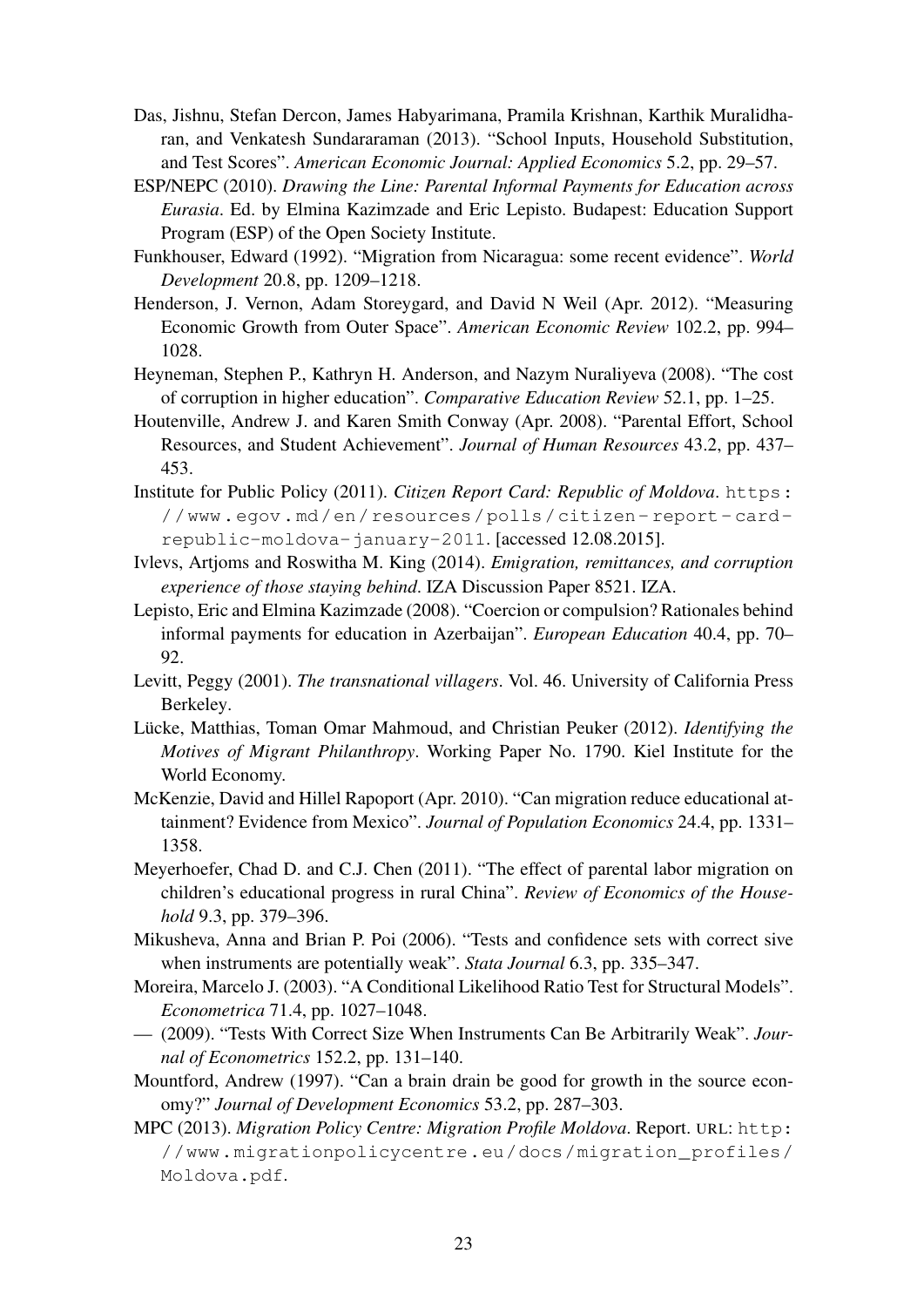Das, Jishnu, Stefan Dercon, James Habyarimana, Pramila Krishnan, Karthik Muralidharan, and Venkatesh Sundararaman (2013). "School Inputs, Household Substitution, and Test Scores". *American Economic Journal: Applied Economics* 5.2, pp. 29–57.

ESP/NEPC (2010). *Drawing the Line: Parental Informal Payments for Education across Eurasia*. Ed. by Elmina Kazimzade and Eric Lepisto. Budapest: Education Support Program (ESP) of the Open Society Institute.

Funkhouser, Edward (1992). "Migration from Nicaragua: some recent evidence". *World Development* 20.8, pp. 1209–1218.

Henderson, J. Vernon, Adam Storeygard, and David N Weil (Apr. 2012). "Measuring Economic Growth from Outer Space". *American Economic Review* 102.2, pp. 994–1028.

Heyneman, Stephen P., Kathryn H. Anderson, and Nazym Nuraliyeva (2008). "The cost of corruption in higher education". *Comparative Education Review* 52.1, pp. 1–25.

Houtenville, Andrew J. and Karen Smith Conway (Apr. 2008). "Parental Effort, School Resources, and Student Achievement". *Journal of Human Resources* 43.2, pp. 437–453.

Institute for Public Policy (2011). *Citizen Report Card: Republic of Moldova*. `https://www.egov.md/en/resources/polls/citizen-report-card-republic-moldova-january-2011`. [accessed 12.08.2015].

Ivlevs, Artjoms and Roswitha M. King (2014). *Emigration, remittances, and corruption experience of those staying behind*. IZA Discussion Paper 8521. IZA.

Lepisto, Eric and Elmina Kazimzade (2008). "Coercion or compulsion? Rationales behind informal payments for education in Azerbaijan". *European Education* 40.4, pp. 70–92.

Levitt, Peggy (2001). *The transnational villagers*. Vol. 46. University of California Press Berkeley.

Lücke, Matthias, Toman Omar Mahmoud, and Christian Peuker (2012). *Identifying the Motives of Migrant Philanthropy*. Working Paper No. 1790. Kiel Institute for the World Economy.

McKenzie, David and Hillel Rapoport (Apr. 2010). "Can migration reduce educational attainment? Evidence from Mexico". *Journal of Population Economics* 24.4, pp. 1331–1358.

Meyerhoefer, Chad D. and C.J. Chen (2011). "The effect of parental labor migration on children's educational progress in rural China". *Review of Economics of the Household* 9.3, pp. 379–396.

Mikusheva, Anna and Brian P. Poi (2006). "Tests and confidence sets with correct sive when instruments are potentially weak". *Stata Journal* 6.3, pp. 335–347.

Moreira, Marcelo J. (2003). "A Conditional Likelihood Ratio Test for Structural Models". *Econometrica* 71.4, pp. 1027–1048.

— (2009). "Tests With Correct Size When Instruments Can Be Arbitrarily Weak". *Journal of Econometrics* 152.2, pp. 131–140.

Mountford, Andrew (1997). "Can a brain drain be good for growth in the source economy?" *Journal of Development Economics* 53.2, pp. 287–303.

MPC (2013). *Migration Policy Centre: Migration Profile Moldova*. Report. URL: `http://www.migrationpolicycentre.eu/docs/migration_profiles/Moldova.pdf`.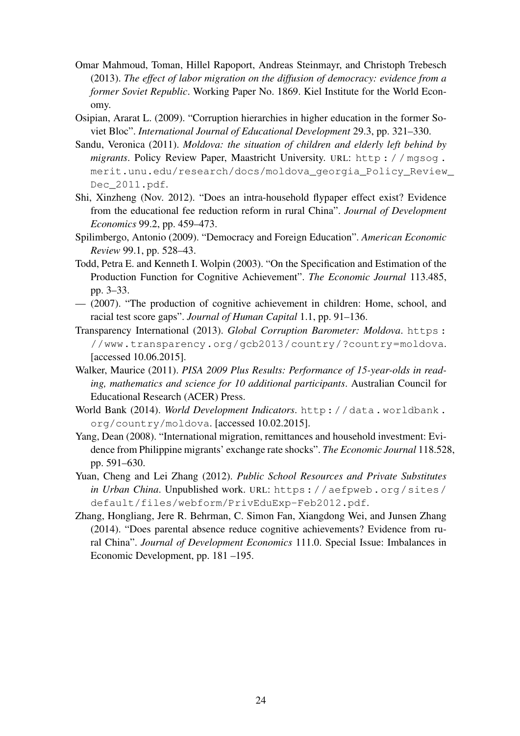Omar Mahmoud, Toman, Hillel Rapoport, Andreas Steinmayr, and Christoph Trebesch (2013). *The effect of labor migration on the diffusion of democracy: evidence from a former Soviet Republic*. Working Paper No. 1869. Kiel Institute for the World Economy.

Osipian, Ararat L. (2009). "Corruption hierarchies in higher education in the former Soviet Bloc". *International Journal of Educational Development* 29.3, pp. 321–330.

Sandu, Veronica (2011). *Moldova: the situation of children and elderly left behind by migrants*. Policy Review Paper, Maastricht University. URL: http://mgsog.merit.unu.edu/research/docs/moldova_georgia_Policy_Review_Dec_2011.pdf.

Shi, Xinzheng (Nov. 2012). "Does an intra-household flypaper effect exist? Evidence from the educational fee reduction reform in rural China". *Journal of Development Economics* 99.2, pp. 459–473.

Spilimbergo, Antonio (2009). "Democracy and Foreign Education". *American Economic Review* 99.1, pp. 528–43.

Todd, Petra E. and Kenneth I. Wolpin (2003). "On the Specification and Estimation of the Production Function for Cognitive Achievement". *The Economic Journal* 113.485, pp. 3–33.

— (2007). "The production of cognitive achievement in children: Home, school, and racial test score gaps". *Journal of Human Capital* 1.1, pp. 91–136.

Transparency International (2013). *Global Corruption Barometer: Moldova*. https://www.transparency.org/gcb2013/country/?country=moldova. [accessed 10.06.2015].

Walker, Maurice (2011). *PISA 2009 Plus Results: Performance of 15-year-olds in reading, mathematics and science for 10 additional participants*. Australian Council for Educational Research (ACER) Press.

World Bank (2014). *World Development Indicators*. http://data.worldbank.org/country/moldova. [accessed 10.02.2015].

Yang, Dean (2008). "International migration, remittances and household investment: Evidence from Philippine migrants' exchange rate shocks". *The Economic Journal* 118.528, pp. 591–630.

Yuan, Cheng and Lei Zhang (2012). *Public School Resources and Private Substitutes in Urban China*. Unpublished work. URL: https://aefpweb.org/sites/default/files/webform/PrivEduExp-Feb2012.pdf.

Zhang, Hongliang, Jere R. Behrman, C. Simon Fan, Xiangdong Wei, and Junsen Zhang (2014). "Does parental absence reduce cognitive achievements? Evidence from rural China". *Journal of Development Economics* 111.0. Special Issue: Imbalances in Economic Development, pp. 181 –195.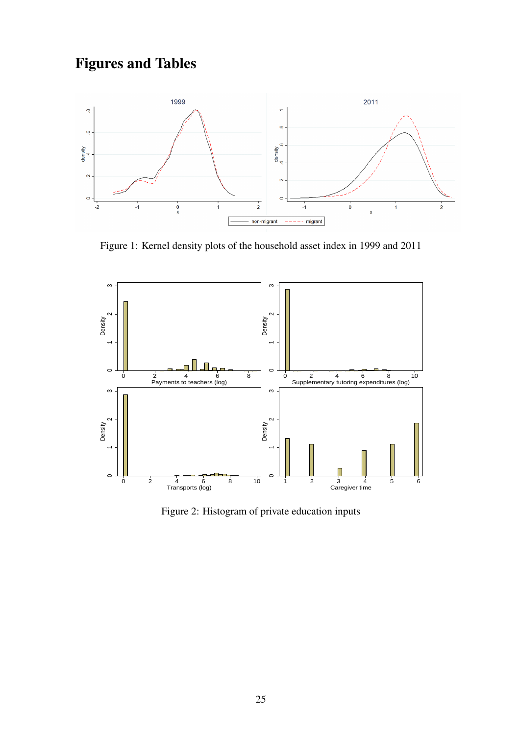# Figures and Tables

Figure 1: Kernel density plots of the household asset index in 1999 and 2011

Figure 2: Histogram of private education inputs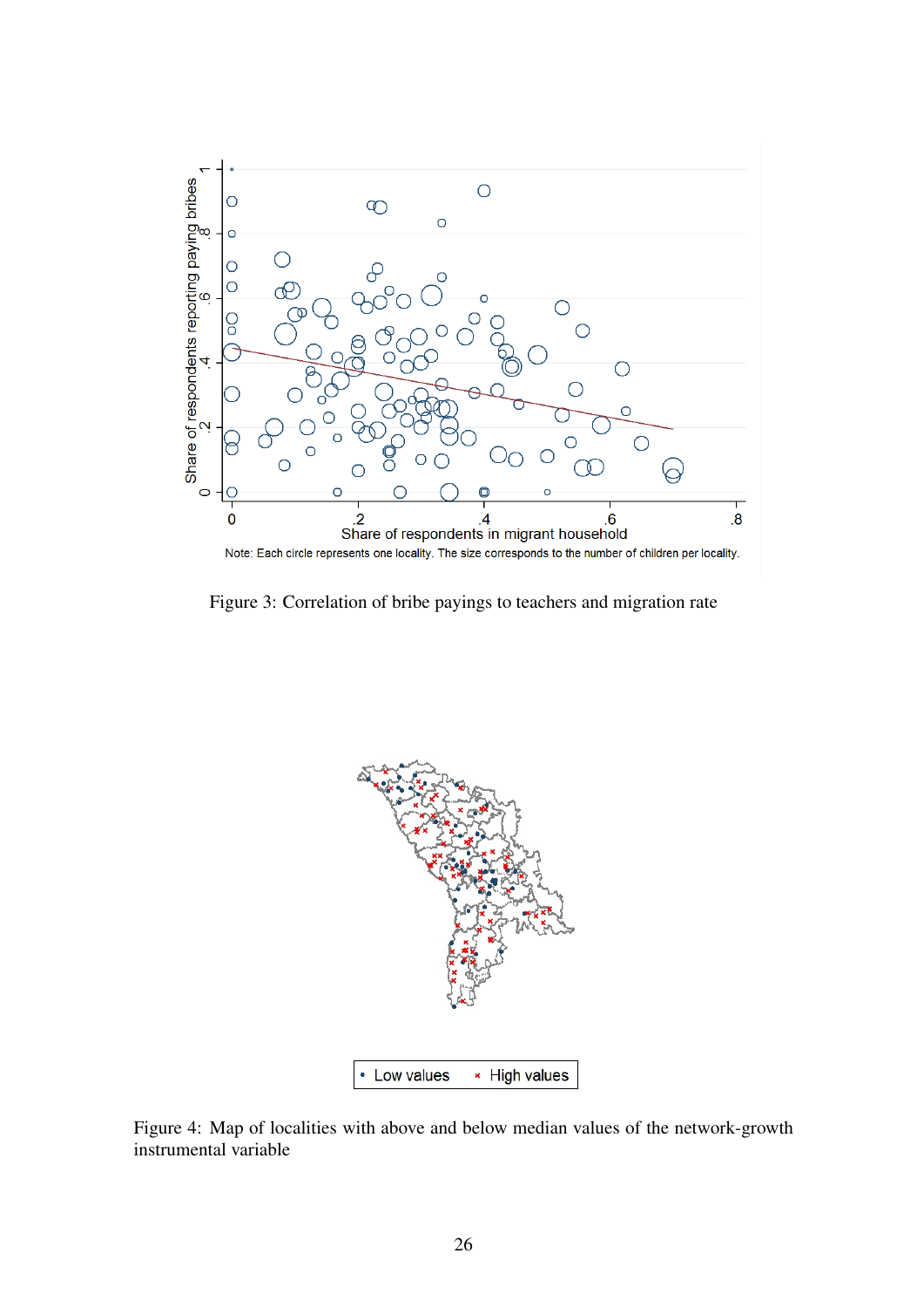Figure 3: Correlation of bribe payings to teachers and migration rate

Figure 4: Map of localities with above and below median values of the network-growth instrumental variable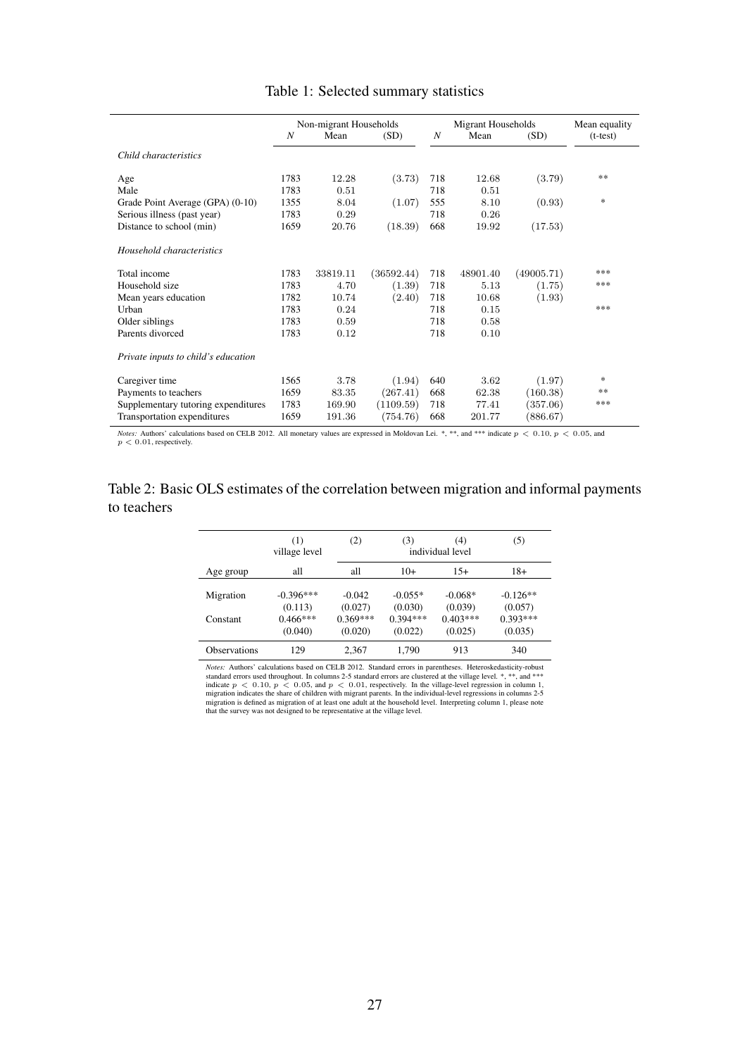Table 1: Selected summary statistics

| | Non-migrant Households | | | Migrant Households | | | Mean equality |
|---|---|---|---|---|---|---|---|
| | $N$ | Mean | (SD) | $N$ | Mean | (SD) | (t-test) |
| *Child characteristics* | | | | | | | |
| Age | 1783 | 12.28 | (3.73) | 718 | 12.68 | (3.79) | ** |
| Male | 1783 | 0.51 | | 718 | 0.51 | | |
| Grade Point Average (GPA) (0-10) | 1355 | 8.04 | (1.07) | 555 | 8.10 | (0.93) | * |
| Serious illness (past year) | 1783 | 0.29 | | 718 | 0.26 | | |
| Distance to school (min) | 1659 | 20.76 | (18.39) | 668 | 19.92 | (17.53) | |
| *Household characteristics* | | | | | | | |
| Total income | 1783 | 33819.11 | (36592.44) | 718 | 48901.40 | (49005.71) | *** |
| Household size | 1783 | 4.70 | (1.39) | 718 | 5.13 | (1.75) | *** |
| Mean years education | 1782 | 10.74 | (2.40) | 718 | 10.68 | (1.93) | |
| Urban | 1783 | 0.24 | | 718 | 0.15 | | *** |
| Older siblings | 1783 | 0.59 | | 718 | 0.58 | | |
| Parents divorced | 1783 | 0.12 | | 718 | 0.10 | | |
| *Private inputs to child's education* | | | | | | | |
| Caregiver time | 1565 | 3.78 | (1.94) | 640 | 3.62 | (1.97) | * |
| Payments to teachers | 1659 | 83.35 | (267.41) | 668 | 62.38 | (160.38) | ** |
| Supplementary tutoring expenditures | 1783 | 169.90 | (1109.59) | 718 | 77.41 | (357.06) | *** |
| Transportation expenditures | 1659 | 191.36 | (754.76) | 668 | 201.77 | (886.67) | |

*Notes:* Authors' calculations based on CELB 2012. All monetary values are expressed in Moldovan Lei. *, **, and *** indicate $p < 0.10$, $p < 0.05$, and $p < 0.01$, respectively.

## Table 2: Basic OLS estimates of the correlation between migration and informal payments to teachers

| | (1) village level | (2) | (3) individual level | (4) | (5) |
|---|---|---|---|---|---|
| Age group | all | all | 10+ | 15+ | 18+ |
| Migration | -0.396*** | -0.042 | -0.055* | -0.068* | -0.126** |
| | (0.113) | (0.027) | (0.030) | (0.039) | (0.057) |
| Constant | 0.466*** | 0.369*** | 0.394*** | 0.403*** | 0.393*** |
| | (0.040) | (0.020) | (0.022) | (0.025) | (0.035) |
| Observations | 129 | 2,367 | 1,790 | 913 | 340 |

*Notes:* Authors' calculations based on CELB 2012. Standard errors in parentheses. Heteroskedasticity-robust standard errors used throughout. In columns 2-5 standard errors are clustered at the village level. *, **, and *** indicate $p < 0.10$, $p < 0.05$, and $p < 0.01$, respectively. In the village-level regression in column 1, migration indicates the share of children with migrant parents. In the individual-level regressions in columns 2-5 migration is defined as migration of at least one adult at the household level. Interpreting column 1, please note that the survey was not designed to be representative at the village level.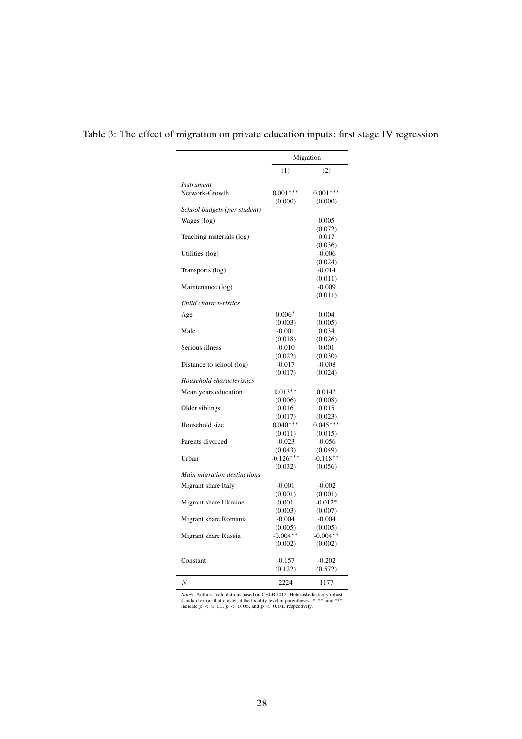Table 3: The effect of migration on private education inputs: first stage IV regression

| | Migration | |
|---|---|---|
| | (1) | (2) |
| *Instrument* | | |
| Network-Growth | $0.001^{***}$ | $0.001^{***}$ |
| | (0.000) | (0.000) |
| *School budgets (per student)* | | |
| Wages (log) | | 0.005 |
| | | (0.072) |
| Teaching materials (log) | | 0.017 |
| | | (0.036) |
| Utilities (log) | | -0.006 |
| | | (0.024) |
| Transports (log) | | -0.014 |
| | | (0.011) |
| Maintenance (log) | | -0.009 |
| | | (0.011) |
| *Child characteristics* | | |
| Age | $0.006^{*}$ | 0.004 |
| | (0.003) | (0.005) |
| Male | -0.001 | 0.034 |
| | (0.018) | (0.026) |
| Serious illness | -0.010 | 0.001 |
| | (0.022) | (0.030) |
| Distance to school (log) | -0.017 | -0.008 |
| | (0.017) | (0.024) |
| *Household characteristics* | | |
| Mean years education | $0.013^{**}$ | $0.014^{*}$ |
| | (0.006) | (0.008) |
| Older siblings | 0.016 | 0.015 |
| | (0.017) | (0.023) |
| Household size | $0.040^{***}$ | $0.045^{***}$ |
| | (0.011) | (0.015) |
| Parents divorced | -0.023 | -0.056 |
| | (0.043) | (0.049) |
| Urban | $-0.126^{***}$ | $-0.118^{**}$ |
| | (0.032) | (0.056) |
| *Main migration destinations* | | |
| Migrant share Italy | -0.001 | -0.002 |
| | (0.001) | (0.001) |
| Migrant share Ukraine | 0.001 | $-0.012^{*}$ |
| | (0.003) | (0.007) |
| Migrant share Romania | -0.004 | -0.004 |
| | (0.005) | (0.005) |
| Migrant share Russia | $-0.004^{**}$ | $-0.004^{**}$ |
| | (0.002) | (0.002) |
| Constant | -0.157 | -0.202 |
| | (0.122) | (0.572) |
| $N$ | 2224 | 1177 |

*Notes:* Authors' calculations based on CELB 2012. Heteroskedasticity robust standard errors that cluster at the locality level in parentheses. *, **, and *** indicate $p < 0.10$, $p < 0.05$, and $p < 0.01$, respectively.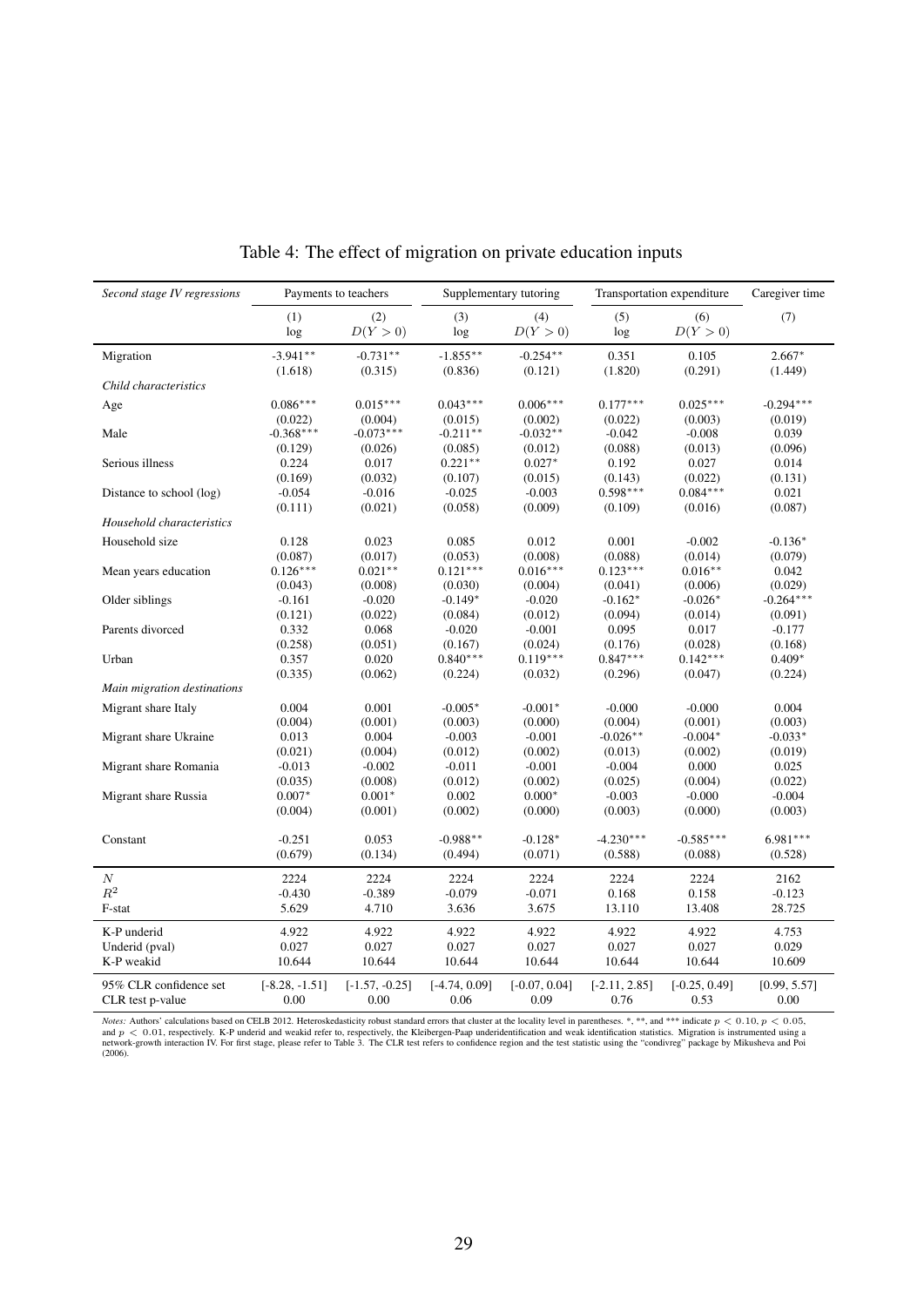Table 4: The effect of migration on private education inputs

| *Second stage IV regressions* | Payments to teachers | | Supplementary tutoring | | Transportation expenditure | | Caregiver time |
|---|---|---|---|---|---|---|---|
| | (1) log | (2) $D(Y>0)$ | (3) log | (4) $D(Y>0)$ | (5) log | (6) $D(Y>0)$ | (7) |
| Migration | -3.941** | -0.731** | -1.855** | -0.254** | 0.351 | 0.105 | 2.667* |
| | (1.618) | (0.315) | (0.836) | (0.121) | (1.820) | (0.291) | (1.449) |
| *Child characteristics* | | | | | | | |
| Age | 0.086*** | 0.015*** | 0.043*** | 0.006*** | 0.177*** | 0.025*** | -0.294*** |
| | (0.022) | (0.004) | (0.015) | (0.002) | (0.022) | (0.003) | (0.019) |
| Male | -0.368*** | -0.073*** | -0.211** | -0.032** | -0.042 | -0.008 | 0.039 |
| | (0.129) | (0.026) | (0.085) | (0.012) | (0.088) | (0.013) | (0.096) |
| Serious illness | 0.224 | 0.017 | 0.221** | 0.027* | 0.192 | 0.027 | 0.014 |
| | (0.169) | (0.032) | (0.107) | (0.015) | (0.143) | (0.022) | (0.131) |
| Distance to school (log) | -0.054 | -0.016 | -0.025 | -0.003 | 0.598*** | 0.084*** | 0.021 |
| | (0.111) | (0.021) | (0.058) | (0.009) | (0.109) | (0.016) | (0.087) |
| *Household characteristics* | | | | | | | |
| Household size | 0.128 | 0.023 | 0.085 | 0.012 | 0.001 | -0.002 | -0.136* |
| | (0.087) | (0.017) | (0.053) | (0.008) | (0.088) | (0.014) | (0.079) |
| Mean years education | 0.126*** | 0.021** | 0.121*** | 0.016*** | 0.123*** | 0.016** | 0.042 |
| | (0.043) | (0.008) | (0.030) | (0.004) | (0.041) | (0.006) | (0.029) |
| Older siblings | -0.161 | -0.020 | -0.149* | -0.020 | -0.162* | -0.026* | -0.264*** |
| | (0.121) | (0.022) | (0.084) | (0.012) | (0.094) | (0.014) | (0.091) |
| Parents divorced | 0.332 | 0.068 | -0.020 | -0.001 | 0.095 | 0.017 | -0.177 |
| | (0.258) | (0.051) | (0.167) | (0.024) | (0.176) | (0.028) | (0.168) |
| Urban | 0.357 | 0.020 | 0.840*** | 0.119*** | 0.847*** | 0.142*** | 0.409* |
| | (0.335) | (0.062) | (0.224) | (0.032) | (0.296) | (0.047) | (0.224) |
| *Main migration destinations* | | | | | | | |
| Migrant share Italy | 0.004 | 0.001 | -0.005* | -0.001* | -0.000 | -0.000 | 0.004 |
| | (0.004) | (0.001) | (0.003) | (0.000) | (0.004) | (0.001) | (0.003) |
| Migrant share Ukraine | 0.013 | 0.004 | -0.003 | -0.001 | -0.026** | -0.004* | -0.033* |
| | (0.021) | (0.004) | (0.012) | (0.002) | (0.013) | (0.002) | (0.019) |
| Migrant share Romania | -0.013 | -0.002 | -0.011 | -0.001 | -0.004 | 0.000 | 0.025 |
| | (0.035) | (0.008) | (0.012) | (0.002) | (0.025) | (0.004) | (0.022) |
| Migrant share Russia | 0.007* | 0.001* | 0.002 | 0.000* | -0.003 | -0.000 | -0.004 |
| | (0.004) | (0.001) | (0.002) | (0.000) | (0.003) | (0.000) | (0.003) |
| Constant | -0.251 | 0.053 | -0.988** | -0.128* | -4.230*** | -0.585*** | 6.981*** |
| | (0.679) | (0.134) | (0.494) | (0.071) | (0.588) | (0.088) | (0.528) |
| $N$ | 2224 | 2224 | 2224 | 2224 | 2224 | 2224 | 2162 |
| $R^2$ | -0.430 | -0.389 | -0.079 | -0.071 | 0.168 | 0.158 | -0.123 |
| F-stat | 5.629 | 4.710 | 3.636 | 3.675 | 13.110 | 13.408 | 28.725 |
| K-P underid | 4.922 | 4.922 | 4.922 | 4.922 | 4.922 | 4.922 | 4.753 |
| Underid (pval) | 0.027 | 0.027 | 0.027 | 0.027 | 0.027 | 0.027 | 0.029 |
| K-P weakid | 10.644 | 10.644 | 10.644 | 10.644 | 10.644 | 10.644 | 10.609 |
| 95% CLR confidence set | [-8.28, -1.51] | [-1.57, -0.25] | [-4.74, 0.09] | [-0.07, 0.04] | [-2.11, 2.85] | [-0.25, 0.49] | [0.99, 5.57] |
| CLR test p-value | 0.00 | 0.00 | 0.06 | 0.09 | 0.76 | 0.53 | 0.00 |

*Notes:* Authors' calculations based on CELB 2012. Heteroskedasticity robust standard errors that cluster at the locality level in parentheses. *, **, and *** indicate $p < 0.10$, $p < 0.05$, and $p < 0.01$, respectively. K-P underid and weakid refer to, respectively, the Kleibergen-Paap underidentification and weak identification statistics. Migration is instrumented using a network-growth interaction IV. For first stage, please refer to Table 3. The CLR test refers to confidence region and the test statistic using the "condivreg" package by Mikusheva and Poi (2006).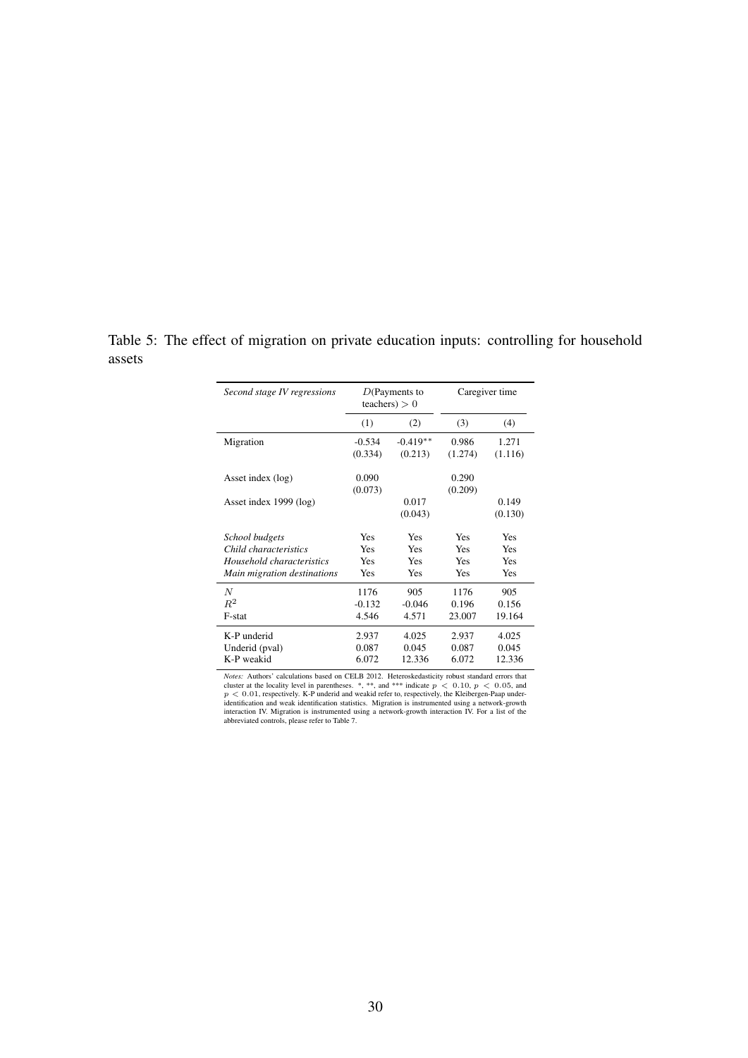Table 5: The effect of migration on private education inputs: controlling for household assets

| *Second stage IV regressions* | $D$(Payments to teachers) $> 0$ | | Caregiver time | |
|---|---|---|---|---|
| | (1) | (2) | (3) | (4) |
| Migration | -0.534 | -0.419** | 0.986 | 1.271 |
| | (0.334) | (0.213) | (1.274) | (1.116) |
| Asset index (log) | 0.090 | | 0.290 | |
| | (0.073) | | (0.209) | |
| Asset index 1999 (log) | | 0.017 | | 0.149 |
| | | (0.043) | | (0.130) |
| *School budgets* | Yes | Yes | Yes | Yes |
| *Child characteristics* | Yes | Yes | Yes | Yes |
| *Household characteristics* | Yes | Yes | Yes | Yes |
| *Main migration destinations* | Yes | Yes | Yes | Yes |
| $N$ | 1176 | 905 | 1176 | 905 |
| $R^2$ | -0.132 | -0.046 | 0.196 | 0.156 |
| F-stat | 4.546 | 4.571 | 23.007 | 19.164 |
| K-P underid | 2.937 | 4.025 | 2.937 | 4.025 |
| Underid (pval) | 0.087 | 0.045 | 0.087 | 0.045 |
| K-P weakid | 6.072 | 12.336 | 6.072 | 12.336 |

*Notes:* Authors' calculations based on CELB 2012. Heteroskedasticity robust standard errors that cluster at the locality level in parentheses. *, **, and *** indicate $p < 0.10$, $p < 0.05$, and $p < 0.01$, respectively. K-P underid and weakid refer to, respectively, the Kleibergen-Paap under-identification and weak identification statistics. Migration is instrumented using a network-growth interaction IV. Migration is instrumented using a network-growth interaction IV. For a list of the abbreviated controls, please refer to Table 7.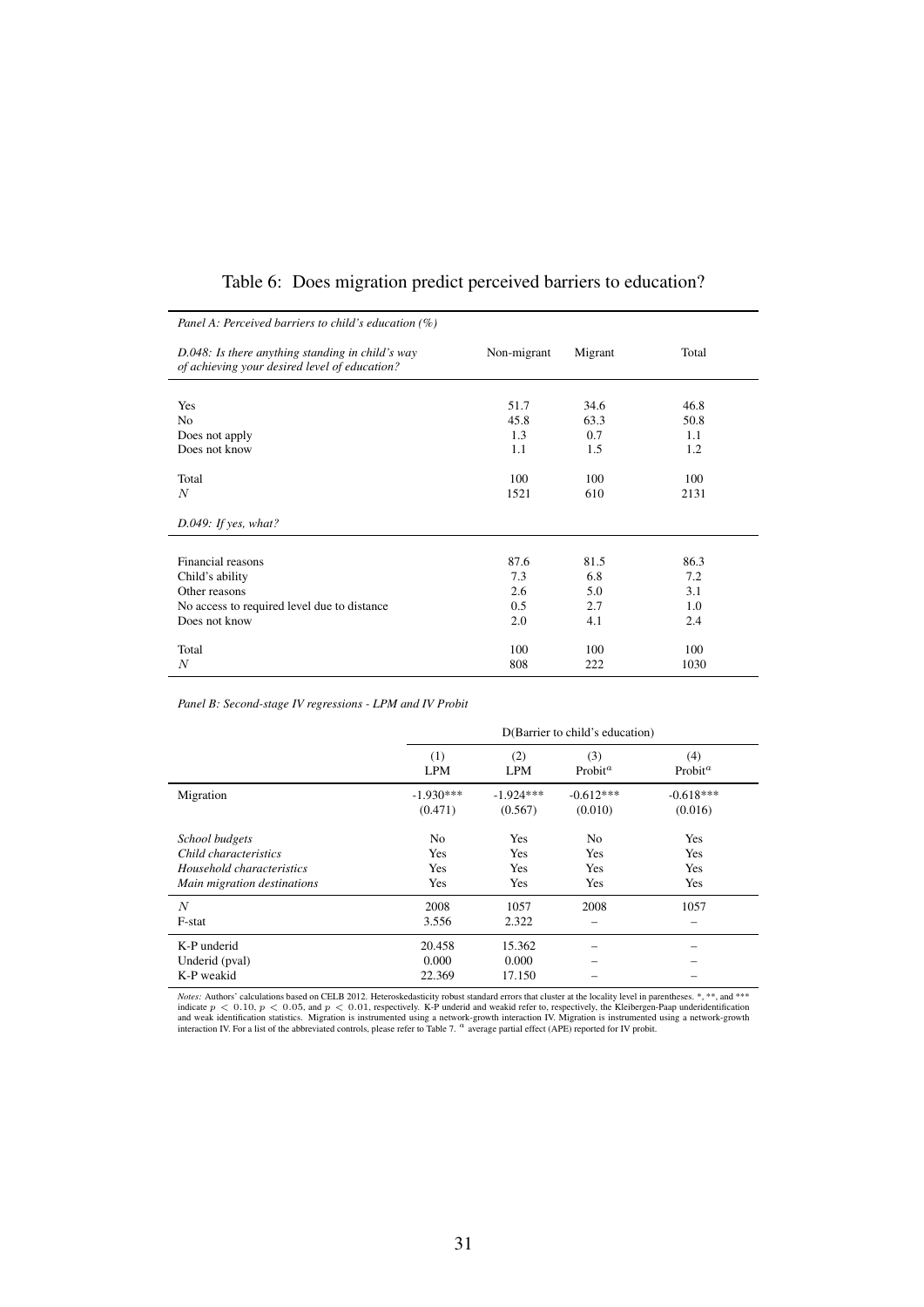# Table 6: Does migration predict perceived barriers to education?

*Panel A: Perceived barriers to child's education (%)*

| *D.048: Is there anything standing in child's way of achieving your desired level of education?* | Non-migrant | Migrant | Total |
|---|---|---|---|
| Yes | 51.7 | 34.6 | 46.8 |
| No | 45.8 | 63.3 | 50.8 |
| Does not apply | 1.3 | 0.7 | 1.1 |
| Does not know | 1.1 | 1.5 | 1.2 |
| Total | 100 | 100 | 100 |
| $N$ | 1521 | 610 | 2131 |
| *D.049: If yes, what?* | | | |
| Financial reasons | 87.6 | 81.5 | 86.3 |
| Child's ability | 7.3 | 6.8 | 7.2 |
| Other reasons | 2.6 | 5.0 | 3.1 |
| No access to required level due to distance | 0.5 | 2.7 | 1.0 |
| Does not know | 2.0 | 4.1 | 2.4 |
| Total | 100 | 100 | 100 |
| $N$ | 808 | 222 | 1030 |

*Panel B: Second-stage IV regressions - LPM and IV Probit*

| | D(Barrier to child's education) | | | |
|---|---|---|---|---|
| | (1) LPM | (2) LPM | (3) Probit[a] | (4) Probit[a] |
| Migration | -1.930*** | -1.924*** | -0.612*** | -0.618*** |
| | (0.471) | (0.567) | (0.010) | (0.016) |
| *School budgets* | No | Yes | No | Yes |
| *Child characteristics* | Yes | Yes | Yes | Yes |
| *Household characteristics* | Yes | Yes | Yes | Yes |
| *Main migration destinations* | Yes | Yes | Yes | Yes |
| $N$ | 2008 | 1057 | 2008 | 1057 |
| F-stat | 3.556 | 2.322 | – | – |
| K-P underid | 20.458 | 15.362 | – | – |
| Underid (pval) | 0.000 | 0.000 | – | – |
| K-P weakid | 22.369 | 17.150 | – | – |

*Notes:* Authors' calculations based on CELB 2012. Heteroskedasticity robust standard errors that cluster at the locality level in parentheses. *, **, and *** indicate $p < 0.10$, $p < 0.05$, and $p < 0.01$, respectively. K-P underid and weakid refer to, respectively, the Kleibergen-Paap underidentification and weak identification statistics. Migration is instrumented using a network-growth interaction IV. Migration is instrumented using a network-growth interaction IV. For a list of the abbreviated controls, please refer to Table 7. [a] average partial effect (APE) reported for IV probit.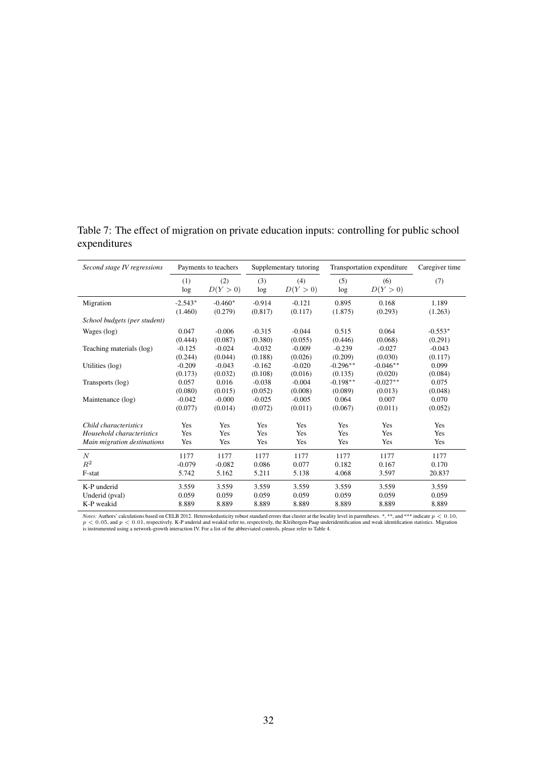Table 7: The effect of migration on private education inputs: controlling for public school expenditures

| *Second stage IV regressions* | Payments to teachers | | Supplementary tutoring | | Transportation expenditure | | Caregiver time |
|---|---|---|---|---|---|---|---|
| | (1) log | (2) $D(Y > 0)$ | (3) log | (4) $D(Y > 0)$ | (5) log | (6) $D(Y > 0)$ | (7) |
| Migration | -2.543* | -0.460* | -0.914 | -0.121 | 0.895 | 0.168 | 1.189 |
| | (1.460) | (0.279) | (0.817) | (0.117) | (1.875) | (0.293) | (1.263) |
| *School budgets (per student)* | | | | | | | |
| Wages (log) | 0.047 | -0.006 | -0.315 | -0.044 | 0.515 | 0.064 | -0.553* |
| | (0.444) | (0.087) | (0.380) | (0.055) | (0.446) | (0.068) | (0.291) |
| Teaching materials (log) | -0.125 | -0.024 | -0.032 | -0.009 | -0.239 | -0.027 | -0.043 |
| | (0.244) | (0.044) | (0.188) | (0.026) | (0.209) | (0.030) | (0.117) |
| Utilities (log) | -0.209 | -0.043 | -0.162 | -0.020 | -0.296** | -0.046** | 0.099 |
| | (0.173) | (0.032) | (0.108) | (0.016) | (0.135) | (0.020) | (0.084) |
| Transports (log) | 0.057 | 0.016 | -0.038 | -0.004 | -0.198** | -0.027** | 0.075 |
| | (0.080) | (0.015) | (0.052) | (0.008) | (0.089) | (0.013) | (0.048) |
| Maintenance (log) | -0.042 | -0.000 | -0.025 | -0.005 | 0.064 | 0.007 | 0.070 |
| | (0.077) | (0.014) | (0.072) | (0.011) | (0.067) | (0.011) | (0.052) |
| *Child characteristics* | Yes | Yes | Yes | Yes | Yes | Yes | Yes |
| *Household characteristics* | Yes | Yes | Yes | Yes | Yes | Yes | Yes |
| *Main migration destinations* | Yes | Yes | Yes | Yes | Yes | Yes | Yes |
| $N$ | 1177 | 1177 | 1177 | 1177 | 1177 | 1177 | 1177 |
| $R^2$ | -0.079 | -0.082 | 0.086 | 0.077 | 0.182 | 0.167 | 0.170 |
| F-stat | 5.742 | 5.162 | 5.211 | 5.138 | 4.068 | 3.597 | 20.837 |
| K-P underid | 3.559 | 3.559 | 3.559 | 3.559 | 3.559 | 3.559 | 3.559 |
| Underid (pval) | 0.059 | 0.059 | 0.059 | 0.059 | 0.059 | 0.059 | 0.059 |
| K-P weakid | 8.889 | 8.889 | 8.889 | 8.889 | 8.889 | 8.889 | 8.889 |

*Notes:* Authors' calculations based on CELB 2012. Heteroskedasticity robust standard errors that cluster at the locality level in parentheses. *, **, and *** indicate $p < 0.10$, $p < 0.05$, and $p < 0.01$, respectively. K-P underid and weakid refer to, respectively, the Kleibergen-Paap underidentification and weak identification statistics. Migration is instrumented using a network-growth interaction IV. For a list of the abbreviated controls, please refer to Table 4.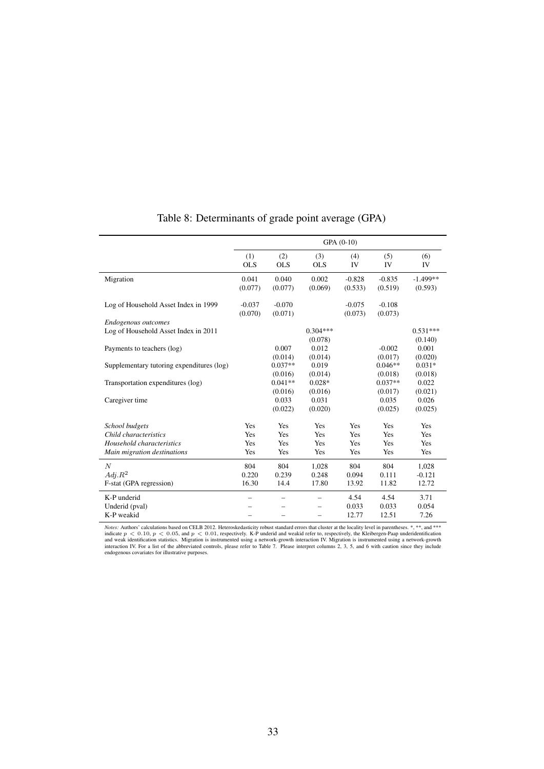Table 8: Determinants of grade point average (GPA)

| | GPA (0-10) | | | | | |
|---|---|---|---|---|---|---|
| | (1) OLS | (2) OLS | (3) OLS | (4) IV | (5) IV | (6) IV |
| Migration | 0.041 | 0.040 | 0.002 | -0.828 | -0.835 | -1.499** |
| | (0.077) | (0.077) | (0.069) | (0.533) | (0.519) | (0.593) |
| Log of Household Asset Index in 1999 | -0.037 | -0.070 | | -0.075 | -0.108 | |
| | (0.070) | (0.071) | | (0.073) | (0.073) | |
| *Endogenous outcomes* | | | | | | |
| Log of Household Asset Index in 2011 | | | 0.304*** | | | 0.531*** |
| | | | (0.078) | | | (0.140) |
| Payments to teachers (log) | | 0.007 | 0.012 | | -0.002 | 0.001 |
| | | (0.014) | (0.014) | | (0.017) | (0.020) |
| Supplementary tutoring expenditures (log) | | 0.037** | 0.019 | | 0.046** | 0.031* |
| | | (0.016) | (0.014) | | (0.018) | (0.018) |
| Transportation expenditures (log) | | 0.041** | 0.028* | | 0.037** | 0.022 |
| | | (0.016) | (0.016) | | (0.017) | (0.021) |
| Caregiver time | | 0.033 | 0.031 | | 0.035 | 0.026 |
| | | (0.022) | (0.020) | | (0.025) | (0.025) |
| *School budgets* | Yes | Yes | Yes | Yes | Yes | Yes |
| *Child characteristics* | Yes | Yes | Yes | Yes | Yes | Yes |
| *Household characteristics* | Yes | Yes | Yes | Yes | Yes | Yes |
| *Main migration destinations* | Yes | Yes | Yes | Yes | Yes | Yes |
| $N$ | 804 | 804 | 1,028 | 804 | 804 | 1,028 |
| $Adj.R^2$ | 0.220 | 0.239 | 0.248 | 0.094 | 0.111 | -0.121 |
| F-stat (GPA regression) | 16.30 | 14.4 | 17.80 | 13.92 | 11.82 | 12.72 |
| K-P underid | – | – | – | 4.54 | 4.54 | 3.71 |
| Underid (pval) | – | – | – | 0.033 | 0.033 | 0.054 |
| K-P weakid | – | – | – | 12.77 | 12.51 | 7.26 |

*Notes:* Authors' calculations based on CELB 2012. Heteroskedasticity robust standard errors that cluster at the locality level in parentheses. *, **, and *** indicate $p < 0.10$, $p < 0.05$, and $p < 0.01$, respectively. K-P underid and weakid refer to, respectively, the Kleibergen-Paap underidentification and weak identification statistics. Migration is instrumented using a network-growth interaction IV. Migration is instrumented using a network-growth interaction IV. For a list of the abbreviated controls, please refer to Table 7. Please interpret columns 2, 3, 5, and 6 with caution since they include endogenous covariates for illustrative purposes.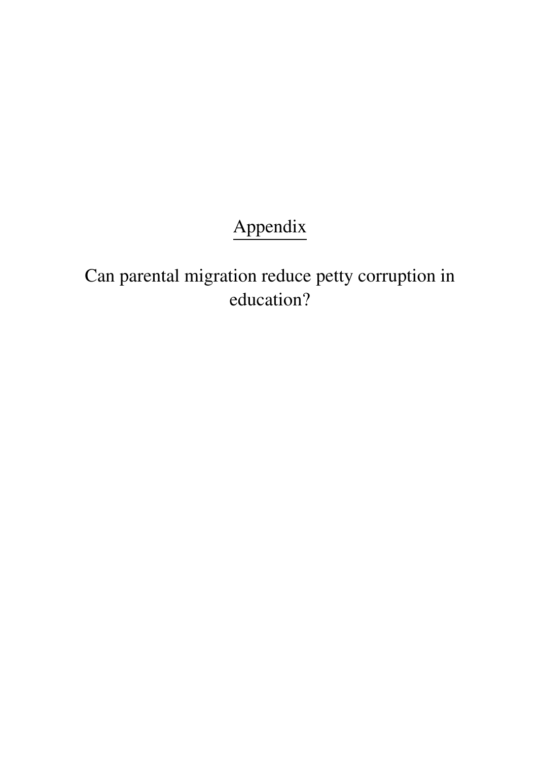# Appendix

## Can parental migration reduce petty corruption in education?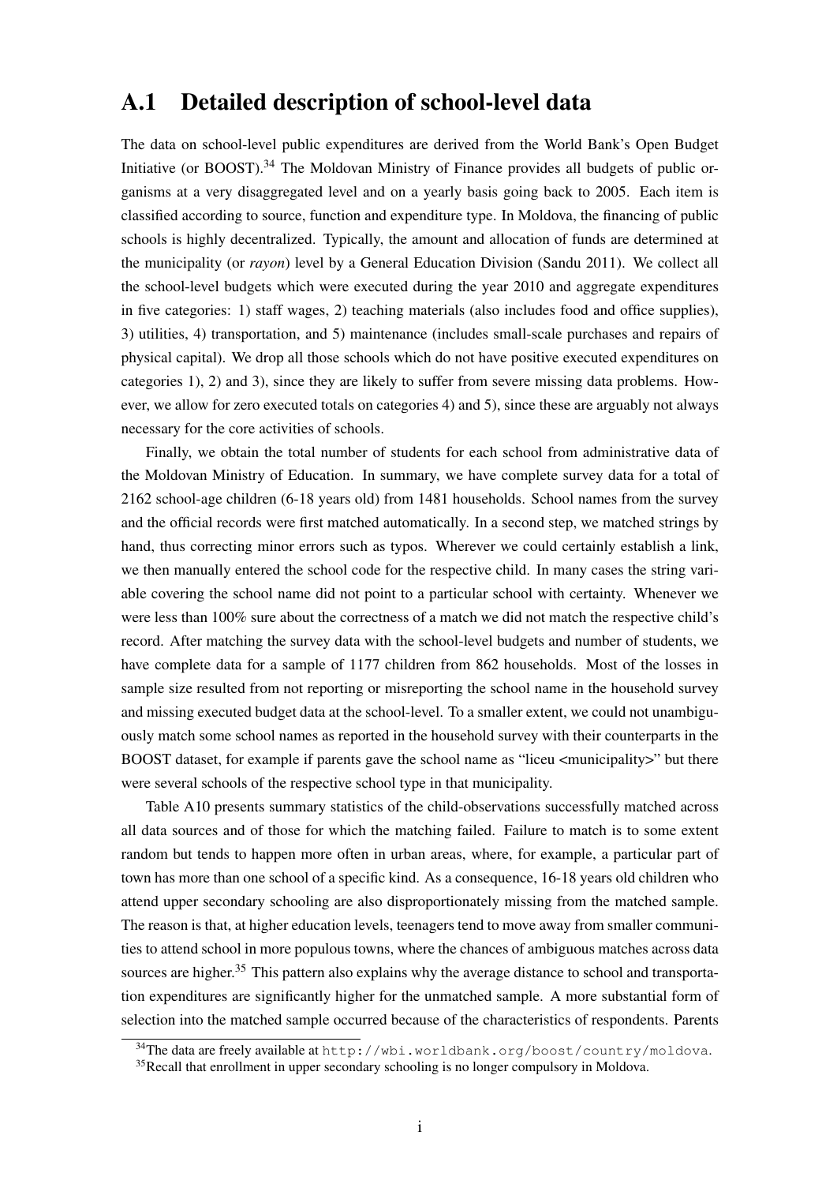## A.1 Detailed description of school-level data

The data on school-level public expenditures are derived from the World Bank's Open Budget Initiative (or BOOST).[34] The Moldovan Ministry of Finance provides all budgets of public organisms at a very disaggregated level and on a yearly basis going back to 2005. Each item is classified according to source, function and expenditure type. In Moldova, the financing of public schools is highly decentralized. Typically, the amount and allocation of funds are determined at the municipality (or *rayon*) level by a General Education Division (Sandu 2011). We collect all the school-level budgets which were executed during the year 2010 and aggregate expenditures in five categories: 1) staff wages, 2) teaching materials (also includes food and office supplies), 3) utilities, 4) transportation, and 5) maintenance (includes small-scale purchases and repairs of physical capital). We drop all those schools which do not have positive executed expenditures on categories 1), 2) and 3), since they are likely to suffer from severe missing data problems. However, we allow for zero executed totals on categories 4) and 5), since these are arguably not always necessary for the core activities of schools.

Finally, we obtain the total number of students for each school from administrative data of the Moldovan Ministry of Education. In summary, we have complete survey data for a total of 2162 school-age children (6-18 years old) from 1481 households. School names from the survey and the official records were first matched automatically. In a second step, we matched strings by hand, thus correcting minor errors such as typos. Wherever we could certainly establish a link, we then manually entered the school code for the respective child. In many cases the string variable covering the school name did not point to a particular school with certainty. Whenever we were less than 100% sure about the correctness of a match we did not match the respective child's record. After matching the survey data with the school-level budgets and number of students, we have complete data for a sample of 1177 children from 862 households. Most of the losses in sample size resulted from not reporting or misreporting the school name in the household survey and missing executed budget data at the school-level. To a smaller extent, we could not unambiguously match some school names as reported in the household survey with their counterparts in the BOOST dataset, for example if parents gave the school name as "liceu <municipality>" but there were several schools of the respective school type in that municipality.

Table A10 presents summary statistics of the child-observations successfully matched across all data sources and of those for which the matching failed. Failure to match is to some extent random but tends to happen more often in urban areas, where, for example, a particular part of town has more than one school of a specific kind. As a consequence, 16-18 years old children who attend upper secondary schooling are also disproportionately missing from the matched sample. The reason is that, at higher education levels, teenagers tend to move away from smaller communities to attend school in more populous towns, where the chances of ambiguous matches across data sources are higher.[35] This pattern also explains why the average distance to school and transportation expenditures are significantly higher for the unmatched sample. A more substantial form of selection into the matched sample occurred because of the characteristics of respondents. Parents

[34] The data are freely available at http://wbi.worldbank.org/boost/country/moldova.

[35] Recall that enrollment in upper secondary schooling is no longer compulsory in Moldova.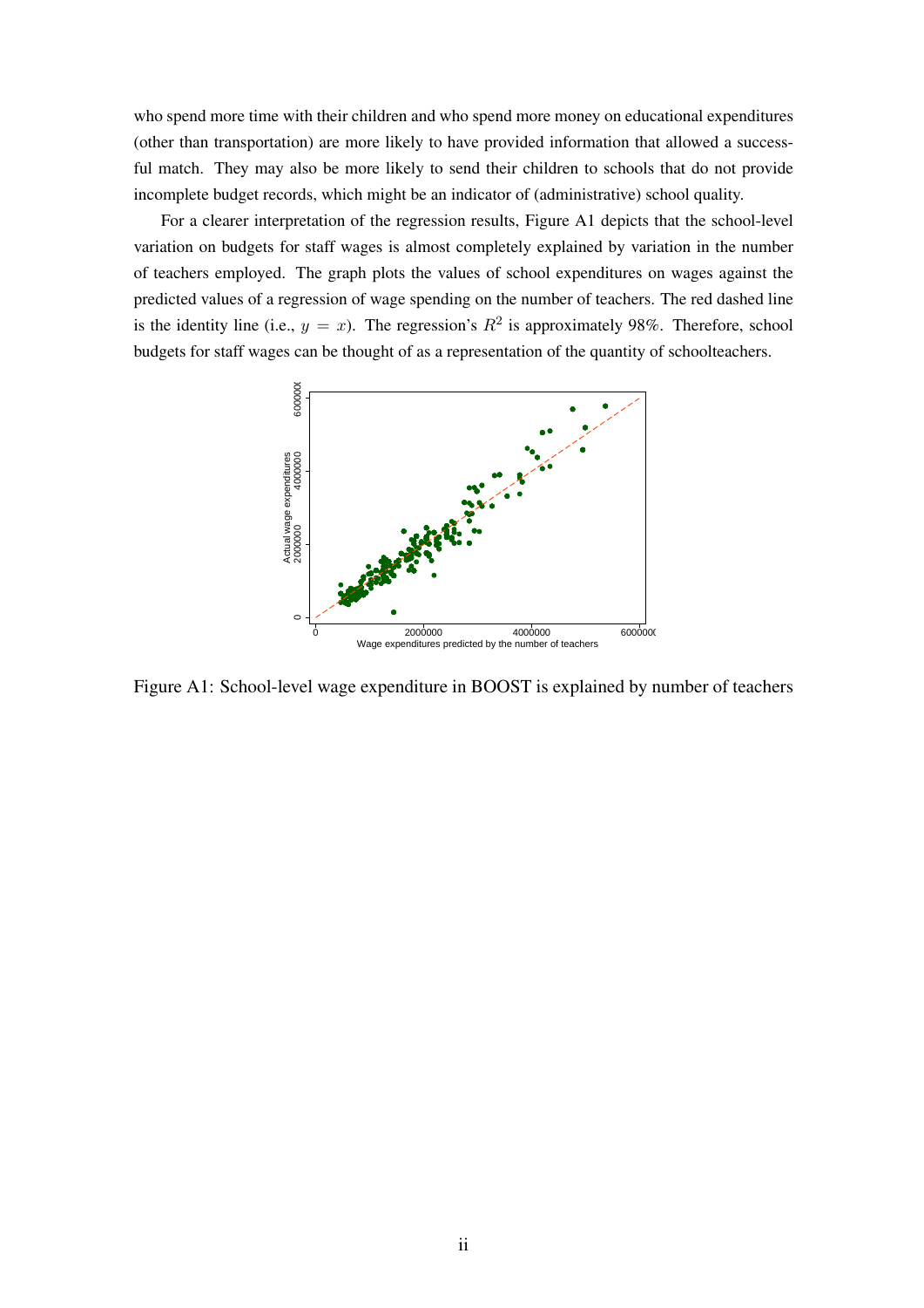who spend more time with their children and who spend more money on educational expenditures (other than transportation) are more likely to have provided information that allowed a successful match. They may also be more likely to send their children to schools that do not provide incomplete budget records, which might be an indicator of (administrative) school quality.

For a clearer interpretation of the regression results, Figure A1 depicts that the school-level variation on budgets for staff wages is almost completely explained by variation in the number of teachers employed. The graph plots the values of school expenditures on wages against the predicted values of a regression of wage spending on the number of teachers. The red dashed line is the identity line (i.e., $y = x$). The regression's $R^2$ is approximately 98%. Therefore, school budgets for staff wages can be thought of as a representation of the quantity of schoolteachers.

Figure A1: School-level wage expenditure in BOOST is explained by number of teachers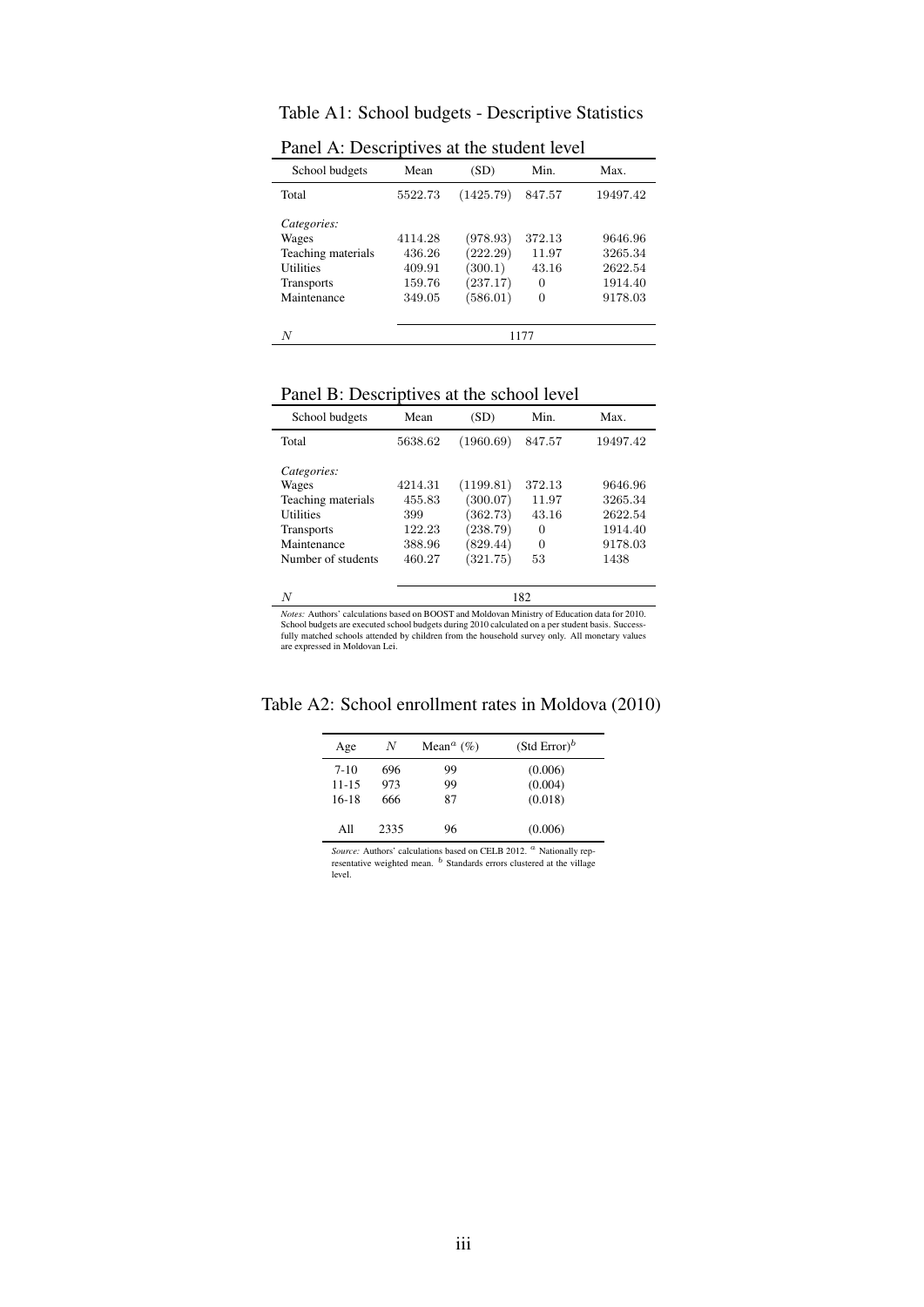Table A1: School budgets - Descriptive Statistics

Panel A: Descriptives at the student level

| School budgets | Mean | (SD) | Min. | Max. |
|---|---|---|---|---|
| Total | 5522.73 | (1425.79) | 847.57 | 19497.42 |
| *Categories:* | | | | |
| Wages | 4114.28 | (978.93) | 372.13 | 9646.96 |
| Teaching materials | 436.26 | (222.29) | 11.97 | 3265.34 |
| Utilities | 409.91 | (300.1) | 43.16 | 2622.54 |
| Transports | 159.76 | (237.17) | 0 | 1914.40 |
| Maintenance | 349.05 | (586.01) | 0 | 9178.03 |
| $N$ | | | 1177 | |

Panel B: Descriptives at the school level

| School budgets | Mean | (SD) | Min. | Max. |
|---|---|---|---|---|
| Total | 5638.62 | (1960.69) | 847.57 | 19497.42 |
| *Categories:* | | | | |
| Wages | 4214.31 | (1199.81) | 372.13 | 9646.96 |
| Teaching materials | 455.83 | (300.07) | 11.97 | 3265.34 |
| Utilities | 399 | (362.73) | 43.16 | 2622.54 |
| Transports | 122.23 | (238.79) | 0 | 1914.40 |
| Maintenance | 388.96 | (829.44) | 0 | 9178.03 |
| Number of students | 460.27 | (321.75) | 53 | 1438 |
| $N$ | | | 182 | |

*Notes:* Authors' calculations based on BOOST and Moldovan Ministry of Education data for 2010. School budgets are executed school budgets during 2010 calculated on a per student basis. Successfully matched schools attended by children from the household survey only. All monetary values are expressed in Moldovan Lei.

Table A2: School enrollment rates in Moldova (2010)

| Age | $N$ | Mean[a] (%) | (Std Error)[b] |
|---|---|---|---|
| 7-10 | 696 | 99 | (0.006) |
| 11-15 | 973 | 99 | (0.004) |
| 16-18 | 666 | 87 | (0.018) |
| All | 2335 | 96 | (0.006) |

*Source:* Authors' calculations based on CELB 2012. [a] Nationally representative weighted mean. [b] Standards errors clustered at the village level.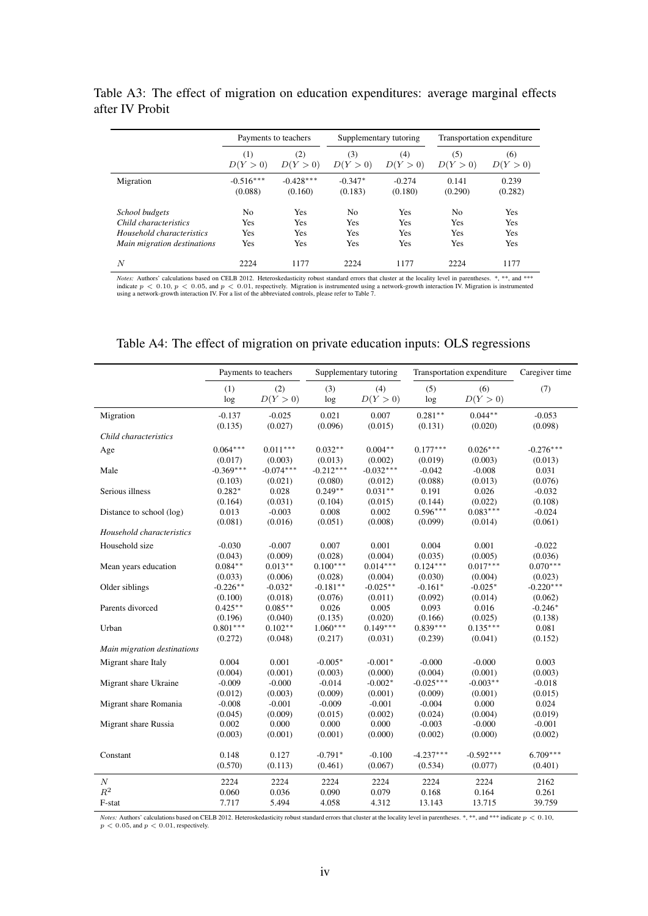Table A3: The effect of migration on education expenditures: average marginal effects after IV Probit

| | Payments to teachers | | Supplementary tutoring | | Transportation expenditure | |
|---|---|---|---|---|---|---|
| | (1) | (2) | (3) | (4) | (5) | (6) |
| | $D(Y>0)$ | $D(Y>0)$ | $D(Y>0)$ | $D(Y>0)$ | $D(Y>0)$ | $D(Y>0)$ |
| Migration | -0.516*** | -0.428*** | -0.347* | -0.274 | 0.141 | 0.239 |
| | (0.088) | (0.160) | (0.183) | (0.180) | (0.290) | (0.282) |
| *School budgets* | No | Yes | No | Yes | No | Yes |
| *Child characteristics* | Yes | Yes | Yes | Yes | Yes | Yes |
| *Household characteristics* | Yes | Yes | Yes | Yes | Yes | Yes |
| *Main migration destinations* | Yes | Yes | Yes | Yes | Yes | Yes |
| $N$ | 2224 | 1177 | 2224 | 1177 | 2224 | 1177 |

*Notes:* Authors' calculations based on CELB 2012. Heteroskedasticity robust standard errors that cluster at the locality level in parentheses. *, **, and *** indicate $p < 0.10$, $p < 0.05$, and $p < 0.01$, respectively. Migration is instrumented using a network-growth interaction IV. Migration is instrumented using a network-growth interaction IV. For a list of the abbreviated controls, please refer to Table 7.

Table A4: The effect of migration on private education inputs: OLS regressions

| | Payments to teachers | | Supplementary tutoring | | Transportation expenditure | | Caregiver time |
|---|---|---|---|---|---|---|---|
| | (1) | (2) | (3) | (4) | (5) | (6) | (7) |
| | log | $D(Y>0)$ | log | $D(Y>0)$ | log | $D(Y>0)$ | |
| Migration | -0.137 | -0.025 | 0.021 | 0.007 | 0.281** | 0.044** | -0.053 |
| | (0.135) | (0.027) | (0.096) | (0.015) | (0.131) | (0.020) | (0.098) |
| *Child characteristics* | | | | | | | |
| Age | 0.064*** | 0.011*** | 0.032** | 0.004** | 0.177*** | 0.026*** | -0.276*** |
| | (0.017) | (0.003) | (0.013) | (0.002) | (0.019) | (0.003) | (0.013) |
| Male | -0.369*** | -0.074*** | -0.212*** | -0.032*** | -0.042 | -0.008 | 0.031 |
| | (0.103) | (0.021) | (0.080) | (0.012) | (0.088) | (0.013) | (0.076) |
| Serious illness | 0.282* | 0.028 | 0.249** | 0.031** | 0.191 | 0.026 | -0.032 |
| | (0.164) | (0.031) | (0.104) | (0.015) | (0.144) | (0.022) | (0.108) |
| Distance to school (log) | 0.013 | -0.003 | 0.008 | 0.002 | 0.596*** | 0.083*** | -0.024 |
| | (0.081) | (0.016) | (0.051) | (0.008) | (0.099) | (0.014) | (0.061) |
| *Household characteristics* | | | | | | | |
| Household size | -0.030 | -0.007 | 0.007 | 0.001 | 0.004 | 0.001 | -0.022 |
| | (0.043) | (0.009) | (0.028) | (0.004) | (0.035) | (0.005) | (0.036) |
| Mean years education | 0.084** | 0.013** | 0.100*** | 0.014*** | 0.124*** | 0.017*** | 0.070*** |
| | (0.033) | (0.006) | (0.028) | (0.004) | (0.030) | (0.004) | (0.023) |
| Older siblings | -0.226** | -0.032* | -0.181** | -0.025** | -0.161* | -0.025* | -0.220*** |
| | (0.100) | (0.018) | (0.076) | (0.011) | (0.092) | (0.014) | (0.062) |
| Parents divorced | 0.425** | 0.085** | 0.026 | 0.005 | 0.093 | 0.016 | -0.246* |
| | (0.196) | (0.040) | (0.135) | (0.020) | (0.166) | (0.025) | (0.138) |
| Urban | 0.801*** | 0.102** | 1.060*** | 0.149*** | 0.839*** | 0.135*** | 0.081 |
| | (0.272) | (0.048) | (0.217) | (0.031) | (0.239) | (0.041) | (0.152) |
| *Main migration destinations* | | | | | | | |
| Migrant share Italy | 0.004 | 0.001 | -0.005* | -0.001* | -0.000 | -0.000 | 0.003 |
| | (0.004) | (0.001) | (0.003) | (0.000) | (0.004) | (0.001) | (0.003) |
| Migrant share Ukraine | -0.009 | -0.000 | -0.014 | -0.002* | -0.025*** | -0.003** | -0.018 |
| | (0.012) | (0.003) | (0.009) | (0.001) | (0.009) | (0.001) | (0.015) |
| Migrant share Romania | -0.008 | -0.001 | -0.009 | -0.001 | -0.004 | 0.000 | 0.024 |
| | (0.045) | (0.009) | (0.015) | (0.002) | (0.024) | (0.004) | (0.019) |
| Migrant share Russia | 0.002 | 0.000 | 0.000 | 0.000 | -0.003 | -0.000 | -0.001 |
| | (0.003) | (0.001) | (0.001) | (0.000) | (0.002) | (0.000) | (0.002) |
| Constant | 0.148 | 0.127 | -0.791* | -0.100 | -4.237*** | -0.592*** | 6.709*** |
| | (0.570) | (0.113) | (0.461) | (0.067) | (0.534) | (0.077) | (0.401) |
| $N$ | 2224 | 2224 | 2224 | 2224 | 2224 | 2224 | 2162 |
| $R^2$ | 0.060 | 0.036 | 0.090 | 0.079 | 0.168 | 0.164 | 0.261 |
| F-stat | 7.717 | 5.494 | 4.058 | 4.312 | 13.143 | 13.715 | 39.759 |

*Notes:* Authors' calculations based on CELB 2012. Heteroskedasticity robust standard errors that cluster at the locality level in parentheses. *, **, and *** indicate $p < 0.10$, $p < 0.05$, and $p < 0.01$, respectively.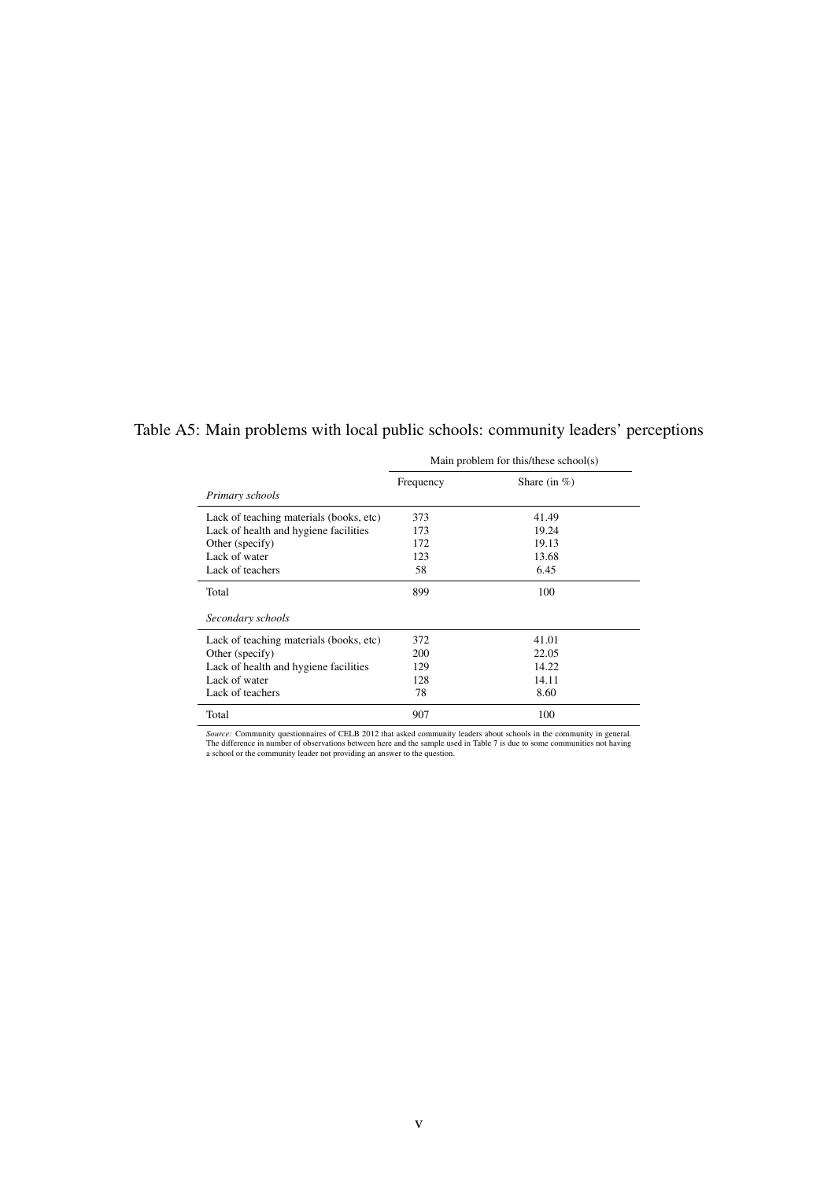Table A5: Main problems with local public schools: community leaders' perceptions

| | Main problem for this/these school(s) | |
|---|---|---|
| | Frequency | Share (in %) |
| *Primary schools* | | |
| Lack of teaching materials (books, etc) | 373 | 41.49 |
| Lack of health and hygiene facilities | 173 | 19.24 |
| Other (specify) | 172 | 19.13 |
| Lack of water | 123 | 13.68 |
| Lack of teachers | 58 | 6.45 |
| Total | 899 | 100 |
| *Secondary schools* | | |
| Lack of teaching materials (books, etc) | 372 | 41.01 |
| Other (specify) | 200 | 22.05 |
| Lack of health and hygiene facilities | 129 | 14.22 |
| Lack of water | 128 | 14.11 |
| Lack of teachers | 78 | 8.60 |
| Total | 907 | 100 |

*Source:* Community questionnaires of CELB 2012 that asked community leaders about schools in the community in general. The difference in number of observations between here and the sample used in Table 7 is due to some communities not having a school or the community leader not providing an answer to the question.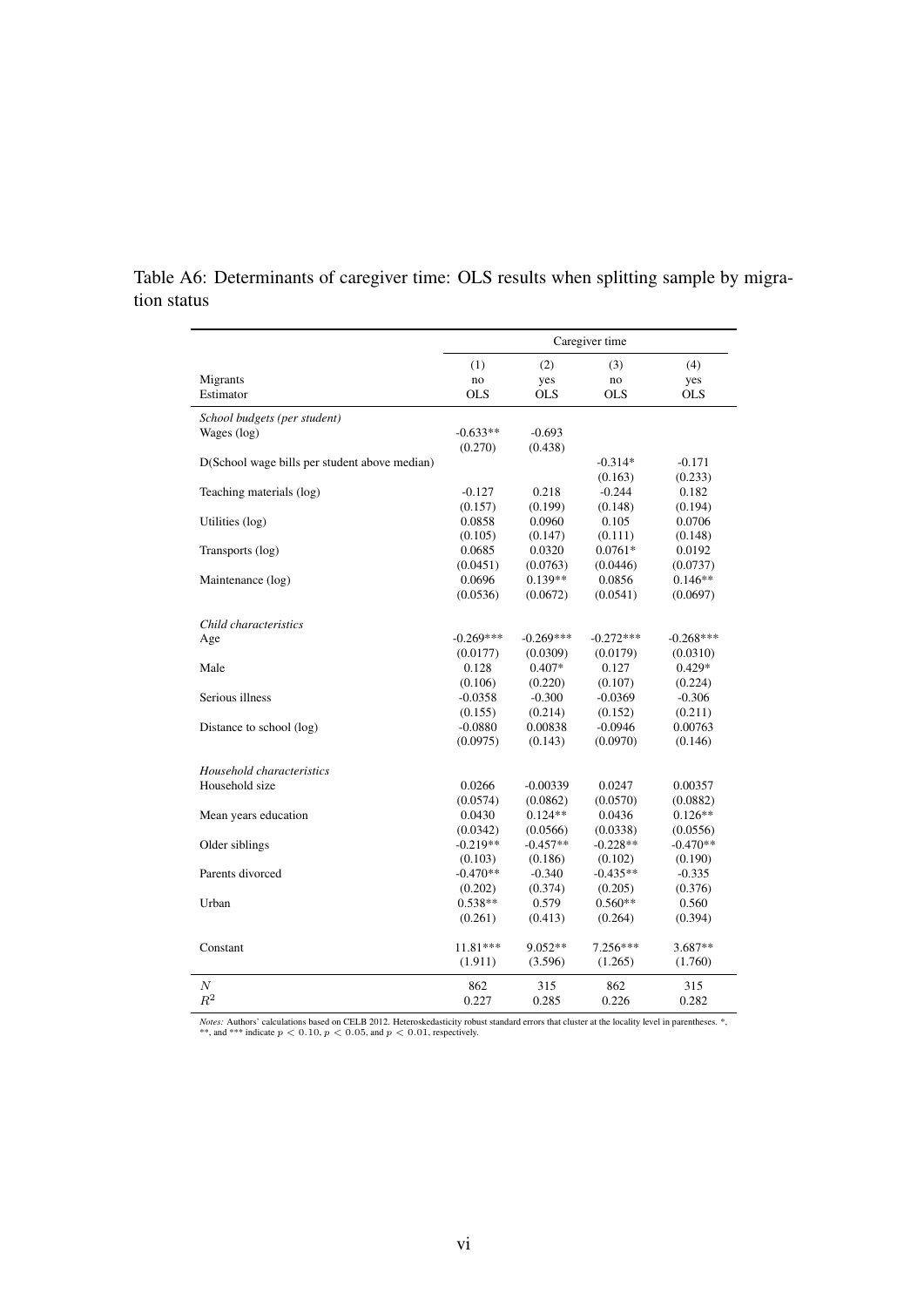Table A6: Determinants of caregiver time: OLS results when splitting sample by migration status

| | Caregiver time | | | |
|---|---|---|---|---|
| | (1) | (2) | (3) | (4) |
| Migrants | no | yes | no | yes |
| Estimator | OLS | OLS | OLS | OLS |
| *School budgets (per student)* | | | | |
| Wages (log) | -0.633** | -0.693 | | |
| | (0.270) | (0.438) | | |
| D(School wage bills per student above median) | | | -0.314* | -0.171 |
| | | | (0.163) | (0.233) |
| Teaching materials (log) | -0.127 | 0.218 | -0.244 | 0.182 |
| | (0.157) | (0.199) | (0.148) | (0.194) |
| Utilities (log) | 0.0858 | 0.0960 | 0.105 | 0.0706 |
| | (0.105) | (0.147) | (0.111) | (0.148) |
| Transports (log) | 0.0685 | 0.0320 | 0.0761* | 0.0192 |
| | (0.0451) | (0.0763) | (0.0446) | (0.0737) |
| Maintenance (log) | 0.0696 | 0.139** | 0.0856 | 0.146** |
| | (0.0536) | (0.0672) | (0.0541) | (0.0697) |
| *Child characteristics* | | | | |
| Age | -0.269*** | -0.269*** | -0.272*** | -0.268*** |
| | (0.0177) | (0.0309) | (0.0179) | (0.0310) |
| Male | 0.128 | 0.407* | 0.127 | 0.429* |
| | (0.106) | (0.220) | (0.107) | (0.224) |
| Serious illness | -0.0358 | -0.300 | -0.0369 | -0.306 |
| | (0.155) | (0.214) | (0.152) | (0.211) |
| Distance to school (log) | -0.0880 | 0.00838 | -0.0946 | 0.00763 |
| | (0.0975) | (0.143) | (0.0970) | (0.146) |
| *Household characteristics* | | | | |
| Household size | 0.0266 | -0.00339 | 0.0247 | 0.00357 |
| | (0.0574) | (0.0862) | (0.0570) | (0.0882) |
| Mean years education | 0.0430 | 0.124** | 0.0436 | 0.126** |
| | (0.0342) | (0.0566) | (0.0338) | (0.0556) |
| Older siblings | -0.219** | -0.457** | -0.228** | -0.470** |
| | (0.103) | (0.186) | (0.102) | (0.190) |
| Parents divorced | -0.470** | -0.340 | -0.435** | -0.335 |
| | (0.202) | (0.374) | (0.205) | (0.376) |
| Urban | 0.538** | 0.579 | 0.560** | 0.560 |
| | (0.261) | (0.413) | (0.264) | (0.394) |
| Constant | 11.81*** | 9.052** | 7.256*** | 3.687** |
| | (1.911) | (3.596) | (1.265) | (1.760) |
| $N$ | 862 | 315 | 862 | 315 |
| $R^2$ | 0.227 | 0.285 | 0.226 | 0.282 |

*Notes:* Authors' calculations based on CELB 2012. Heteroskedasticity robust standard errors that cluster at the locality level in parentheses. *, **, and *** indicate $p < 0.10$, $p < 0.05$, and $p < 0.01$, respectively.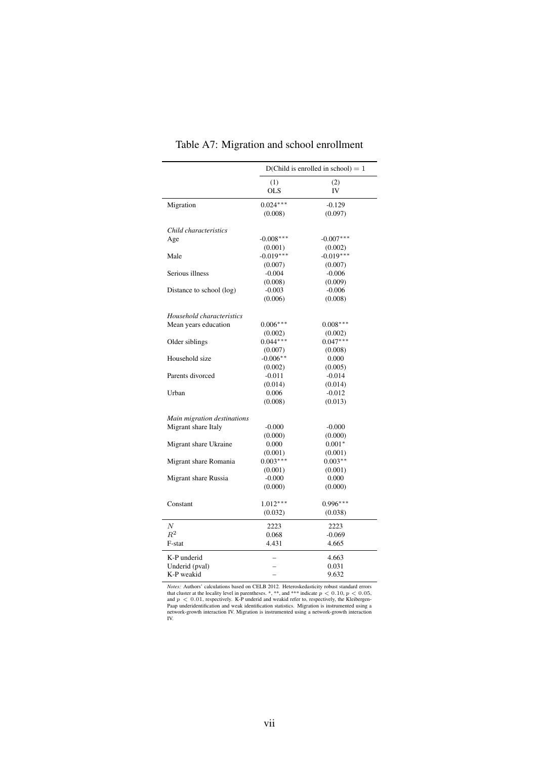Table A7: Migration and school enrollment

| | D(Child is enrolled in school) = 1 | |
|---|---|---|
| | (1) OLS | (2) IV |
| Migration | 0.024*** | -0.129 |
| | (0.008) | (0.097) |
| *Child characteristics* | | |
| Age | -0.008*** | -0.007*** |
| | (0.001) | (0.002) |
| Male | -0.019*** | -0.019*** |
| | (0.007) | (0.007) |
| Serious illness | -0.004 | -0.006 |
| | (0.008) | (0.009) |
| Distance to school (log) | -0.003 | -0.006 |
| | (0.006) | (0.008) |
| *Household characteristics* | | |
| Mean years education | 0.006*** | 0.008*** |
| | (0.002) | (0.002) |
| Older siblings | 0.044*** | 0.047*** |
| | (0.007) | (0.008) |
| Household size | -0.006** | 0.000 |
| | (0.002) | (0.005) |
| Parents divorced | -0.011 | -0.014 |
| | (0.014) | (0.014) |
| Urban | 0.006 | -0.012 |
| | (0.008) | (0.013) |
| *Main migration destinations* | | |
| Migrant share Italy | -0.000 | -0.000 |
| | (0.000) | (0.000) |
| Migrant share Ukraine | 0.000 | 0.001* |
| | (0.001) | (0.001) |
| Migrant share Romania | 0.003*** | 0.003** |
| | (0.001) | (0.001) |
| Migrant share Russia | -0.000 | 0.000 |
| | (0.000) | (0.000) |
| Constant | 1.012*** | 0.996*** |
| | (0.032) | (0.038) |
| $N$ | 2223 | 2223 |
| $R^2$ | 0.068 | -0.069 |
| F-stat | 4.431 | 4.665 |
| K-P underid | – | 4.663 |
| Underid (pval) | – | 0.031 |
| K-P weakid | – | 9.632 |

*Notes:* Authors' calculations based on CELB 2012. Heteroskedasticity robust standard errors that cluster at the locality level in parentheses. *, **, and *** indicate $p < 0.10$, $p < 0.05$, and $p < 0.01$, respectively. K-P underid and weakid refer to, respectively, the Kleibergen-Paap underidentification and weak identification statistics. Migration is instrumented using a network-growth interaction IV. Migration is instrumented using a network-growth interaction IV.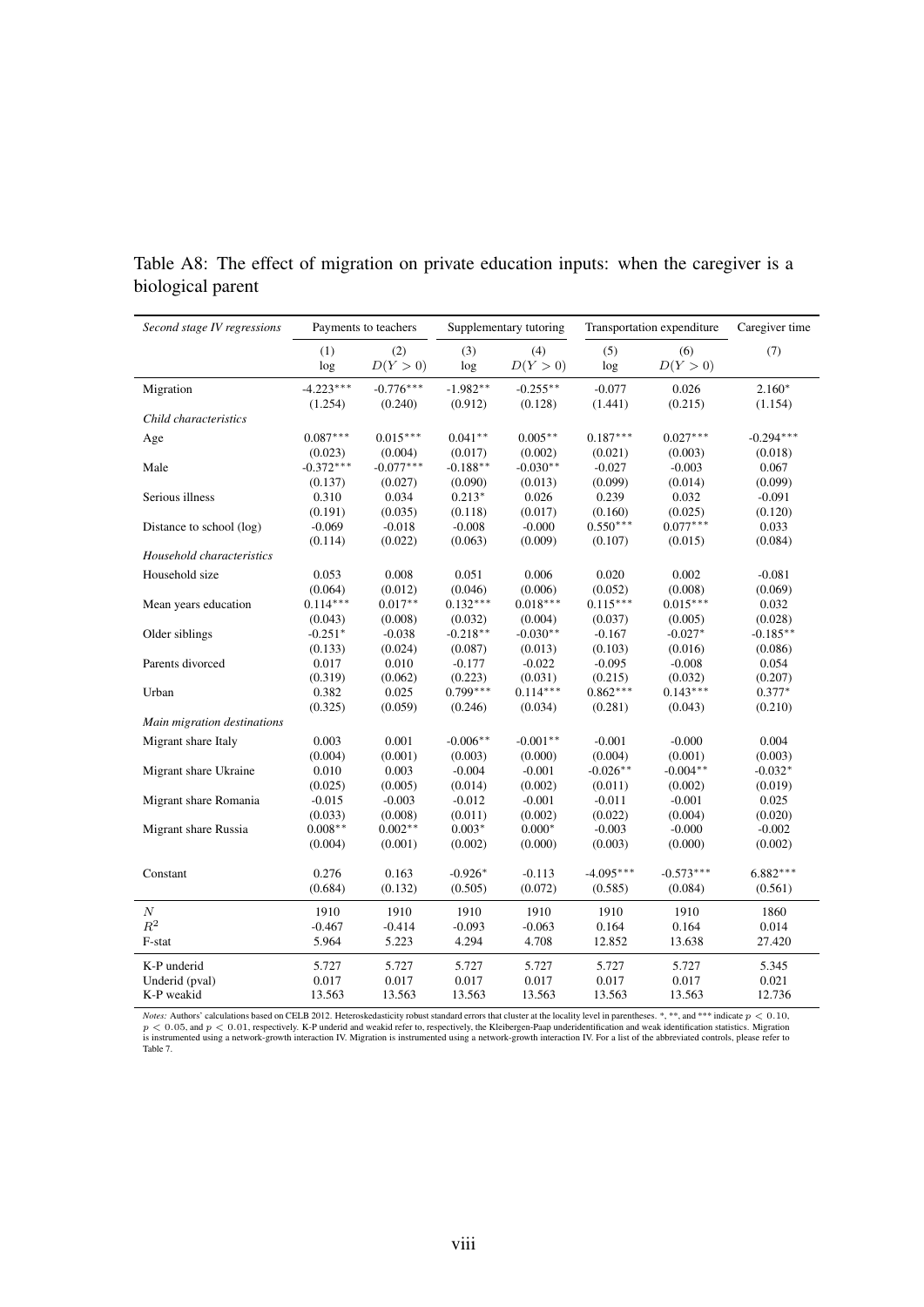Table A8: The effect of migration on private education inputs: when the caregiver is a biological parent

| *Second stage IV regressions* | Payments to teachers | | Supplementary tutoring | | Transportation expenditure | | Caregiver time |
|---|---|---|---|---|---|---|---|
| | (1) log | (2) $D(Y > 0)$ | (3) log | (4) $D(Y > 0)$ | (5) log | (6) $D(Y > 0)$ | (7) |
| Migration | -4.223*** | -0.776*** | -1.982** | -0.255** | -0.077 | 0.026 | 2.160* |
| | (1.254) | (0.240) | (0.912) | (0.128) | (1.441) | (0.215) | (1.154) |
| *Child characteristics* | | | | | | | |
| Age | 0.087*** | 0.015*** | 0.041** | 0.005** | 0.187*** | 0.027*** | -0.294*** |
| | (0.023) | (0.004) | (0.017) | (0.002) | (0.021) | (0.003) | (0.018) |
| Male | -0.372*** | -0.077*** | -0.188** | -0.030** | -0.027 | -0.003 | 0.067 |
| | (0.137) | (0.027) | (0.090) | (0.013) | (0.099) | (0.014) | (0.099) |
| Serious illness | 0.310 | 0.034 | 0.213* | 0.026 | 0.239 | 0.032 | -0.091 |
| | (0.191) | (0.035) | (0.118) | (0.017) | (0.160) | (0.025) | (0.120) |
| Distance to school (log) | -0.069 | -0.018 | -0.008 | -0.000 | 0.550*** | 0.077*** | 0.033 |
| | (0.114) | (0.022) | (0.063) | (0.009) | (0.107) | (0.015) | (0.084) |
| *Household characteristics* | | | | | | | |
| Household size | 0.053 | 0.008 | 0.051 | 0.006 | 0.020 | 0.002 | -0.081 |
| | (0.064) | (0.012) | (0.046) | (0.006) | (0.052) | (0.008) | (0.069) |
| Mean years education | 0.114*** | 0.017** | 0.132*** | 0.018*** | 0.115*** | 0.015*** | 0.032 |
| | (0.043) | (0.008) | (0.032) | (0.004) | (0.037) | (0.005) | (0.028) |
| Older siblings | -0.251* | -0.038 | -0.218** | -0.030** | -0.167 | -0.027* | -0.185** |
| | (0.133) | (0.024) | (0.087) | (0.013) | (0.103) | (0.016) | (0.086) |
| Parents divorced | 0.017 | 0.010 | -0.177 | -0.022 | -0.095 | -0.008 | 0.054 |
| | (0.319) | (0.062) | (0.223) | (0.031) | (0.215) | (0.032) | (0.207) |
| Urban | 0.382 | 0.025 | 0.799*** | 0.114*** | 0.862*** | 0.143*** | 0.377* |
| | (0.325) | (0.059) | (0.246) | (0.034) | (0.281) | (0.043) | (0.210) |
| *Main migration destinations* | | | | | | | |
| Migrant share Italy | 0.003 | 0.001 | -0.006** | -0.001** | -0.001 | -0.000 | 0.004 |
| | (0.004) | (0.001) | (0.003) | (0.000) | (0.004) | (0.001) | (0.003) |
| Migrant share Ukraine | 0.010 | 0.003 | -0.004 | -0.001 | -0.026** | -0.004** | -0.032* |
| | (0.025) | (0.005) | (0.014) | (0.002) | (0.011) | (0.002) | (0.019) |
| Migrant share Romania | -0.015 | -0.003 | -0.012 | -0.001 | -0.011 | -0.001 | 0.025 |
| | (0.033) | (0.008) | (0.011) | (0.002) | (0.022) | (0.004) | (0.020) |
| Migrant share Russia | 0.008** | 0.002** | 0.003* | 0.000* | -0.003 | -0.000 | -0.002 |
| | (0.004) | (0.001) | (0.002) | (0.000) | (0.003) | (0.000) | (0.002) |
| Constant | 0.276 | 0.163 | -0.926* | -0.113 | -4.095*** | -0.573*** | 6.882*** |
| | (0.684) | (0.132) | (0.505) | (0.072) | (0.585) | (0.084) | (0.561) |
| $N$ | 1910 | 1910 | 1910 | 1910 | 1910 | 1910 | 1860 |
| $R^2$ | -0.467 | -0.414 | -0.093 | -0.063 | 0.164 | 0.164 | 0.014 |
| F-stat | 5.964 | 5.223 | 4.294 | 4.708 | 12.852 | 13.638 | 27.420 |
| K-P underid | 5.727 | 5.727 | 5.727 | 5.727 | 5.727 | 5.727 | 5.345 |
| Underid (pval) | 0.017 | 0.017 | 0.017 | 0.017 | 0.017 | 0.017 | 0.021 |
| K-P weakid | 13.563 | 13.563 | 13.563 | 13.563 | 13.563 | 13.563 | 12.736 |

*Notes:* Authors' calculations based on CELB 2012. Heteroskedasticity robust standard errors that cluster at the locality level in parentheses. *, **, and *** indicate $p < 0.10$, $p < 0.05$, and $p < 0.01$, respectively. K-P underid and weakid refer to, respectively, the Kleibergen-Paap underidentification and weak identification statistics. Migration is instrumented using a network-growth interaction IV. Migration is instrumented using a network-growth interaction IV. For a list of the abbreviated controls, please refer to Table 7.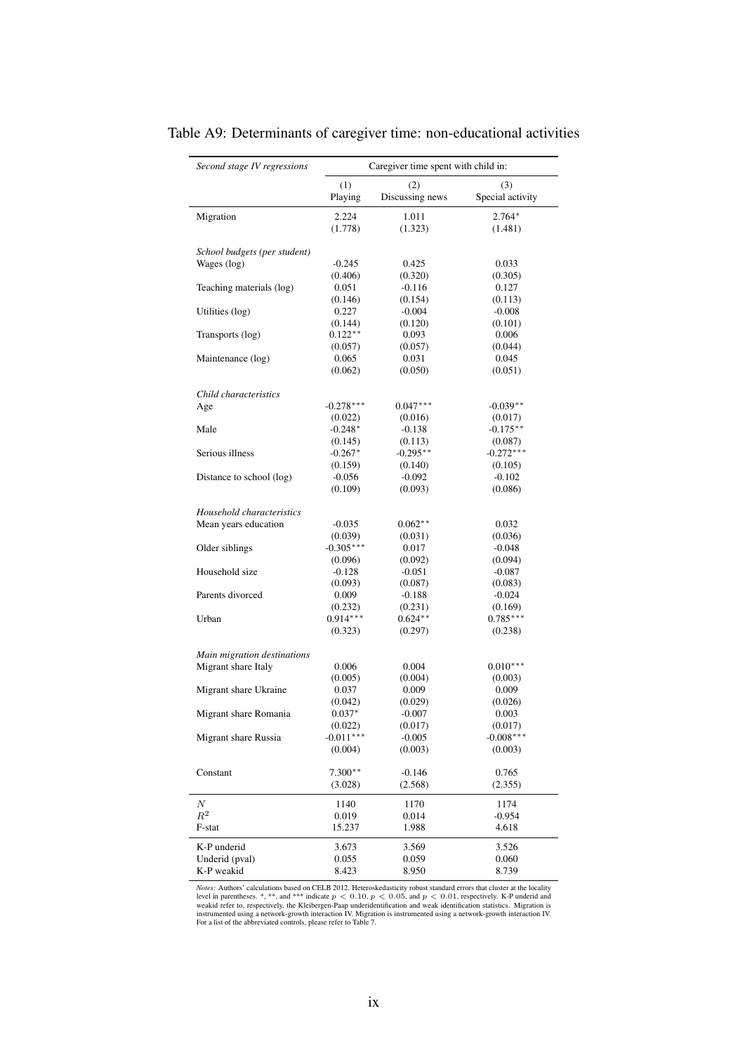Table A9: Determinants of caregiver time: non-educational activities

| *Second stage IV regressions* | Caregiver time spent with child in: | | |
|---|---|---|---|
| | (1) Playing | (2) Discussing news | (3) Special activity |
| Migration | 2.224 | 1.011 | 2.764* |
| | (1.778) | (1.323) | (1.481) |
| *School budgets (per student)* | | | |
| Wages (log) | -0.245 | 0.425 | 0.033 |
| | (0.406) | (0.320) | (0.305) |
| Teaching materials (log) | 0.051 | -0.116 | 0.127 |
| | (0.146) | (0.154) | (0.113) |
| Utilities (log) | 0.227 | -0.004 | -0.008 |
| | (0.144) | (0.120) | (0.101) |
| Transports (log) | 0.122** | 0.093 | 0.006 |
| | (0.057) | (0.057) | (0.044) |
| Maintenance (log) | 0.065 | 0.031 | 0.045 |
| | (0.062) | (0.050) | (0.051) |
| *Child characteristics* | | | |
| Age | -0.278*** | 0.047*** | -0.039** |
| | (0.022) | (0.016) | (0.017) |
| Male | -0.248* | -0.138 | -0.175** |
| | (0.145) | (0.113) | (0.087) |
| Serious illness | -0.267* | -0.295** | -0.272*** |
| | (0.159) | (0.140) | (0.105) |
| Distance to school (log) | -0.056 | -0.092 | -0.102 |
| | (0.109) | (0.093) | (0.086) |
| *Household characteristics* | | | |
| Mean years education | -0.035 | 0.062** | 0.032 |
| | (0.039) | (0.031) | (0.036) |
| Older siblings | -0.305*** | 0.017 | -0.048 |
| | (0.096) | (0.092) | (0.094) |
| Household size | -0.128 | -0.051 | -0.087 |
| | (0.093) | (0.087) | (0.083) |
| Parents divorced | 0.009 | -0.188 | -0.024 |
| | (0.232) | (0.231) | (0.169) |
| Urban | 0.914*** | 0.624** | 0.785*** |
| | (0.323) | (0.297) | (0.238) |
| *Main migration destinations* | | | |
| Migrant share Italy | 0.006 | 0.004 | 0.010*** |
| | (0.005) | (0.004) | (0.003) |
| Migrant share Ukraine | 0.037 | 0.009 | 0.009 |
| | (0.042) | (0.029) | (0.026) |
| Migrant share Romania | 0.037* | -0.007 | 0.003 |
| | (0.022) | (0.017) | (0.017) |
| Migrant share Russia | -0.011*** | -0.005 | -0.008*** |
| | (0.004) | (0.003) | (0.003) |
| Constant | 7.300** | -0.146 | 0.765 |
| | (3.028) | (2.568) | (2.355) |
| $N$ | 1140 | 1170 | 1174 |
| $R^2$ | 0.019 | 0.014 | -0.954 |
| F-stat | 15.237 | 1.988 | 4.618 |
| K-P underid | 3.673 | 3.569 | 3.526 |
| Underid (pval) | 0.055 | 0.059 | 0.060 |
| K-P weakid | 8.423 | 8.950 | 8.739 |

*Notes:* Authors' calculations based on CELB 2012. Heteroskedasticity robust standard errors that cluster at the locality level in parentheses. *, **, and *** indicate $p < 0.10$, $p < 0.05$, and $p < 0.01$, respectively. K-P underid and weakid refer to, respectively, the Kleibergen-Paap underidentification and weak identification statistics. Migration is instrumented using a network-growth interaction IV. Migration is instrumented using a network-growth interaction IV. For a list of the abbreviated controls, please refer to Table 7.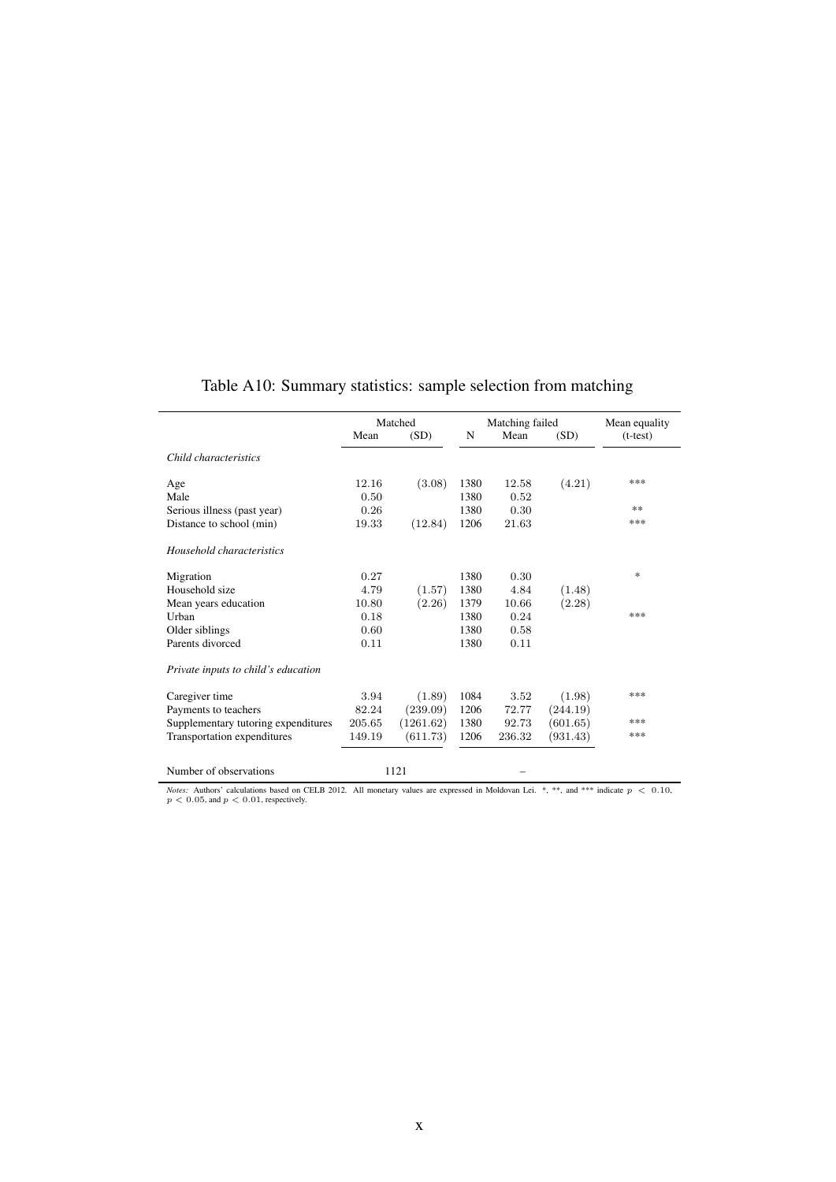Table A10: Summary statistics: sample selection from matching

| | Matched | | Matching failed | | | Mean equality |
|---|---|---|---|---|---|---|
| | Mean | (SD) | N | Mean | (SD) | (t-test) |
| *Child characteristics* | | | | | | |
| Age | 12.16 | (3.08) | 1380 | 12.58 | (4.21) | *** |
| Male | 0.50 | | 1380 | 0.52 | | |
| Serious illness (past year) | 0.26 | | 1380 | 0.30 | | ** |
| Distance to school (min) | 19.33 | (12.84) | 1206 | 21.63 | | *** |
| *Household characteristics* | | | | | | |
| Migration | 0.27 | | 1380 | 0.30 | | * |
| Household size | 4.79 | (1.57) | 1380 | 4.84 | (1.48) | |
| Mean years education | 10.80 | (2.26) | 1379 | 10.66 | (2.28) | |
| Urban | 0.18 | | 1380 | 0.24 | | *** |
| Older siblings | 0.60 | | 1380 | 0.58 | | |
| Parents divorced | 0.11 | | 1380 | 0.11 | | |
| *Private inputs to child's education* | | | | | | |
| Caregiver time | 3.94 | (1.89) | 1084 | 3.52 | (1.98) | *** |
| Payments to teachers | 82.24 | (239.09) | 1206 | 72.77 | (244.19) | |
| Supplementary tutoring expenditures | 205.65 | (1261.62) | 1380 | 92.73 | (601.65) | *** |
| Transportation expenditures | 149.19 | (611.73) | 1206 | 236.32 | (931.43) | *** |
| Number of observations | 1121 | | | – | | |

*Notes:* Authors' calculations based on CELB 2012. All monetary values are expressed in Moldovan Lei. *, **, and *** indicate $p < 0.10$, $p < 0.05$, and $p < 0.01$, respectively.